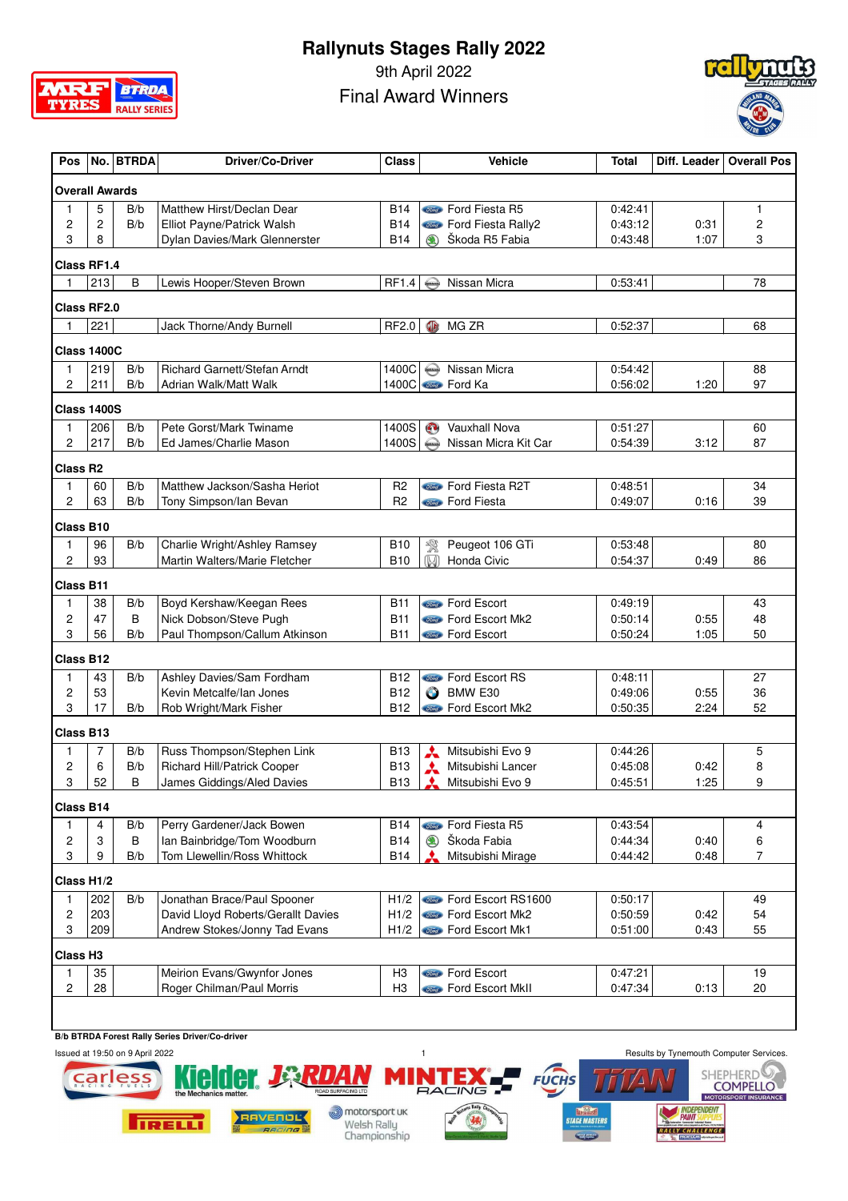# Rallynuts Stages Rally 2022

9th April 2022

Final Award Winners

| Pos | No. | BTRDA | Driver/Co-Driver | Class | Vehicle | Total | Diff. Leader | Overall Pos |
|---|---|---|---|---|---|---|---|---|
| **Overall Awards** | | | | | | | | |
| 1 | 5 | B/b | Matthew Hirst/Declan Dear | B14 | Ford Fiesta R5 | 0:42:41 | | 1 |
| 2 | 2 | B/b | Elliot Payne/Patrick Walsh | B14 | Ford Fiesta Rally2 | 0:43:12 | 0:31 | 2 |
| 3 | 8 | | Dylan Davies/Mark Glennerster | B14 | Škoda R5 Fabia | 0:43:48 | 1:07 | 3 |
| **Class RF1.4** | | | | | | | | |
| 1 | 213 | B | Lewis Hooper/Steven Brown | RF1.4 | Nissan Micra | 0:53:41 | | 78 |
| **Class RF2.0** | | | | | | | | |
| 1 | 221 | | Jack Thorne/Andy Burnell | RF2.0 | MG ZR | 0:52:37 | | 68 |
| **Class 1400C** | | | | | | | | |
| 1 | 219 | B/b | Richard Garnett/Stefan Arndt | 1400C | Nissan Micra | 0:54:42 | | 88 |
| 2 | 211 | B/b | Adrian Walk/Matt Walk | 1400C | Ford Ka | 0:56:02 | 1:20 | 97 |
| **Class 1400S** | | | | | | | | |
| 1 | 206 | B/b | Pete Gorst/Mark Twiname | 1400S | Vauxhall Nova | 0:51:27 | | 60 |
| 2 | 217 | B/b | Ed James/Charlie Mason | 1400S | Nissan Micra Kit Car | 0:54:39 | 3:12 | 87 |
| **Class R2** | | | | | | | | |
| 1 | 60 | B/b | Matthew Jackson/Sasha Heriot | R2 | Ford Fiesta R2T | 0:48:51 | | 34 |
| 2 | 63 | B/b | Tony Simpson/Ian Bevan | R2 | Ford Fiesta | 0:49:07 | 0:16 | 39 |
| **Class B10** | | | | | | | | |
| 1 | 96 | B/b | Charlie Wright/Ashley Ramsey | B10 | Peugeot 106 GTi | 0:53:48 | | 80 |
| 2 | 93 | | Martin Walters/Marie Fletcher | B10 | Honda Civic | 0:54:37 | 0:49 | 86 |
| **Class B11** | | | | | | | | |
| 1 | 38 | B/b | Boyd Kershaw/Keegan Rees | B11 | Ford Escort | 0:49:19 | | 43 |
| 2 | 47 | B | Nick Dobson/Steve Pugh | B11 | Ford Escort Mk2 | 0:50:14 | 0:55 | 48 |
| 3 | 56 | B/b | Paul Thompson/Callum Atkinson | B11 | Ford Escort | 0:50:24 | 1:05 | 50 |
| **Class B12** | | | | | | | | |
| 1 | 43 | B/b | Ashley Davies/Sam Fordham | B12 | Ford Escort RS | 0:48:11 | | 27 |
| 2 | 53 | | Kevin Metcalfe/Ian Jones | B12 | BMW E30 | 0:49:06 | 0:55 | 36 |
| 3 | 17 | B/b | Rob Wright/Mark Fisher | B12 | Ford Escort Mk2 | 0:50:35 | 2:24 | 52 |
| **Class B13** | | | | | | | | |
| 1 | 7 | B/b | Russ Thompson/Stephen Link | B13 | Mitsubishi Evo 9 | 0:44:26 | | 5 |
| 2 | 6 | B/b | Richard Hill/Patrick Cooper | B13 | Mitsubishi Lancer | 0:45:08 | 0:42 | 8 |
| 3 | 52 | B | James Giddings/Aled Davies | B13 | Mitsubishi Evo 9 | 0:45:51 | 1:25 | 9 |
| **Class B14** | | | | | | | | |
| 1 | 4 | B/b | Perry Gardener/Jack Bowen | B14 | Ford Fiesta R5 | 0:43:54 | | 4 |
| 2 | 3 | B | Ian Bainbridge/Tom Woodburn | B14 | Škoda Fabia | 0:44:34 | 0:40 | 6 |
| 3 | 9 | B/b | Tom Llewellin/Ross Whittock | B14 | Mitsubishi Mirage | 0:44:42 | 0:48 | 7 |
| **Class H1/2** | | | | | | | | |
| 1 | 202 | B/b | Jonathan Brace/Paul Spooner | H1/2 | Ford Escort RS1600 | 0:50:17 | | 49 |
| 2 | 203 | | David Lloyd Roberts/Gerallt Davies | H1/2 | Ford Escort Mk2 | 0:50:59 | 0:42 | 54 |
| 3 | 209 | | Andrew Stokes/Jonny Tad Evans | H1/2 | Ford Escort Mk1 | 0:51:00 | 0:43 | 55 |
| **Class H3** | | | | | | | | |
| 1 | 35 | | Meirion Evans/Gwynfor Jones | H3 | Ford Escort | 0:47:21 | | 19 |
| 2 | 28 | | Roger Chilman/Paul Morris | H3 | Ford Escort MkII | 0:47:34 | 0:13 | 20 |

B/b BTRDA Forest Rally Series Driver/Co-driver

Issued at 19:50 on 9 April 2022

Results by Tynemouth Computer Services.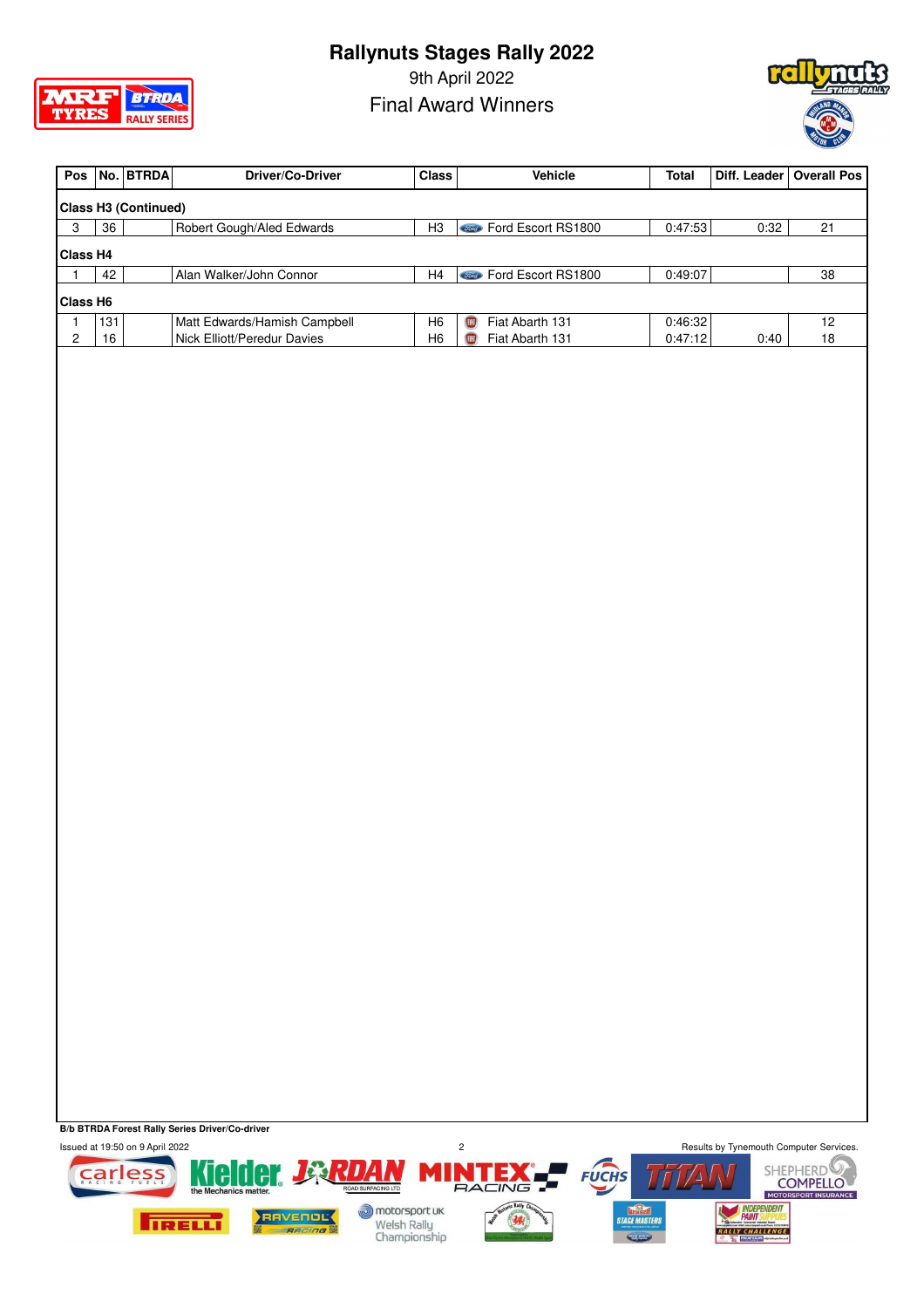# Rallynuts Stages Rally 2022

9th April 2022

Final Award Winners

| Pos | No. | BTRDA | Driver/Co-Driver | Class | Vehicle | Total | Diff. Leader | Overall Pos |
|---|---|---|---|---|---|---|---|---|
| **Class H3 (Continued)** | | | | | | | | |
| 3 | 36 | | Robert Gough/Aled Edwards | H3 | Ford Escort RS1800 | 0:47:53 | 0:32 | 21 |
| **Class H4** | | | | | | | | |
| 1 | 42 | | Alan Walker/John Connor | H4 | Ford Escort RS1800 | 0:49:07 | | 38 |
| **Class H6** | | | | | | | | |
| 1 | 131 | | Matt Edwards/Hamish Campbell | H6 | Fiat Abarth 131 | 0:46:32 | | 12 |
| 2 | 16 | | Nick Elliott/Peredur Davies | H6 | Fiat Abarth 131 | 0:47:12 | 0:40 | 18 |

**B/b BTRDA Forest Rally Series Driver/Co-driver**

Issued at 19:50 on 9 April 2022

Results by Tynemouth Computer Services.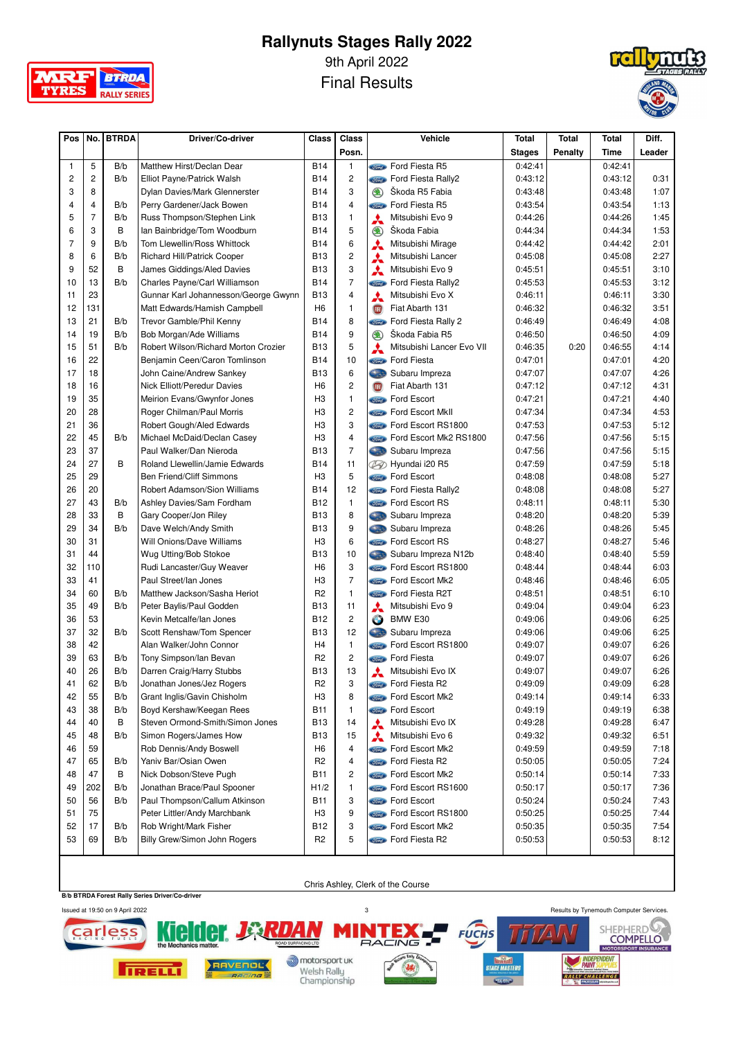# Rallynuts Stages Rally 2022

9th April 2022

Final Results

| Pos | No. | BTRDA | Driver/Co-driver | Class | Class Posn. | Vehicle | Total Stages | Total Penalty | Total Time | Diff. Leader |
|---|---|---|---|---|---|---|---|---|---|---|
| 1 | 5 | B/b | Matthew Hirst/Declan Dear | B14 | 1 | Ford Fiesta R5 | 0:42:41 | | 0:42:41 | |
| 2 | 2 | B/b | Elliot Payne/Patrick Walsh | B14 | 2 | Ford Fiesta Rally2 | 0:43:12 | | 0:43:12 | 0:31 |
| 3 | 8 | | Dylan Davies/Mark Glennerster | B14 | 3 | Škoda R5 Fabia | 0:43:48 | | 0:43:48 | 1:07 |
| 4 | 4 | B/b | Perry Gardener/Jack Bowen | B14 | 4 | Ford Fiesta R5 | 0:43:54 | | 0:43:54 | 1:13 |
| 5 | 7 | B/b | Russ Thompson/Stephen Link | B13 | 1 | Mitsubishi Evo 9 | 0:44:26 | | 0:44:26 | 1:45 |
| 6 | 3 | B | Ian Bainbridge/Tom Woodburn | B14 | 5 | Škoda Fabia | 0:44:34 | | 0:44:34 | 1:53 |
| 7 | 9 | B/b | Tom Llewellin/Ross Whittock | B14 | 6 | Mitsubishi Mirage | 0:44:42 | | 0:44:42 | 2:01 |
| 8 | 6 | B/b | Richard Hill/Patrick Cooper | B13 | 2 | Mitsubishi Lancer | 0:45:08 | | 0:45:08 | 2:27 |
| 9 | 52 | B | James Giddings/Aled Davies | B13 | 3 | Mitsubishi Evo 9 | 0:45:51 | | 0:45:51 | 3:10 |
| 10 | 13 | B/b | Charles Payne/Carl Williamson | B14 | 7 | Ford Fiesta Rally2 | 0:45:53 | | 0:45:53 | 3:12 |
| 11 | 23 | | Gunnar Karl Johannesson/George Gwynn | B13 | 4 | Mitsubishi Evo X | 0:46:11 | | 0:46:11 | 3:30 |
| 12 | 131 | | Matt Edwards/Hamish Campbell | H6 | 1 | Fiat Abarth 131 | 0:46:32 | | 0:46:32 | 3:51 |
| 13 | 21 | B/b | Trevor Gamble/Phil Kenny | B14 | 8 | Ford Fiesta Rally 2 | 0:46:49 | | 0:46:49 | 4:08 |
| 14 | 19 | B/b | Bob Morgan/Ade Williams | B14 | 9 | Škoda Fabia R5 | 0:46:50 | | 0:46:50 | 4:09 |
| 15 | 51 | B/b | Robert Wilson/Richard Morton Crozier | B13 | 5 | Mitsubishi Lancer Evo VII | 0:46:35 | 0:20 | 0:46:55 | 4:14 |
| 16 | 22 | | Benjamin Ceen/Caron Tomlinson | B14 | 10 | Ford Fiesta | 0:47:01 | | 0:47:01 | 4:20 |
| 17 | 18 | | John Caine/Andrew Sankey | B13 | 6 | Subaru Impreza | 0:47:07 | | 0:47:07 | 4:26 |
| 18 | 16 | | Nick Elliott/Peredur Davies | H6 | 2 | Fiat Abarth 131 | 0:47:12 | | 0:47:12 | 4:31 |
| 19 | 35 | | Meirion Evans/Gwynfor Jones | H3 | 1 | Ford Escort | 0:47:21 | | 0:47:21 | 4:40 |
| 20 | 28 | | Roger Chilman/Paul Morris | H3 | 2 | Ford Escort MkII | 0:47:34 | | 0:47:34 | 4:53 |
| 21 | 36 | | Robert Gough/Aled Edwards | H3 | 3 | Ford Escort RS1800 | 0:47:53 | | 0:47:53 | 5:12 |
| 22 | 45 | B/b | Michael McDaid/Declan Casey | H3 | 4 | Ford Escort Mk2 RS1800 | 0:47:56 | | 0:47:56 | 5:15 |
| 23 | 37 | | Paul Walker/Dan Nieroda | B13 | 7 | Subaru Impreza | 0:47:56 | | 0:47:56 | 5:15 |
| 24 | 27 | B | Roland Llewellin/Jamie Edwards | B14 | 11 | Hyundai i20 R5 | 0:47:59 | | 0:47:59 | 5:18 |
| 25 | 29 | | Ben Friend/Cliff Simmons | H3 | 5 | Ford Escort | 0:48:08 | | 0:48:08 | 5:27 |
| 26 | 20 | | Robert Adamson/Ioan Williams | B14 | 12 | Ford Fiesta Rally2 | 0:48:08 | | 0:48:08 | 5:27 |
| 27 | 43 | B/b | Ashley Davies/Sam Fordham | B12 | 1 | Ford Escort RS | 0:48:11 | | 0:48:11 | 5:30 |
| 28 | 33 | B | Gary Cooper/Jon Riley | B13 | 8 | Subaru Impreza | 0:48:20 | | 0:48:20 | 5:39 |
| 29 | 34 | B/b | Dave Welch/Andy Smith | B13 | 9 | Subaru Impreza | 0:48:26 | | 0:48:26 | 5:45 |
| 30 | 31 | | Will Onions/Dave Williams | H3 | 6 | Ford Escort RS | 0:48:27 | | 0:48:27 | 5:46 |
| 31 | 44 | | Wug Utting/Bob Stokoe | B13 | 10 | Subaru Impreza N12b | 0:48:40 | | 0:48:40 | 5:59 |
| 32 | 110 | | Rudi Lancaster/Guy Weaver | H6 | 3 | Ford Escort RS1800 | 0:48:44 | | 0:48:44 | 6:03 |
| 33 | 41 | | Paul Street/Ian Jones | H3 | 7 | Ford Escort Mk2 | 0:48:46 | | 0:48:46 | 6:05 |
| 34 | 60 | B/b | Matthew Jackson/Sasha Heriot | R2 | 1 | Ford Fiesta R2T | 0:48:51 | | 0:48:51 | 6:10 |
| 35 | 49 | B/b | Peter Baylis/Paul Godden | B13 | 11 | Mitsubishi Evo 9 | 0:49:04 | | 0:49:04 | 6:23 |
| 36 | 53 | | Kevin Metcalfe/Ian Jones | B12 | 2 | BMW E30 | 0:49:06 | | 0:49:06 | 6:25 |
| 37 | 32 | B/b | Scott Renshaw/Tom Spencer | B13 | 12 | Subaru Impreza | 0:49:06 | | 0:49:06 | 6:25 |
| 38 | 42 | | Alan Walker/John Connor | H4 | 1 | Ford Escort RS1800 | 0:49:07 | | 0:49:07 | 6:26 |
| 39 | 63 | B/b | Tony Simpson/Ian Bevan | R2 | 2 | Ford Fiesta | 0:49:07 | | 0:49:07 | 6:26 |
| 40 | 26 | B/b | Darren Craig/Harry Stubbs | B13 | 13 | Mitsubishi Evo IX | 0:49:07 | | 0:49:07 | 6:26 |
| 41 | 62 | B/b | Jonathan Jones/Jez Rogers | R2 | 3 | Ford Fiesta R2 | 0:49:09 | | 0:49:09 | 6:28 |
| 42 | 55 | B/b | Grant Inglis/Gavin Chisholm | H3 | 8 | Ford Escort Mk2 | 0:49:14 | | 0:49:14 | 6:33 |
| 43 | 38 | B/b | Boyd Kershaw/Keegan Rees | B11 | 1 | Ford Escort | 0:49:19 | | 0:49:19 | 6:38 |
| 44 | 40 | B | Steven Ormond-Smith/Simon Jones | B13 | 14 | Mitsubishi Evo IX | 0:49:28 | | 0:49:28 | 6:47 |
| 45 | 48 | B/b | Simon Rogers/James How | B13 | 15 | Mitsubishi Evo 6 | 0:49:32 | | 0:49:32 | 6:51 |
| 46 | 59 | | Rob Dennis/Andy Boswell | H6 | 4 | Ford Escort Mk2 | 0:49:59 | | 0:49:59 | 7:18 |
| 47 | 65 | B/b | Yaniv Bar/Osian Owen | R2 | 4 | Ford Fiesta R2 | 0:50:05 | | 0:50:05 | 7:24 |
| 48 | 47 | B | Nick Dobson/Steve Pugh | B11 | 2 | Ford Escort Mk2 | 0:50:14 | | 0:50:14 | 7:33 |
| 49 | 202 | B/b | Jonathan Brace/Paul Spooner | H1/2 | 1 | Ford Escort RS1600 | 0:50:17 | | 0:50:17 | 7:36 |
| 50 | 56 | B/b | Paul Thompson/Callum Atkinson | B11 | 3 | Ford Escort | 0:50:24 | | 0:50:24 | 7:43 |
| 51 | 75 | | Peter Littler/Andy Marchbank | H3 | 9 | Ford Escort RS1800 | 0:50:25 | | 0:50:25 | 7:44 |
| 52 | 17 | B/b | Rob Wright/Mark Fisher | B12 | 3 | Ford Escort Mk2 | 0:50:35 | | 0:50:35 | 7:54 |
| 53 | 69 | B/b | Billy Grew/Simon John Rogers | R2 | 5 | Ford Fiesta R2 | 0:50:53 | | 0:50:53 | 8:12 |

Chris Ashley, Clerk of the Course

**B/b BTRDA Forest Rally Series Driver/Co-driver**

Issued at 19:50 on 9 April 2022

Results by Tynemouth Computer Services.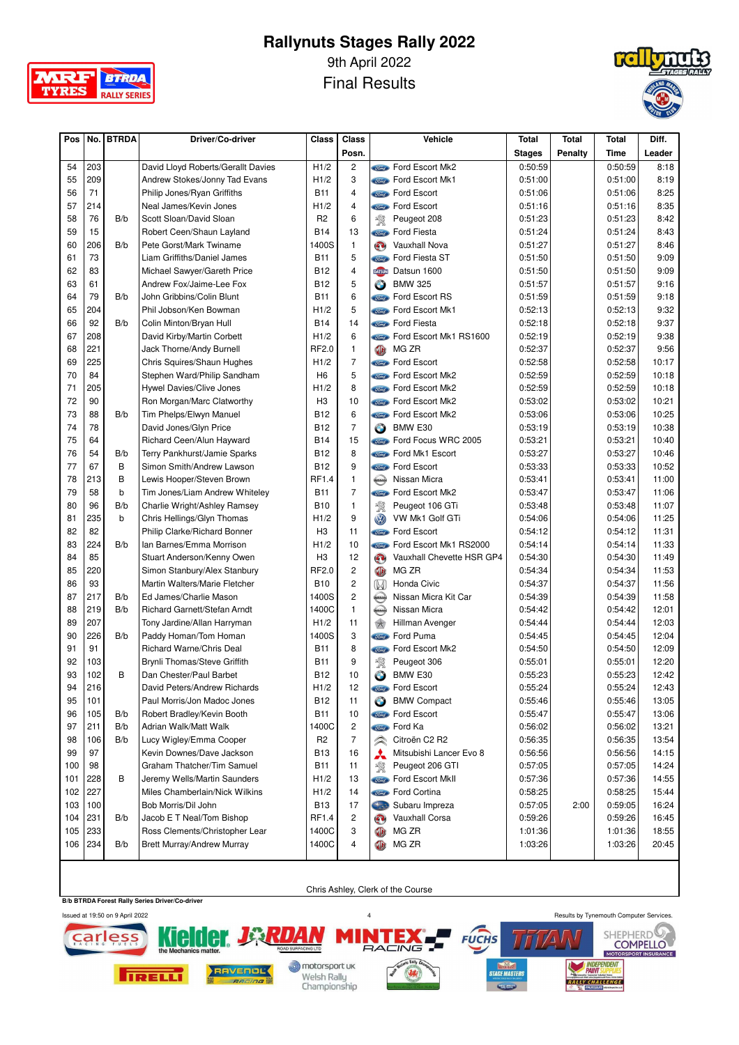# Rallynuts Stages Rally 2022

9th April 2022

Final Results

| Pos | No. | BTRDA | Driver/Co-driver | Class | Class Posn. | Vehicle | Total Stages | Total Penalty | Total Time | Diff. Leader |
|---|---|---|---|---|---|---|---|---|---|---|
| 54 | 203 | | David Lloyd Roberts/Gerallt Davies | H1/2 | 2 | Ford Escort Mk2 | 0:50:59 | | 0:50:59 | 8:18 |
| 55 | 209 | | Andrew Stokes/Jonny Tad Evans | H1/2 | 3 | Ford Escort Mk1 | 0:51:00 | | 0:51:00 | 8:19 |
| 56 | 71 | | Philip Jones/Ryan Griffiths | B11 | 4 | Ford Escort | 0:51:06 | | 0:51:06 | 8:25 |
| 57 | 214 | | Neal James/Kevin Jones | H1/2 | 4 | Ford Escort | 0:51:16 | | 0:51:16 | 8:35 |
| 58 | 76 | B/b | Scott Sloan/David Sloan | R2 | 6 | Peugeot 208 | 0:51:23 | | 0:51:23 | 8:42 |
| 59 | 15 | | Robert Ceen/Shaun Layland | B14 | 13 | Ford Fiesta | 0:51:24 | | 0:51:24 | 8:43 |
| 60 | 206 | B/b | Pete Gorst/Mark Twiname | 1400S | 1 | Vauxhall Nova | 0:51:27 | | 0:51:27 | 8:46 |
| 61 | 73 | | Liam Griffiths/Daniel James | B11 | 5 | Ford Fiesta ST | 0:51:50 | | 0:51:50 | 9:09 |
| 62 | 83 | | Michael Sawyer/Gareth Price | B12 | 4 | Datsun 1600 | 0:51:50 | | 0:51:50 | 9:09 |
| 63 | 61 | | Andrew Fox/Jaime-Lee Fox | B12 | 5 | BMW 325 | 0:51:57 | | 0:51:57 | 9:16 |
| 64 | 79 | B/b | John Gribbins/Colin Blunt | B11 | 6 | Ford Escort RS | 0:51:59 | | 0:51:59 | 9:18 |
| 65 | 204 | | Phil Jobson/Ken Bowman | H1/2 | 5 | Ford Escort Mk1 | 0:52:13 | | 0:52:13 | 9:32 |
| 66 | 92 | B/b | Colin Minton/Bryan Hull | B14 | 14 | Ford Fiesta | 0:52:18 | | 0:52:18 | 9:37 |
| 67 | 208 | | David Kirby/Martin Corbett | H1/2 | 6 | Ford Escort Mk1 RS1600 | 0:52:19 | | 0:52:19 | 9:38 |
| 68 | 221 | | Jack Thorne/Andy Burnell | RF2.0 | 1 | MG ZR | 0:52:37 | | 0:52:37 | 9:56 |
| 69 | 225 | | Chris Squires/Shaun Hughes | H1/2 | 7 | Ford Escort | 0:52:58 | | 0:52:58 | 10:17 |
| 70 | 84 | | Stephen Ward/Philip Sandham | H6 | 5 | Ford Escort Mk2 | 0:52:59 | | 0:52:59 | 10:18 |
| 71 | 205 | | Hywel Davies/Clive Jones | H1/2 | 8 | Ford Escort Mk2 | 0:52:59 | | 0:52:59 | 10:18 |
| 72 | 90 | | Ron Morgan/Marc Clatworthy | H3 | 10 | Ford Escort Mk2 | 0:53:02 | | 0:53:02 | 10:21 |
| 73 | 88 | B/b | Tim Phelps/Elwyn Manuel | B12 | 6 | Ford Escort Mk2 | 0:53:06 | | 0:53:06 | 10:25 |
| 74 | 78 | | David Jones/Glyn Price | B12 | 7 | BMW E30 | 0:53:19 | | 0:53:19 | 10:38 |
| 75 | 64 | | Richard Ceen/Alun Hayward | B14 | 15 | Ford Focus WRC 2005 | 0:53:21 | | 0:53:21 | 10:40 |
| 76 | 54 | B/b | Terry Pankhurst/Jamie Sparks | B12 | 8 | Ford Mk1 Escort | 0:53:27 | | 0:53:27 | 10:46 |
| 77 | 67 | B | Simon Smith/Andrew Lawson | B12 | 9 | Ford Escort | 0:53:33 | | 0:53:33 | 10:52 |
| 78 | 213 | B | Lewis Hooper/Steven Brown | RF1.4 | 1 | Nissan Micra | 0:53:41 | | 0:53:41 | 11:00 |
| 79 | 58 | b | Tim Jones/Liam Andrew Whiteley | B11 | 7 | Ford Escort Mk2 | 0:53:47 | | 0:53:47 | 11:06 |
| 80 | 96 | B/b | Charlie Wright/Ashley Ramsey | B10 | 1 | Peugeot 106 GTi | 0:53:48 | | 0:53:48 | 11:07 |
| 81 | 235 | b | Chris Hellings/Glyn Thomas | H1/2 | 9 | VW Mk1 Golf GTi | 0:54:06 | | 0:54:06 | 11:25 |
| 82 | 82 | | Philip Clarke/Richard Bonner | H3 | 11 | Ford Escort | 0:54:12 | | 0:54:12 | 11:31 |
| 83 | 224 | B/b | Ian Barnes/Emma Morrison | H1/2 | 10 | Ford Escort Mk1 RS2000 | 0:54:14 | | 0:54:14 | 11:33 |
| 84 | 85 | | Stuart Anderson/Kenny Owen | H3 | 12 | Vauxhall Chevette HSR GP4 | 0:54:30 | | 0:54:30 | 11:49 |
| 85 | 220 | | Simon Stanbury/Alex Stanbury | RF2.0 | 2 | MG ZR | 0:54:34 | | 0:54:34 | 11:53 |
| 86 | 93 | | Martin Walters/Marie Fletcher | B10 | 2 | Honda Civic | 0:54:37 | | 0:54:37 | 11:56 |
| 87 | 217 | B/b | Ed James/Charlie Mason | 1400S | 2 | Nissan Micra Kit Car | 0:54:39 | | 0:54:39 | 11:58 |
| 88 | 219 | B/b | Richard Garnett/Stefan Arndt | 1400C | 1 | Nissan Micra | 0:54:42 | | 0:54:42 | 12:01 |
| 89 | 207 | | Tony Jardine/Allan Harryman | H1/2 | 11 | Hillman Avenger | 0:54:44 | | 0:54:44 | 12:03 |
| 90 | 226 | B/b | Paddy Homan/Tom Homan | 1400S | 3 | Ford Puma | 0:54:45 | | 0:54:45 | 12:04 |
| 91 | 91 | | Richard Warne/Chris Deal | B11 | 8 | Ford Escort Mk2 | 0:54:50 | | 0:54:50 | 12:09 |
| 92 | 103 | | Brynli Thomas/Steve Griffith | B11 | 9 | Peugeot 306 | 0:55:01 | | 0:55:01 | 12:20 |
| 93 | 102 | B | Dan Chester/Paul Barbet | B12 | 10 | BMW E30 | 0:55:23 | | 0:55:23 | 12:42 |
| 94 | 216 | | David Peters/Andrew Richards | H1/2 | 12 | Ford Escort | 0:55:24 | | 0:55:24 | 12:43 |
| 95 | 101 | | Paul Morris/Jon Madoc Jones | B12 | 11 | BMW Compact | 0:55:46 | | 0:55:46 | 13:05 |
| 96 | 105 | B/b | Robert Bradley/Kevin Booth | B11 | 10 | Ford Escort | 0:55:47 | | 0:55:47 | 13:06 |
| 97 | 211 | B/b | Adrian Walk/Matt Walk | 1400C | 2 | Ford Ka | 0:56:02 | | 0:56:02 | 13:21 |
| 98 | 106 | B/b | Lucy Wigley/Emma Cooper | R2 | 7 | Citroën C2 R2 | 0:56:35 | | 0:56:35 | 13:54 |
| 99 | 97 | | Kevin Downes/Dave Jackson | B13 | 16 | Mitsubishi Lancer Evo 8 | 0:56:56 | | 0:56:56 | 14:15 |
| 100 | 98 | | Graham Thatcher/Tim Samuel | B11 | 11 | Peugeot 206 GTI | 0:57:05 | | 0:57:05 | 14:24 |
| 101 | 228 | B | Jeremy Wells/Martin Saunders | H1/2 | 13 | Ford Escort MkII | 0:57:36 | | 0:57:36 | 14:55 |
| 102 | 227 | | Miles Chamberlain/Nick Wilkins | H1/2 | 14 | Ford Cortina | 0:58:25 | | 0:58:25 | 15:44 |
| 103 | 100 | | Bob Morris/Dil John | B13 | 17 | Subaru Impreza | 0:57:05 | 2:00 | 0:59:05 | 16:24 |
| 104 | 231 | B/b | Jacob E T Neal/Tom Bishop | RF1.4 | 2 | Vauxhall Corsa | 0:59:26 | | 0:59:26 | 16:45 |
| 105 | 233 | | Ross Clements/Christopher Lear | 1400C | 3 | MG ZR | 1:01:36 | | 1:01:36 | 18:55 |
| 106 | 234 | B/b | Brett Murray/Andrew Murray | 1400C | 4 | MG ZR | 1:03:26 | | 1:03:26 | 20:45 |

Chris Ashley, Clerk of the Course

B/b BTRDA Forest Rally Series Driver/Co-driver

Issued at 19:50 on 9 April 2022

Results by Tynemouth Computer Services.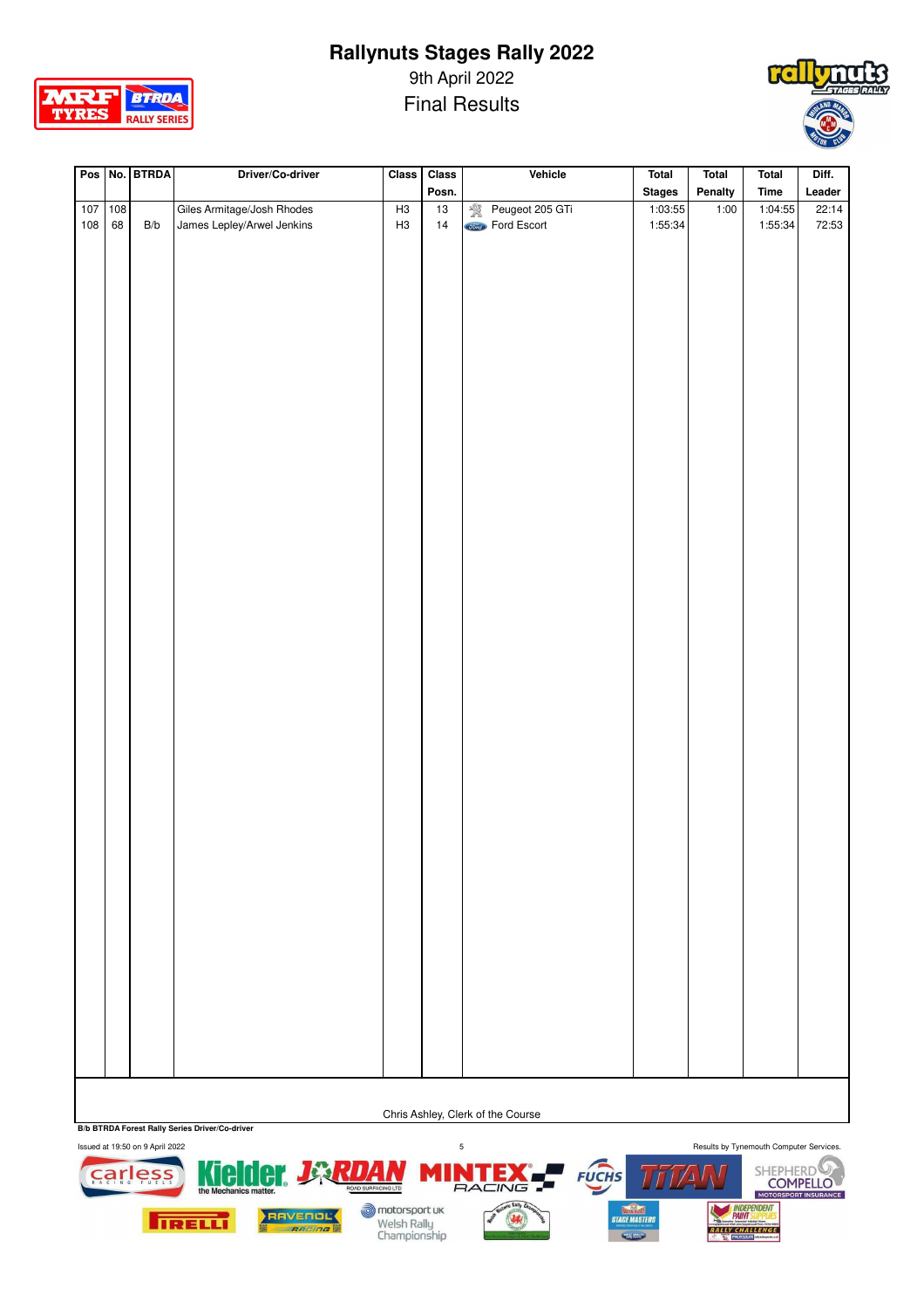# Rallynuts Stages Rally 2022

9th April 2022

Final Results

| Pos | No. | BTRDA | Driver/Co-driver | Class | Class Posn. | Vehicle | Total Stages | Total Penalty | Total Time | Diff. Leader |
|---|---|---|---|---|---|---|---|---|---|---|
| 107 | 108 | | Giles Armitage/Josh Rhodes | H3 | 13 | Peugeot 205 GTi | 1:03:55 | 1:00 | 1:04:55 | 22:14 |
| 108 | 68 | B/b | James Lepley/Arwel Jenkins | H3 | 14 | Ford Escort | 1:55:34 | | 1:55:34 | 72:53 |

Chris Ashley, Clerk of the Course

**B/b BTRDA Forest Rally Series Driver/Co-driver**

Issued at 19:50 on 9 April 2022

Results by Tynemouth Computer Services.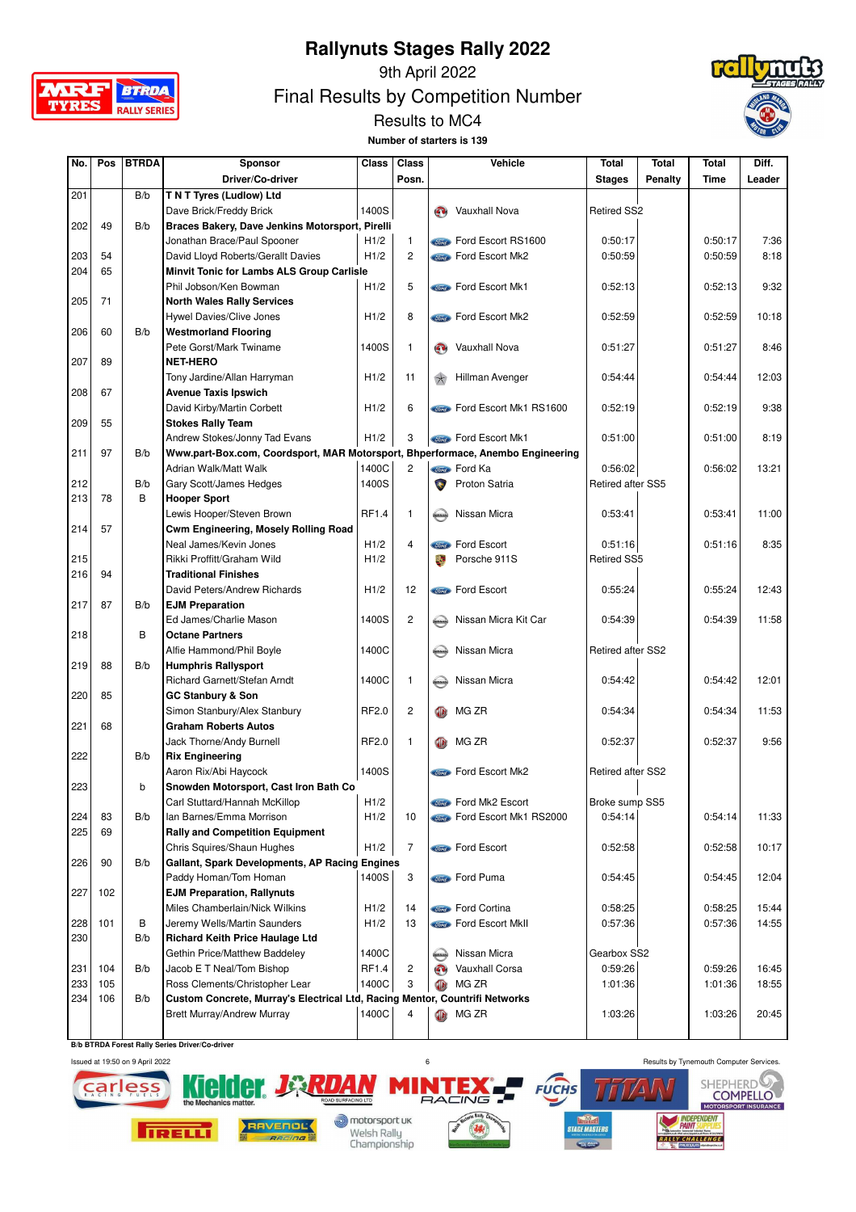# Rallynuts Stages Rally 2022

9th April 2022

## Final Results by Competition Number

### Results to MC4

**Number of starters is 139**

| No. | Pos | BTRDA | Sponsor / Driver/Co-driver | Class | Class Posn. | Vehicle | Total Stages | Total Penalty | Total Time | Diff. Leader |
|---|---|---|---|---|---|---|---|---|---|---|
| 201 | | B/b | **T N T Tyres (Ludlow) Ltd** | | | | | | | |
| | | | Dave Brick/Freddy Brick | 1400S | | Vauxhall Nova | Retired SS2 | | | |
| 202 | 49 | B/b | **Braces Bakery, Dave Jenkins Motorsport, Pirelli** | | | | | | | |
| | | | Jonathan Brace/Paul Spooner | H1/2 | 1 | Ford Escort RS1600 | 0:50:17 | | 0:50:17 | 7:36 |
| 203 | 54 | | David Lloyd Roberts/Gerallt Davies | H1/2 | 2 | Ford Escort Mk2 | 0:50:59 | | 0:50:59 | 8:18 |
| 204 | 65 | | **Minvit Tonic for Lambs ALS Group Carlisle** | | | | | | | |
| | | | Phil Jobson/Ken Bowman | H1/2 | 5 | Ford Escort Mk1 | 0:52:13 | | 0:52:13 | 9:32 |
| 205 | 71 | | **North Wales Rally Services** | | | | | | | |
| | | | Hywel Davies/Clive Jones | H1/2 | 8 | Ford Escort Mk2 | 0:52:59 | | 0:52:59 | 10:18 |
| 206 | 60 | B/b | **Westmorland Flooring** | | | | | | | |
| | | | Pete Gorst/Mark Twiname | 1400S | 1 | Vauxhall Nova | 0:51:27 | | 0:51:27 | 8:46 |
| 207 | 89 | | **NET-HERO** | | | | | | | |
| | | | Tony Jardine/Allan Harryman | H1/2 | 11 | Hillman Avenger | 0:54:44 | | 0:54:44 | 12:03 |
| 208 | 67 | | **Avenue Taxis Ipswich** | | | | | | | |
| | | | David Kirby/Martin Corbett | H1/2 | 6 | Ford Escort Mk1 RS1600 | 0:52:19 | | 0:52:19 | 9:38 |
| 209 | 55 | | **Stokes Rally Team** | | | | | | | |
| | | | Andrew Stokes/Jonny Tad Evans | H1/2 | 3 | Ford Escort Mk1 | 0:51:00 | | 0:51:00 | 8:19 |
| 211 | 97 | B/b | **Www.part-Box.com, Coordsport, MAR Motorsport, Bhperformace, Anembo Engineering** | | | | | | | |
| | | | Adrian Walk/Matt Walk | 1400C | 2 | Ford Ka | 0:56:02 | | 0:56:02 | 13:21 |
| 212 | | B/b | Gary Scott/James Hedges | 1400S | | Proton Satria | Retired after SS5 | | | |
| 213 | 78 | B | **Hooper Sport** | | | | | | | |
| | | | Lewis Hooper/Steven Brown | RF1.4 | 1 | Nissan Micra | 0:53:41 | | 0:53:41 | 11:00 |
| 214 | 57 | | **Cwm Engineering, Mosely Rolling Road** | | | | | | | |
| | | | Neal James/Kevin Jones | H1/2 | 4 | Ford Escort | 0:51:16 | | 0:51:16 | 8:35 |
| 215 | | | Rikki Proffitt/Graham Wild | H1/2 | | Porsche 911S | Retired SS5 | | | |
| 216 | 94 | | **Traditional Finishes** | | | | | | | |
| | | | David Peters/Andrew Richards | H1/2 | 12 | Ford Escort | 0:55:24 | | 0:55:24 | 12:43 |
| 217 | 87 | B/b | **EJM Preparation** | | | | | | | |
| | | | Ed James/Charlie Mason | 1400S | 2 | Nissan Micra Kit Car | 0:54:39 | | 0:54:39 | 11:58 |
| 218 | | B | **Octane Partners** | | | | | | | |
| | | | Alfie Hammond/Phil Boyle | 1400C | | Nissan Micra | Retired after SS2 | | | |
| 219 | 88 | B/b | **Humphris Rallysport** | | | | | | | |
| | | | Richard Garnett/Stefan Arndt | 1400C | 1 | Nissan Micra | 0:54:42 | | 0:54:42 | 12:01 |
| 220 | 85 | | **GC Stanbury & Son** | | | | | | | |
| | | | Simon Stanbury/Alex Stanbury | RF2.0 | 2 | MG ZR | 0:54:34 | | 0:54:34 | 11:53 |
| 221 | 68 | | **Graham Roberts Autos** | | | | | | | |
| | | | Jack Thorne/Andy Burnell | RF2.0 | 1 | MG ZR | 0:52:37 | | 0:52:37 | 9:56 |
| 222 | | B/b | **Rix Engineering** | | | | | | | |
| | | | Aaron Rix/Abi Haycock | 1400S | | Ford Escort Mk2 | Retired after SS2 | | | |
| 223 | | b | **Snowden Motorsport, Cast Iron Bath Co** | | | | | | | |
| | | | Carl Stuttard/Hannah McKillop | H1/2 | | Ford Mk2 Escort | Broke sump SS5 | | | |
| 224 | 83 | B/b | Ian Barnes/Emma Morrison | H1/2 | 10 | Ford Escort Mk1 RS2000 | 0:54:14 | | 0:54:14 | 11:33 |
| 225 | 69 | | **Rally and Competition Equipment** | | | | | | | |
| | | | Chris Squires/Shaun Hughes | H1/2 | 7 | Ford Escort | 0:52:58 | | 0:52:58 | 10:17 |
| 226 | 90 | B/b | **Gallant, Spark Developments, AP Racing Engines** | | | | | | | |
| | | | Paddy Homan/Tom Homan | 1400S | 3 | Ford Puma | 0:54:45 | | 0:54:45 | 12:04 |
| 227 | 102 | | **EJM Preparation, Rallynuts** | | | | | | | |
| | | | Miles Chamberlain/Nick Wilkins | H1/2 | 14 | Ford Cortina | 0:58:25 | | 0:58:25 | 15:44 |
| 228 | 101 | B | Jeremy Wells/Martin Saunders | H1/2 | 13 | Ford Escort MkII | 0:57:36 | | 0:57:36 | 14:55 |
| 230 | | B/b | **Richard Keith Price Haulage Ltd** | | | | | | | |
| | | | Gethin Price/Matthew Baddeley | 1400C | | Nissan Micra | Gearbox SS2 | | | |
| 231 | 104 | B/b | Jacob E T Neal/Tom Bishop | RF1.4 | 2 | Vauxhall Corsa | 0:59:26 | | 0:59:26 | 16:45 |
| 233 | 105 | | Ross Clements/Christopher Lear | 1400C | 3 | MG ZR | 1:01:36 | | 1:01:36 | 18:55 |
| 234 | 106 | B/b | **Custom Concrete, Murray's Electrical Ltd, Racing Mentor, Countrifi Networks** | | | | | | | |
| | | | Brett Murray/Andrew Murray | 1400C | 4 | MG ZR | 1:03:26 | | 1:03:26 | 20:45 |

**B/b BTRDA Forest Rally Series Driver/Co-driver**

Issued at 19:50 on 9 April 2022

Results by Tynemouth Computer Services.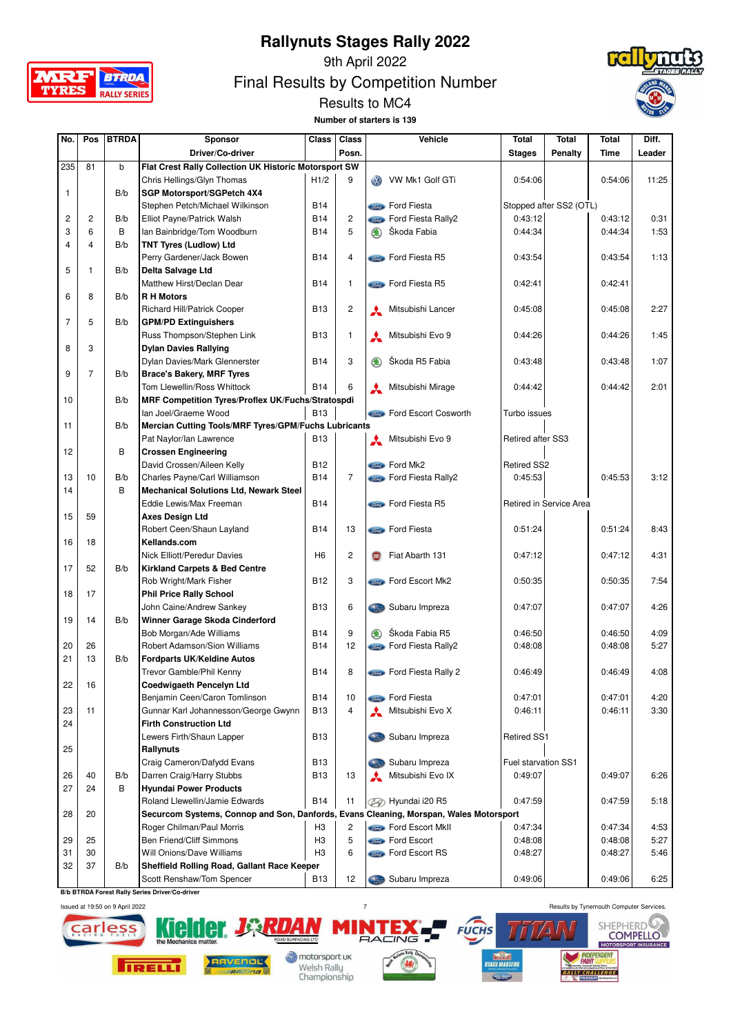# Rallynuts Stages Rally 2022

9th April 2022

## Final Results by Competition Number

### Results to MC4

**Number of starters is 139**

| No. | Pos | BTRDA | Sponsor / Driver/Co-driver | Class | Class Posn. | Vehicle | Total Stages | Total Penalty | Total Time | Diff. Leader |
|---|---|---|---|---|---|---|---|---|---|---|
| 235 | 81 | b | **Flat Crest Rally Collection UK Historic Motorsport SW** | | | | | | | |
| | | | Chris Hellings/Glyn Thomas | H1/2 | 9 | VW Mk1 Golf GTi | 0:54:06 | | 0:54:06 | 11:25 |
| 1 | | B/b | **SGP Motorsport/SGPetch 4X4** | | | | | | | |
| | | | Stephen Petch/Michael Wilkinson | B14 | | Ford Fiesta | Stopped after SS2 (OTL) | | | |
| 2 | 2 | B/b | Elliot Payne/Patrick Walsh | B14 | 2 | Ford Fiesta Rally2 | 0:43:12 | | 0:43:12 | 0:31 |
| 3 | 6 | B | Ian Bainbridge/Tom Woodburn | B14 | 5 | Škoda Fabia | 0:44:34 | | 0:44:34 | 1:53 |
| 4 | 4 | B/b | **TNT Tyres (Ludlow) Ltd** | | | | | | | |
| | | | Perry Gardener/Jack Bowen | B14 | 4 | Ford Fiesta R5 | 0:43:54 | | 0:43:54 | 1:13 |
| 5 | 1 | B/b | **Delta Salvage Ltd** | | | | | | | |
| | | | Matthew Hirst/Declan Dear | B14 | 1 | Ford Fiesta R5 | 0:42:41 | | 0:42:41 | |
| 6 | 8 | B/b | **R H Motors** | | | | | | | |
| | | | Richard Hill/Patrick Cooper | B13 | 2 | Mitsubishi Lancer | 0:45:08 | | 0:45:08 | 2:27 |
| 7 | 5 | B/b | **GPM/PD Extinguishers** | | | | | | | |
| | | | Russ Thompson/Stephen Link | B13 | 1 | Mitsubishi Evo 9 | 0:44:26 | | 0:44:26 | 1:45 |
| 8 | 3 | | **Dylan Davies Rallying** | | | | | | | |
| | | | Dylan Davies/Mark Glennerster | B14 | 3 | Škoda R5 Fabia | 0:43:48 | | 0:43:48 | 1:07 |
| 9 | 7 | B/b | **Brace's Bakery, MRF Tyres** | | | | | | | |
| | | | Tom Llewellin/Ross Whittock | B14 | 6 | Mitsubishi Mirage | 0:44:42 | | 0:44:42 | 2:01 |
| 10 | | B/b | **MRF Competition Tyres/Proflex UK/Fuchs/Stratospdi** | | | | | | | |
| | | | Ian Joel/Graeme Wood | B13 | | Ford Escort Cosworth | Turbo issues | | | |
| 11 | | B/b | **Mercian Cutting Tools/MRF Tyres/GPM/Fuchs Lubricants** | | | | | | | |
| | | | Pat Naylor/Ian Lawrence | B13 | | Mitsubishi Evo 9 | Retired after SS3 | | | |
| 12 | | B | **Crossen Engineering** | | | | | | | |
| | | | David Crossen/Aileen Kelly | B12 | | Ford Mk2 | Retired SS2 | | | |
| 13 | 10 | B/b | Charles Payne/Carl Williamson | B14 | 7 | Ford Fiesta Rally2 | 0:45:53 | | 0:45:53 | 3:12 |
| 14 | | B | **Mechanical Solutions Ltd, Newark Steel** | | | | | | | |
| | | | Eddie Lewis/Max Freeman | B14 | | Ford Fiesta R5 | Retired in Service Area | | | |
| 15 | 59 | | **Axes Design Ltd** | | | | | | | |
| | | | Robert Ceen/Shaun Layland | B14 | 13 | Ford Fiesta | 0:51:24 | | 0:51:24 | 8:43 |
| 16 | 18 | | **Kellands.com** | | | | | | | |
| | | | Nick Elliott/Peredur Davies | H6 | 2 | Fiat Abarth 131 | 0:47:12 | | 0:47:12 | 4:31 |
| 17 | 52 | B/b | **Kirkland Carpets & Bed Centre** | | | | | | | |
| | | | Rob Wright/Mark Fisher | B12 | 3 | Ford Escort Mk2 | 0:50:35 | | 0:50:35 | 7:54 |
| 18 | 17 | | **Phil Price Rally School** | | | | | | | |
| | | | John Caine/Andrew Sankey | B13 | 6 | Subaru Impreza | 0:47:07 | | 0:47:07 | 4:26 |
| 19 | 14 | B/b | **Winner Garage Skoda Cinderford** | | | | | | | |
| | | | Bob Morgan/Ade Williams | B14 | 9 | Škoda Fabia R5 | 0:46:50 | | 0:46:50 | 4:09 |
| 20 | 26 | | Robert Adamson/Sion Williams | B14 | 12 | Ford Fiesta Rally2 | 0:48:08 | | 0:48:08 | 5:27 |
| 21 | 13 | B/b | **Fordparts UK/Keldine Autos** | | | | | | | |
| | | | Trevor Gamble/Phil Kenny | B14 | 8 | Ford Fiesta Rally 2 | 0:46:49 | | 0:46:49 | 4:08 |
| 22 | 16 | | **Coedwigaeth Pencelyn Ltd** | | | | | | | |
| | | | Benjamin Ceen/Caron Tomlinson | B14 | 10 | Ford Fiesta | 0:47:01 | | 0:47:01 | 4:20 |
| 23 | 11 | | Gunnar Karl Johannesson/George Gwynn | B13 | 4 | Mitsubishi Evo X | 0:46:11 | | 0:46:11 | 3:30 |
| 24 | | | **Firth Construction Ltd** | | | | | | | |
| | | | Lewers Firth/Shaun Lapper | B13 | | Subaru Impreza | Retired SS1 | | | |
| 25 | | | **Rallynuts** | | | | | | | |
| | | | Craig Cameron/Dafydd Evans | B13 | | Subaru Impreza | Fuel starvation SS1 | | | |
| 26 | 40 | B/b | Darren Craig/Harry Stubbs | B13 | 13 | Mitsubishi Evo IX | 0:49:07 | | 0:49:07 | 6:26 |
| 27 | 24 | B | **Hyundai Power Products** | | | | | | | |
| | | | Roland Llewellin/Jamie Edwards | B14 | 11 | Hyundai i20 R5 | 0:47:59 | | 0:47:59 | 5:18 |
| 28 | 20 | | **Securcom Systems, Connop and Son, Danfords, Evans Cleaning, Morspan, Wales Motorsport** | | | | | | | |
| | | | Roger Chilman/Paul Morris | H3 | 2 | Ford Escort MkII | 0:47:34 | | 0:47:34 | 4:53 |
| 29 | 25 | | Ben Friend/Cliff Simmons | H3 | 5 | Ford Escort | 0:48:08 | | 0:48:08 | 5:27 |
| 31 | 30 | | Will Onions/Dave Williams | H3 | 6 | Ford Escort RS | 0:48:27 | | 0:48:27 | 5:46 |
| 32 | 37 | B/b | **Sheffield Rolling Road, Gallant Race Keeper** | | | | | | | |
| | | | Scott Renshaw/Tom Spencer | B13 | 12 | Subaru Impreza | 0:49:06 | | 0:49:06 | 6:25 |

**B/b BTRDA Forest Rally Series Driver/Co-driver**

Issued at 19:50 on 9 April 2022

Results by Tynemouth Computer Services.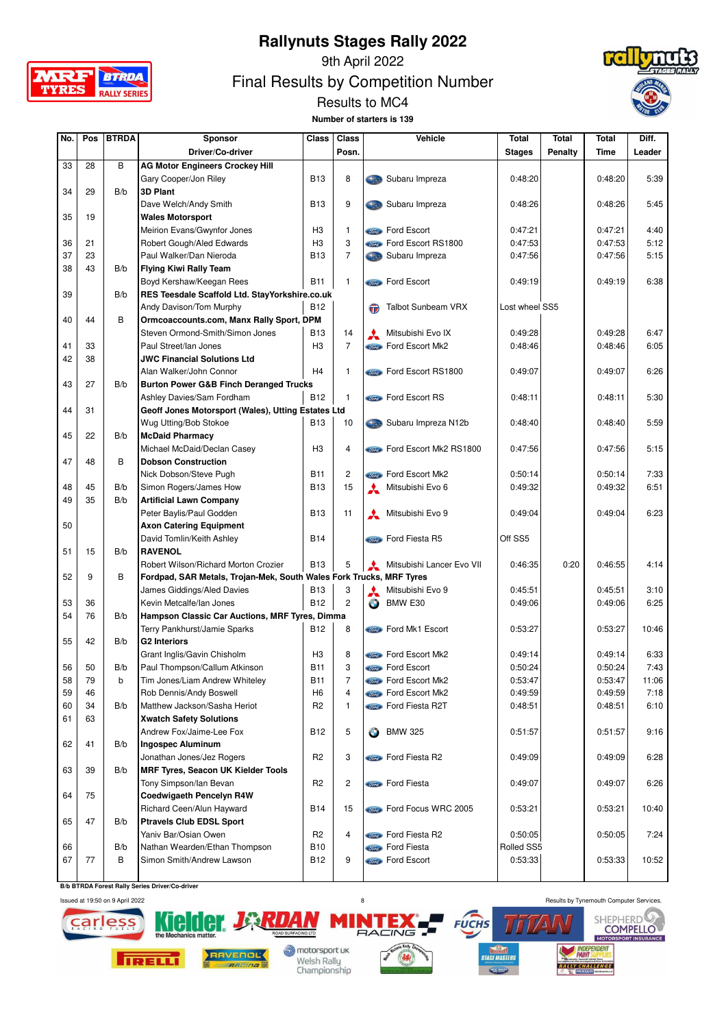# Rallynuts Stages Rally 2022

9th April 2022

## Final Results by Competition Number

### Results to MC4

**Number of starters is 139**

| No. | Pos | BTRDA | Sponsor<br>Driver/Co-driver | Class | Class Posn. | Vehicle | Total Stages | Total Penalty | Total Time | Diff. Leader |
|---|---|---|---|---|---|---|---|---|---|---|
| 33 | 28 | B | **AG Motor Engineers Crockey Hill**<br>Gary Cooper/Jon Riley | B13 | 8 | Subaru Impreza | 0:48:20 | | 0:48:20 | 5:39 |
| 34 | 29 | B/b | **3D Plant**<br>Dave Welch/Andy Smith | B13 | 9 | Subaru Impreza | 0:48:26 | | 0:48:26 | 5:45 |
| 35 | 19 | | **Wales Motorsport**<br>Meirion Evans/Gwynfor Jones | H3 | 1 | Ford Escort | 0:47:21 | | 0:47:21 | 4:40 |
| 36 | 21 | | Robert Gough/Aled Edwards | H3 | 3 | Ford Escort RS1800 | 0:47:53 | | 0:47:53 | 5:12 |
| 37 | 23 | | Paul Walker/Dan Nieroda | B13 | 7 | Subaru Impreza | 0:47:56 | | 0:47:56 | 5:15 |
| 38 | 43 | B/b | **Flying Kiwi Rally Team**<br>Boyd Kershaw/Keegan Rees | B11 | 1 | Ford Escort | 0:49:19 | | 0:49:19 | 6:38 |
| 39 | | B/b | **RES Teesdale Scaffold Ltd. StayYorkshire.co.uk**<br>Andy Davison/Tom Murphy | B12 | | Talbot Sunbeam VRX | Lost wheel SS5 | | | |
| 40 | 44 | B | **Ormcoaccounts.com, Manx Rally Sport, DPM**<br>Steven Ormond-Smith/Simon Jones | B13 | 14 | Mitsubishi Evo IX | 0:49:28 | | 0:49:28 | 6:47 |
| 41 | 33 | | Paul Street/Ian Jones | H3 | 7 | Ford Escort Mk2 | 0:48:46 | | 0:48:46 | 6:05 |
| 42 | 38 | | **JWC Financial Solutions Ltd**<br>Alan Walker/John Connor | H4 | 1 | Ford Escort RS1800 | 0:49:07 | | 0:49:07 | 6:26 |
| 43 | 27 | B/b | **Burton Power G&B Finch Deranged Trucks**<br>Ashley Davies/Sam Fordham | B12 | 1 | Ford Escort RS | 0:48:11 | | 0:48:11 | 5:30 |
| 44 | 31 | | **Geoff Jones Motorsport (Wales), Utting Estates Ltd**<br>Wug Utting/Bob Stokoe | B13 | 10 | Subaru Impreza N12b | 0:48:40 | | 0:48:40 | 5:59 |
| 45 | 22 | B/b | **McDaid Pharmacy**<br>Michael McDaid/Declan Casey | H3 | 4 | Ford Escort Mk2 RS1800 | 0:47:56 | | 0:47:56 | 5:15 |
| 47 | 48 | B | **Dobson Construction**<br>Nick Dobson/Steve Pugh | B11 | 2 | Ford Escort Mk2 | 0:50:14 | | 0:50:14 | 7:33 |
| 48 | 45 | B/b | Simon Rogers/James How | B13 | 15 | Mitsubishi Evo 6 | 0:49:32 | | 0:49:32 | 6:51 |
| 49 | 35 | B/b | **Artificial Lawn Company**<br>Peter Baylis/Paul Godden | B13 | 11 | Mitsubishi Evo 9 | 0:49:04 | | 0:49:04 | 6:23 |
| 50 | | | **Axon Catering Equipment**<br>David Tomlin/Keith Ashley | B14 | | Ford Fiesta R5 | Off SS5 | | | |
| 51 | 15 | B/b | **RAVENOL**<br>Robert Wilson/Richard Morton Crozier | B13 | 5 | Mitsubishi Lancer Evo VII | 0:46:35 | 0:20 | 0:46:55 | 4:14 |
| 52 | 9 | B | **Fordpad, SAR Metals, Trojan-Mek, South Wales Fork Trucks, MRF Tyres**<br>James Giddings/Aled Davies | B13 | 3 | Mitsubishi Evo 9 | 0:45:51 | | 0:45:51 | 3:10 |
| 53 | 36 | | Kevin Metcalfe/Ian Jones | B12 | 2 | BMW E30 | 0:49:06 | | 0:49:06 | 6:25 |
| 54 | 76 | B/b | **Hampson Classic Car Auctions, MRF Tyres, Dimma**<br>Terry Pankhurst/Jamie Sparks | B12 | 8 | Ford Mk1 Escort | 0:53:27 | | 0:53:27 | 10:46 |
| 55 | 42 | B/b | **G2 Interiors**<br>Grant Inglis/Gavin Chisholm | H3 | 8 | Ford Escort Mk2 | 0:49:14 | | 0:49:14 | 6:33 |
| 56 | 50 | B/b | Paul Thompson/Callum Atkinson | B11 | 3 | Ford Escort | 0:50:24 | | 0:50:24 | 7:43 |
| 58 | 79 | b | Tim Jones/Liam Andrew Whiteley | B11 | 7 | Ford Escort Mk2 | 0:53:47 | | 0:53:47 | 11:06 |
| 59 | 46 | | Rob Dennis/Andy Boswell | H6 | 4 | Ford Escort Mk2 | 0:49:59 | | 0:49:59 | 7:18 |
| 60 | 34 | B/b | Matthew Jackson/Sasha Heriot | R2 | 1 | Ford Fiesta R2T | 0:48:51 | | 0:48:51 | 6:10 |
| 61 | 63 | | **Xwatch Safety Solutions**<br>Andrew Fox/Jaime-Lee Fox | B12 | 5 | BMW 325 | 0:51:57 | | 0:51:57 | 9:16 |
| 62 | 41 | B/b | **Ingospec Aluminum**<br>Jonathan Jones/Jez Rogers | R2 | 3 | Ford Fiesta R2 | 0:49:09 | | 0:49:09 | 6:28 |
| 63 | 39 | B/b | **MRF Tyres, Seacon UK Kielder Tools**<br>Tony Simpson/Ian Bevan | R2 | 2 | Ford Fiesta | 0:49:07 | | 0:49:07 | 6:26 |
| 64 | 75 | | **Coedwigaeth Pencelyn R4W**<br>Richard Ceen/Alun Hayward | B14 | 15 | Ford Focus WRC 2005 | 0:53:21 | | 0:53:21 | 10:40 |
| 65 | 47 | B/b | **Ptravels Club EDSL Sport**<br>Yaniv Bar/Osian Owen | R2 | 4 | Ford Fiesta R2 | 0:50:05 | | 0:50:05 | 7:24 |
| 66 | | B/b | Nathan Wearden/Ethan Thompson | B10 | | Ford Fiesta | Rolled SS5 | | | |
| 67 | 77 | B | Simon Smith/Andrew Lawson | B12 | 9 | Ford Escort | 0:53:33 | | 0:53:33 | 10:52 |

**B/b BTRDA Forest Rally Series Driver/Co-driver**

Issued at 19:50 on 9 April 2022

Results by Tynemouth Computer Services.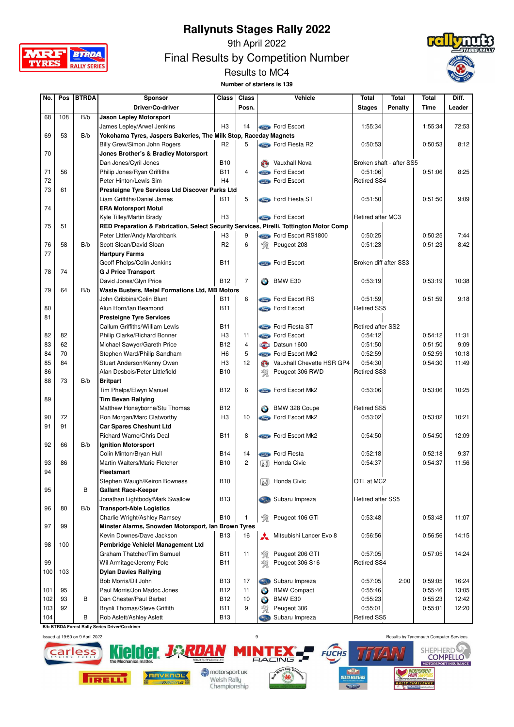# Rallynuts Stages Rally 2022

9th April 2022

## Final Results by Competition Number

### Results to MC4

**Number of starters is 139**

| No. | Pos | BTRDA | Sponsor / Driver/Co-driver | Class | Class Posn. | Vehicle | Total Stages | Total Penalty | Total Time | Diff. Leader |
|---|---|---|---|---|---|---|---|---|---|---|
| 68 | 108 | B/b | **Jason Lepley Motorsport** | | | | | | | |
| | | | James Lepley/Arwel Jenkins | H3 | 14 | Ford Escort | 1:55:34 | | 1:55:34 | 72:53 |
| 69 | 53 | B/b | **Yokohama Tyres, Jaspers Bakeries, The Milk Stop, Raceday Magnets** | | | | | | | |
| | | | Billy Grew/Simon John Rogers | R2 | 5 | Ford Fiesta R2 | 0:50:53 | | 0:50:53 | 8:12 |
| 70 | | | **Jones Brother's & Bradley Motorsport** | | | | | | | |
| | | | Dan Jones/Cyril Jones | B10 | | Vauxhall Nova | Broken shaft - after SS5 | | | |
| 71 | 56 | | Philip Jones/Ryan Griffiths | B11 | 4 | Ford Escort | 0:51:06 | | 0:51:06 | 8:25 |
| 72 | | | Peter Hinton/Lewis Sim | H4 | | Ford Escort | Retired SS4 | | | |
| 73 | 61 | | **Presteigne Tyre Services Ltd Discover Parks Ltd** | | | | | | | |
| | | | Liam Griffiths/Daniel James | B11 | 5 | Ford Fiesta ST | 0:51:50 | | 0:51:50 | 9:09 |
| 74 | | | **ERA Motorsport Motul** | | | | | | | |
| | | | Kyle Tilley/Martin Brady | H3 | | Ford Escort | Retired after MC3 | | | |
| 75 | 51 | | **RED Preparation & Fabrication, Select Security Services, Pirelli, Tottington Motor Comp** | | | | | | | |
| | | | Peter Littler/Andy Marchbank | H3 | 9 | Ford Escort RS1800 | 0:50:25 | | 0:50:25 | 7:44 |
| 76 | 58 | B/b | Scott Sloan/David Sloan | R2 | 6 | Peugeot 208 | 0:51:23 | | 0:51:23 | 8:42 |
| 77 | | | **Hartpury Farms** | | | | | | | |
| | | | Geoff Phelps/Colin Jenkins | B11 | | Ford Escort | Broken diff after SS3 | | | |
| 78 | 74 | | **G J Price Transport** | | | | | | | |
| | | | David Jones/Glyn Price | B12 | 7 | BMW E30 | 0:53:19 | | 0:53:19 | 10:38 |
| 79 | 64 | B/b | **Waste Busters, Metal Formations Ltd, MB Motors** | | | | | | | |
| | | | John Gribbins/Colin Blunt | B11 | 6 | Ford Escort RS | 0:51:59 | | 0:51:59 | 9:18 |
| 80 | | | Alun Horn/Ian Beamond | B11 | | Ford Escort | Retired SS5 | | | |
| 81 | | | **Presteigne Tyre Services** | | | | | | | |
| | | | Callum Griffiths/William Lewis | B11 | | Ford Fiesta ST | Retired after SS2 | | | |
| 82 | 82 | | Philip Clarke/Richard Bonner | H3 | 11 | Ford Escort | 0:54:12 | | 0:54:12 | 11:31 |
| 83 | 62 | | Michael Sawyer/Gareth Price | B12 | 4 | Datsun 1600 | 0:51:50 | | 0:51:50 | 9:09 |
| 84 | 70 | | Stephen Ward/Philip Sandham | H6 | 5 | Ford Escort Mk2 | 0:52:59 | | 0:52:59 | 10:18 |
| 85 | 84 | | Stuart Anderson/Kenny Owen | H3 | 12 | Vauxhall Chevette HSR GP4 | 0:54:30 | | 0:54:30 | 11:49 |
| 86 | | | Alan Desbois/Peter Littlefield | B10 | | Peugeot 306 RWD | Retired SS3 | | | |
| 88 | 73 | B/b | **Britpart** | | | | | | | |
| | | | Tim Phelps/Elwyn Manuel | B12 | 6 | Ford Escort Mk2 | 0:53:06 | | 0:53:06 | 10:25 |
| 89 | | | **Tim Bevan Rallying** | | | | | | | |
| | | | Matthew Honeyborne/Stu Thomas | B12 | | BMW 328 Coupe | Retired SS5 | | | |
| 90 | 72 | | Ron Morgan/Marc Clatworthy | H3 | 10 | Ford Escort Mk2 | 0:53:02 | | 0:53:02 | 10:21 |
| 91 | 91 | | **Car Spares Cheshunt Ltd** | | | | | | | |
| | | | Richard Warne/Chris Deal | B11 | 8 | Ford Escort Mk2 | 0:54:50 | | 0:54:50 | 12:09 |
| 92 | 66 | B/b | **Ignition Motorsport** | | | | | | | |
| | | | Colin Minton/Bryan Hull | B14 | 14 | Ford Fiesta | 0:52:18 | | 0:52:18 | 9:37 |
| 93 | 86 | | Martin Walters/Marie Fletcher | B10 | 2 | Honda Civic | 0:54:37 | | 0:54:37 | 11:56 |
| 94 | | | **Fleetsmart** | | | | | | | |
| | | | Stephen Waugh/Keiron Bowness | B10 | | Honda Civic | OTL at MC2 | | | |
| 95 | | B | **Gallant Race-Keeper** | | | | | | | |
| | | | Jonathan Lightbody/Mark Swallow | B13 | | Subaru Impreza | Retired after SS5 | | | |
| 96 | 80 | B/b | **Transport-Able Logistics** | | | | | | | |
| | | | Charlie Wright/Ashley Ramsey | B10 | 1 | Peugeot 106 GTi | 0:53:48 | | 0:53:48 | 11:07 |
| 97 | 99 | | **Minster Alarms, Snowden Motorsport, Ian Brown Tyres** | | | | | | | |
| | | | Kevin Downes/Dave Jackson | B13 | 16 | Mitsubishi Lancer Evo 8 | 0:56:56 | | 0:56:56 | 14:15 |
| 98 | 100 | | **Pembridge Vehicel Management Ltd** | | | | | | | |
| | | | Graham Thatcher/Tim Samuel | B11 | 11 | Peugeot 206 GTI | 0:57:05 | | 0:57:05 | 14:24 |
| 99 | | | Wil Armitage/Jeremy Pole | B11 | | Peugeot 306 S16 | Retired SS4 | | | |
| 100 | 103 | | **Dylan Davies Rallying** | | | | | | | |
| | | | Bob Morris/Dil John | B13 | 17 | Subaru Impreza | 0:57:05 | 2:00 | 0:59:05 | 16:24 |
| 101 | 95 | | Paul Morris/Jon Madoc Jones | B12 | 11 | BMW Compact | 0:55:46 | | 0:55:46 | 13:05 |
| 102 | 93 | B | Dan Chester/Paul Barbet | B12 | 10 | BMW E30 | 0:55:23 | | 0:55:23 | 12:42 |
| 103 | 92 | | Brynli Thomas/Steve Griffith | B11 | 9 | Peugeot 306 | 0:55:01 | | 0:55:01 | 12:20 |
| 104 | | B | Rob Aslett/Ashley Aslett | B13 | | Subaru Impreza | Retired SS5 | | | |

B/b BTRDA Forest Rally Series Driver/Co-driver

Issued at 19:50 on 9 April 2022

Results by Tynemouth Computer Services.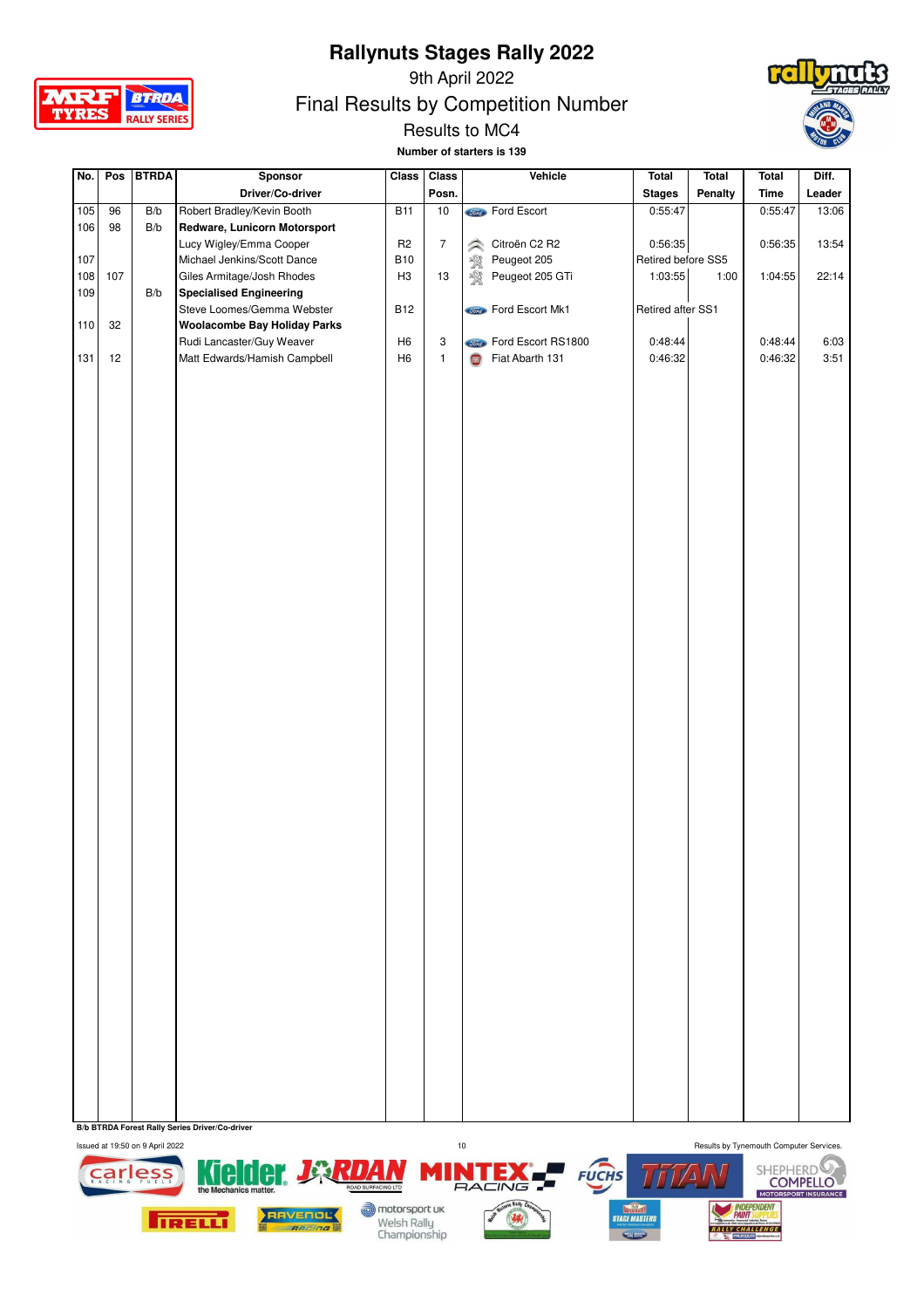# Rallynuts Stages Rally 2022

9th April 2022

Final Results by Competition Number

Results to MC4

**Number of starters is 139**

| No. | Pos | BTRDA | Sponsor / Driver/Co-driver | Class | Class Posn. | Vehicle | Total Stages | Total Penalty | Total Time | Diff. Leader |
|---|---|---|---|---|---|---|---|---|---|---|
| 105 | 96 | B/b | Robert Bradley/Kevin Booth | B11 | 10 | Ford Escort | 0:55:47 | | 0:55:47 | 13:06 |
| 106 | 98 | B/b | **Redware, Lunicorn Motorsport** | | | | | | | |
| | | | Lucy Wigley/Emma Cooper | R2 | 7 | Citroën C2 R2 | 0:56:35 | | 0:56:35 | 13:54 |
| 107 | | | Michael Jenkins/Scott Dance | B10 | | Peugeot 205 | Retired before SS5 | | | |
| 108 | 107 | | Giles Armitage/Josh Rhodes | H3 | 13 | Peugeot 205 GTi | 1:03:55 | 1:00 | 1:04:55 | 22:14 |
| 109 | | B/b | **Specialised Engineering** | | | | | | | |
| | | | Steve Loomes/Gemma Webster | B12 | | Ford Escort Mk1 | Retired after SS1 | | | |
| 110 | 32 | | **Woolacombe Bay Holiday Parks** | | | | | | | |
| | | | Rudi Lancaster/Guy Weaver | H6 | 3 | Ford Escort RS1800 | 0:48:44 | | 0:48:44 | 6:03 |
| 131 | 12 | | Matt Edwards/Hamish Campbell | H6 | 1 | Fiat Abarth 131 | 0:46:32 | | 0:46:32 | 3:51 |

**B/b BTRDA Forest Rally Series Driver/Co-driver**

Issued at 19:50 on 9 April 2022

Results by Tynemouth Computer Services.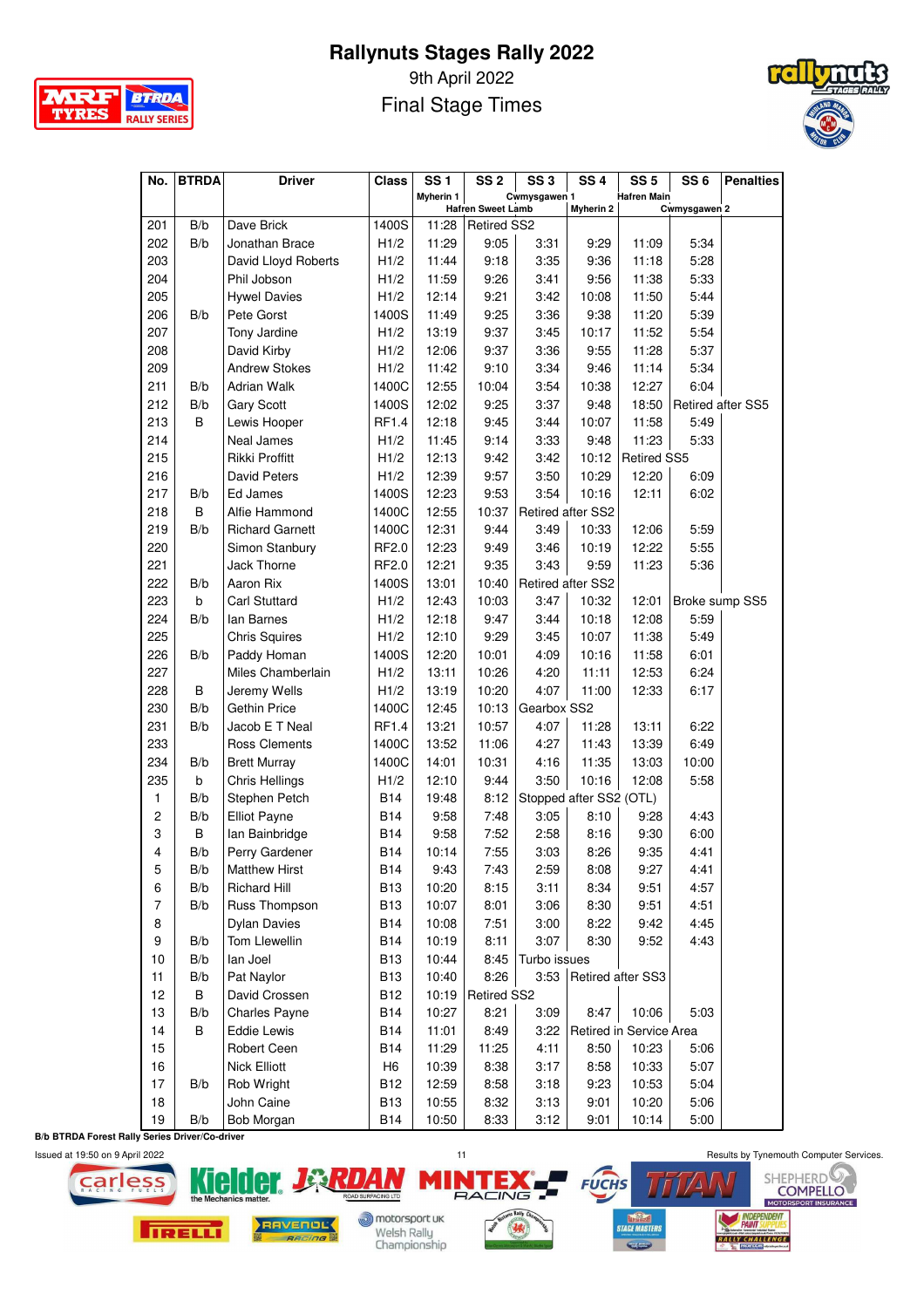# Rallynuts Stages Rally 2022

9th April 2022

Final Stage Times

| No. | BTRDA | Driver | Class | SS 1 | SS 2 | SS 3 | SS 4 | SS 5 | SS 6 | Penalties |
|---|---|---|---|---|---|---|---|---|---|---|
| | | | | Myherin 1 | Hafren Sweet Lamb | Cwmysgawen 1 | Myherin 2 | Hafren Main | Cwmysgawen 2 | |
| 201 | B/b | Dave Brick | 1400S | 11:28 | Retired SS2 | | | | | |
| 202 | B/b | Jonathan Brace | H1/2 | 11:29 | 9:05 | 3:31 | 9:29 | 11:09 | 5:34 | |
| 203 | | David Lloyd Roberts | H1/2 | 11:44 | 9:18 | 3:35 | 9:36 | 11:18 | 5:28 | |
| 204 | | Phil Jobson | H1/2 | 11:59 | 9:26 | 3:41 | 9:56 | 11:38 | 5:33 | |
| 205 | | Hywel Davies | H1/2 | 12:14 | 9:21 | 3:42 | 10:08 | 11:50 | 5:44 | |
| 206 | B/b | Pete Gorst | 1400S | 11:49 | 9:25 | 3:36 | 9:38 | 11:20 | 5:39 | |
| 207 | | Tony Jardine | H1/2 | 13:19 | 9:37 | 3:45 | 10:17 | 11:52 | 5:54 | |
| 208 | | David Kirby | H1/2 | 12:06 | 9:37 | 3:36 | 9:55 | 11:28 | 5:37 | |
| 209 | | Andrew Stokes | H1/2 | 11:42 | 9:10 | 3:34 | 9:46 | 11:14 | 5:34 | |
| 211 | B/b | Adrian Walk | 1400C | 12:55 | 10:04 | 3:54 | 10:38 | 12:27 | 6:04 | |
| 212 | B/b | Gary Scott | 1400S | 12:02 | 9:25 | 3:37 | 9:48 | 18:50 | Retired after SS5 | |
| 213 | B | Lewis Hooper | RF1.4 | 12:18 | 9:45 | 3:44 | 10:07 | 11:58 | 5:49 | |
| 214 | | Neal James | H1/2 | 11:45 | 9:14 | 3:33 | 9:48 | 11:23 | 5:33 | |
| 215 | | Rikki Proffitt | H1/2 | 12:13 | 9:42 | 3:42 | 10:12 | Retired SS5 | | |
| 216 | | David Peters | H1/2 | 12:39 | 9:57 | 3:50 | 10:29 | 12:20 | 6:09 | |
| 217 | B/b | Ed James | 1400S | 12:23 | 9:53 | 3:54 | 10:16 | 12:11 | 6:02 | |
| 218 | B | Alfie Hammond | 1400C | 12:55 | 10:37 | Retired after SS2 | | | | |
| 219 | B/b | Richard Garnett | 1400C | 12:31 | 9:44 | 3:49 | 10:33 | 12:06 | 5:59 | |
| 220 | | Simon Stanbury | RF2.0 | 12:23 | 9:49 | 3:46 | 10:19 | 12:22 | 5:55 | |
| 221 | | Jack Thorne | RF2.0 | 12:21 | 9:35 | 3:43 | 9:59 | 11:23 | 5:36 | |
| 222 | B/b | Aaron Rix | 1400S | 13:01 | 10:40 | Retired after SS2 | | | | |
| 223 | b | Carl Stuttard | H1/2 | 12:43 | 10:03 | 3:47 | 10:32 | 12:01 | Broke sump SS5 | |
| 224 | B/b | Ian Barnes | H1/2 | 12:18 | 9:47 | 3:44 | 10:18 | 12:08 | 5:59 | |
| 225 | | Chris Squires | H1/2 | 12:10 | 9:29 | 3:45 | 10:07 | 11:38 | 5:49 | |
| 226 | B/b | Paddy Homan | 1400S | 12:20 | 10:01 | 4:09 | 10:16 | 11:58 | 6:01 | |
| 227 | | Miles Chamberlain | H1/2 | 13:11 | 10:26 | 4:20 | 11:11 | 12:53 | 6:24 | |
| 228 | B | Jeremy Wells | H1/2 | 13:19 | 10:20 | 4:07 | 11:00 | 12:33 | 6:17 | |
| 230 | B/b | Gethin Price | 1400C | 12:45 | 10:13 | Gearbox SS2 | | | | |
| 231 | B/b | Jacob E T Neal | RF1.4 | 13:21 | 10:57 | 4:07 | 11:28 | 13:11 | 6:22 | |
| 233 | | Ross Clements | 1400C | 13:52 | 11:06 | 4:27 | 11:43 | 13:39 | 6:49 | |
| 234 | B/b | Brett Murray | 1400C | 14:01 | 10:31 | 4:16 | 11:35 | 13:03 | 10:00 | |
| 235 | b | Chris Hellings | H1/2 | 12:10 | 9:44 | 3:50 | 10:16 | 12:08 | 5:58 | |
| 1 | B/b | Stephen Petch | B14 | 19:48 | 8:12 | Stopped after SS2 (OTL) | | | | |
| 2 | B/b | Elliot Payne | B14 | 9:58 | 7:48 | 3:05 | 8:10 | 9:28 | 4:43 | |
| 3 | B | Ian Bainbridge | B14 | 9:58 | 7:52 | 2:58 | 8:16 | 9:30 | 6:00 | |
| 4 | B/b | Perry Gardener | B14 | 10:14 | 7:55 | 3:03 | 8:26 | 9:35 | 4:41 | |
| 5 | B/b | Matthew Hirst | B14 | 9:43 | 7:43 | 2:59 | 8:08 | 9:27 | 4:41 | |
| 6 | B/b | Richard Hill | B13 | 10:20 | 8:15 | 3:11 | 8:34 | 9:51 | 4:57 | |
| 7 | B/b | Russ Thompson | B13 | 10:07 | 8:01 | 3:06 | 8:30 | 9:51 | 4:51 | |
| 8 | | Dylan Davies | B14 | 10:08 | 7:51 | 3:00 | 8:22 | 9:42 | 4:45 | |
| 9 | B/b | Tom Llewellin | B14 | 10:19 | 8:11 | 3:07 | 8:30 | 9:52 | 4:43 | |
| 10 | B/b | Ian Joel | B13 | 10:44 | 8:45 | Turbo issues | | | | |
| 11 | B/b | Pat Naylor | B13 | 10:40 | 8:26 | 3:53 | Retired after SS3 | | | |
| 12 | B | David Crossen | B12 | 10:19 | Retired SS2 | | | | | |
| 13 | B/b | Charles Payne | B14 | 10:27 | 8:21 | 3:09 | 8:47 | 10:06 | 5:03 | |
| 14 | B | Eddie Lewis | B14 | 11:01 | 8:49 | 3:22 | Retired in Service Area | | | |
| 15 | | Robert Ceen | B14 | 11:29 | 11:25 | 4:11 | 8:50 | 10:23 | 5:06 | |
| 16 | | Nick Elliott | H6 | 10:39 | 8:38 | 3:17 | 8:58 | 10:33 | 5:07 | |
| 17 | B/b | Rob Wright | B12 | 12:59 | 8:58 | 3:18 | 9:23 | 10:53 | 5:04 | |
| 18 | | John Caine | B13 | 10:55 | 8:32 | 3:13 | 9:01 | 10:20 | 5:06 | |
| 19 | B/b | Bob Morgan | B14 | 10:50 | 8:33 | 3:12 | 9:01 | 10:14 | 5:00 | |

B/b BTRDA Forest Rally Series Driver/Co-driver

Issued at 19:50 on 9 April 2022

Results by Tynemouth Computer Services.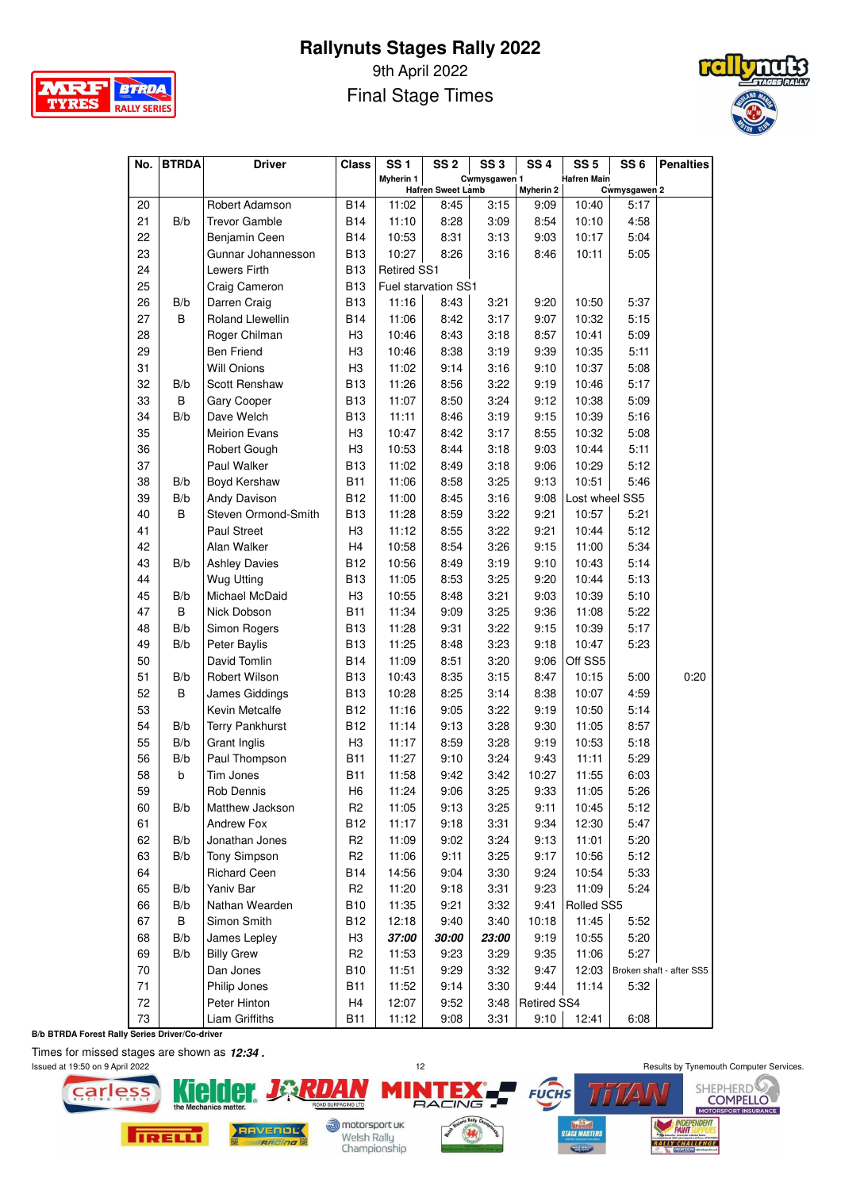# Rallynuts Stages Rally 2022

9th April 2022

Final Stage Times

| No. | BTRDA | Driver | Class | SS 1 | SS 2 | SS 3 | SS 4 | SS 5 | SS 6 | Penalties |
|---|---|---|---|---|---|---|---|---|---|---|
| | | | | Myherin 1 | Hafren Sweet Lamb | Cwmysgawen 1 | Myherin 2 | Hafren Main | Cwmysgawen 2 | |
| 20 | | Robert Adamson | B14 | 11:02 | 8:45 | 3:15 | 9:09 | 10:40 | 5:17 | |
| 21 | B/b | Trevor Gamble | B14 | 11:10 | 8:28 | 3:09 | 8:54 | 10:10 | 4:58 | |
| 22 | | Benjamin Ceen | B14 | 10:53 | 8:31 | 3:13 | 9:03 | 10:17 | 5:04 | |
| 23 | | Gunnar Johannesson | B13 | 10:27 | 8:26 | 3:16 | 8:46 | 10:11 | 5:05 | |
| 24 | | Lewers Firth | B13 | Retired SS1 | | | | | | |
| 25 | | Craig Cameron | B13 | Fuel starvation SS1 | | | | | | |
| 26 | B/b | Darren Craig | B13 | 11:16 | 8:43 | 3:21 | 9:20 | 10:50 | 5:37 | |
| 27 | B | Roland Llewellin | B14 | 11:06 | 8:42 | 3:17 | 9:07 | 10:32 | 5:15 | |
| 28 | | Roger Chilman | H3 | 10:46 | 8:43 | 3:18 | 8:57 | 10:41 | 5:09 | |
| 29 | | Ben Friend | H3 | 10:46 | 8:38 | 3:19 | 9:39 | 10:35 | 5:11 | |
| 31 | | Will Onions | H3 | 11:02 | 9:14 | 3:16 | 9:10 | 10:37 | 5:08 | |
| 32 | B/b | Scott Renshaw | B13 | 11:26 | 8:56 | 3:22 | 9:19 | 10:46 | 5:17 | |
| 33 | B | Gary Cooper | B13 | 11:07 | 8:50 | 3:24 | 9:12 | 10:38 | 5:09 | |
| 34 | B/b | Dave Welch | B13 | 11:11 | 8:46 | 3:19 | 9:15 | 10:39 | 5:16 | |
| 35 | | Meirion Evans | H3 | 10:47 | 8:42 | 3:17 | 8:55 | 10:32 | 5:08 | |
| 36 | | Robert Gough | H3 | 10:53 | 8:44 | 3:18 | 9:03 | 10:44 | 5:11 | |
| 37 | | Paul Walker | B13 | 11:02 | 8:49 | 3:18 | 9:06 | 10:29 | 5:12 | |
| 38 | B/b | Boyd Kershaw | B11 | 11:06 | 8:58 | 3:25 | 9:13 | 10:51 | 5:46 | |
| 39 | B/b | Andy Davison | B12 | 11:00 | 8:45 | 3:16 | 9:08 | Lost wheel SS5 | | |
| 40 | B | Steven Ormond-Smith | B13 | 11:28 | 8:59 | 3:22 | 9:21 | 10:57 | 5:21 | |
| 41 | | Paul Street | H3 | 11:12 | 8:55 | 3:22 | 9:21 | 10:44 | 5:12 | |
| 42 | | Alan Walker | H4 | 10:58 | 8:54 | 3:26 | 9:15 | 11:00 | 5:34 | |
| 43 | B/b | Ashley Davies | B12 | 10:56 | 8:49 | 3:19 | 9:10 | 10:43 | 5:14 | |
| 44 | | Wug Utting | B13 | 11:05 | 8:53 | 3:25 | 9:20 | 10:44 | 5:13 | |
| 45 | B/b | Michael McDaid | H3 | 10:55 | 8:48 | 3:21 | 9:03 | 10:39 | 5:10 | |
| 47 | B | Nick Dobson | B11 | 11:34 | 9:09 | 3:25 | 9:36 | 11:08 | 5:22 | |
| 48 | B/b | Simon Rogers | B13 | 11:28 | 9:31 | 3:22 | 9:15 | 10:39 | 5:17 | |
| 49 | B/b | Peter Baylis | B13 | 11:25 | 8:48 | 3:23 | 9:18 | 10:47 | 5:23 | |
| 50 | | David Tomlin | B14 | 11:09 | 8:51 | 3:20 | 9:06 | Off SS5 | | |
| 51 | B/b | Robert Wilson | B13 | 10:43 | 8:35 | 3:15 | 8:47 | 10:15 | 5:00 | 0:20 |
| 52 | B | James Giddings | B13 | 10:28 | 8:25 | 3:14 | 8:38 | 10:07 | 4:59 | |
| 53 | | Kevin Metcalfe | B12 | 11:16 | 9:05 | 3:22 | 9:19 | 10:50 | 5:14 | |
| 54 | B/b | Terry Pankhurst | B12 | 11:14 | 9:13 | 3:28 | 9:30 | 11:05 | 8:57 | |
| 55 | B/b | Grant Inglis | H3 | 11:17 | 8:59 | 3:28 | 9:19 | 10:53 | 5:18 | |
| 56 | B/b | Paul Thompson | B11 | 11:27 | 9:10 | 3:24 | 9:43 | 11:11 | 5:29 | |
| 58 | b | Tim Jones | B11 | 11:58 | 9:42 | 3:42 | 10:27 | 11:55 | 6:03 | |
| 59 | | Rob Dennis | H6 | 11:24 | 9:06 | 3:25 | 9:33 | 11:05 | 5:26 | |
| 60 | B/b | Matthew Jackson | R2 | 11:05 | 9:13 | 3:25 | 9:11 | 10:45 | 5:12 | |
| 61 | | Andrew Fox | B12 | 11:17 | 9:18 | 3:31 | 9:34 | 12:30 | 5:47 | |
| 62 | B/b | Jonathan Jones | R2 | 11:09 | 9:02 | 3:24 | 9:13 | 11:01 | 5:20 | |
| 63 | B/b | Tony Simpson | R2 | 11:06 | 9:11 | 3:25 | 9:17 | 10:56 | 5:12 | |
| 64 | | Richard Ceen | B14 | 14:56 | 9:04 | 3:30 | 9:24 | 10:54 | 5:33 | |
| 65 | B/b | Yaniv Bar | R2 | 11:20 | 9:18 | 3:31 | 9:23 | 11:09 | 5:24 | |
| 66 | B/b | Nathan Wearden | B10 | 11:35 | 9:21 | 3:32 | 9:41 | Rolled SS5 | | |
| 67 | B | Simon Smith | B12 | 12:18 | 9:40 | 3:40 | 10:18 | 11:45 | 5:52 | |
| 68 | B/b | James Lepley | H3 | ***37:00*** | ***30:00*** | ***23:00*** | 9:19 | 10:55 | 5:20 | |
| 69 | B/b | Billy Grew | R2 | 11:53 | 9:23 | 3:29 | 9:35 | 11:06 | 5:27 | |
| 70 | | Dan Jones | B10 | 11:51 | 9:29 | 3:32 | 9:47 | 12:03 | Broken shaft - after SS5 | |
| 71 | | Philip Jones | B11 | 11:52 | 9:14 | 3:30 | 9:44 | 11:14 | 5:32 | |
| 72 | | Peter Hinton | H4 | 12:07 | 9:52 | 3:48 | Retired SS4 | | | |
| 73 | | Liam Griffiths | B11 | 11:12 | 9:08 | 3:31 | 9:10 | 12:41 | 6:08 | |

**B/b BTRDA Forest Rally Series Driver/Co-driver**

Times for missed stages are shown as ***12:34*.**

Issued at 19:50 on 9 April 2022

Results by Tynemouth Computer Services.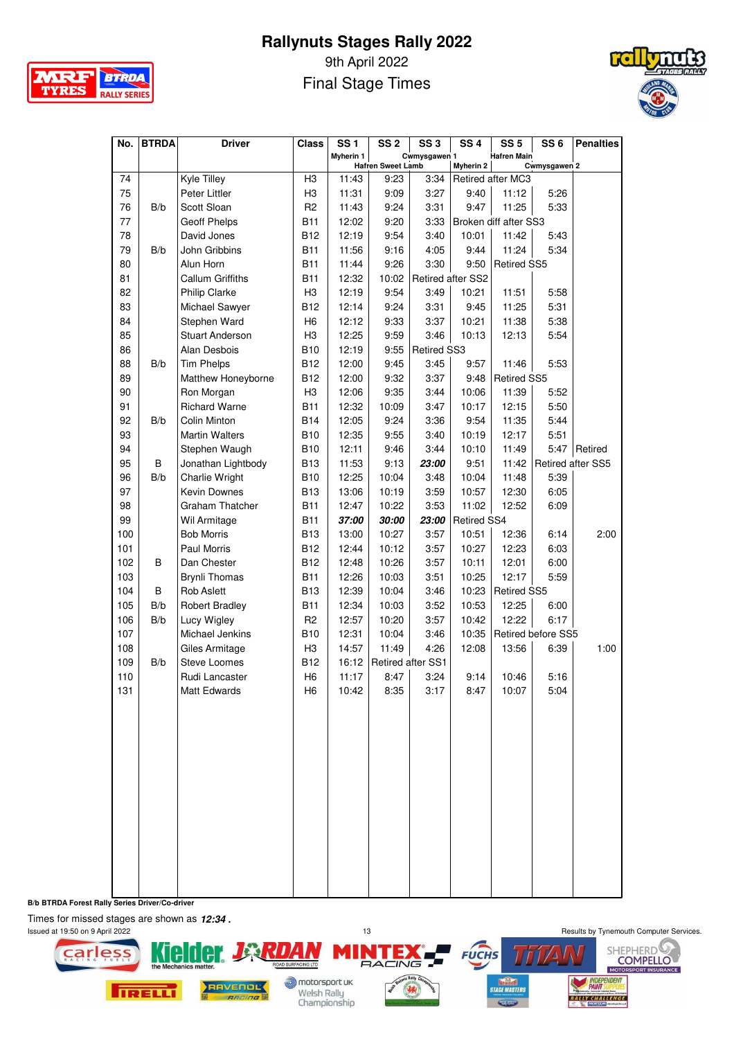# Rallynuts Stages Rally 2022

9th April 2022

Final Stage Times

| No. | BTRDA | Driver | Class | SS 1 Myherin 1 | SS 2 Hafren Sweet Lamb | SS 3 Cwmysgawen 1 | SS 4 Myherin 2 | SS 5 Hafren Main | SS 6 Cwmysgawen 2 | Penalties |
|---|---|---|---|---|---|---|---|---|---|---|
| 74 | | Kyle Tilley | H3 | 11:43 | 9:23 | 3:34 | Retired after MC3 | | | |
| 75 | | Peter Littler | H3 | 11:31 | 9:09 | 3:27 | 9:40 | 11:12 | 5:26 | |
| 76 | B/b | Scott Sloan | R2 | 11:43 | 9:24 | 3:31 | 9:47 | 11:25 | 5:33 | |
| 77 | | Geoff Phelps | B11 | 12:02 | 9:20 | 3:33 | Broken diff after SS3 | | | |
| 78 | | David Jones | B12 | 12:19 | 9:54 | 3:40 | 10:01 | 11:42 | 5:43 | |
| 79 | B/b | John Gribbins | B11 | 11:56 | 9:16 | 4:05 | 9:44 | 11:24 | 5:34 | |
| 80 | | Alun Horn | B11 | 11:44 | 9:26 | 3:30 | 9:50 | Retired SS5 | | |
| 81 | | Callum Griffiths | B11 | 12:32 | 10:02 | Retired after SS2 | | | | |
| 82 | | Philip Clarke | H3 | 12:19 | 9:54 | 3:49 | 10:21 | 11:51 | 5:58 | |
| 83 | | Michael Sawyer | B12 | 12:14 | 9:24 | 3:31 | 9:45 | 11:25 | 5:31 | |
| 84 | | Stephen Ward | H6 | 12:12 | 9:33 | 3:37 | 10:21 | 11:38 | 5:38 | |
| 85 | | Stuart Anderson | H3 | 12:25 | 9:59 | 3:46 | 10:13 | 12:13 | 5:54 | |
| 86 | | Alan Desbois | B10 | 12:19 | 9:55 | Retired SS3 | | | | |
| 88 | B/b | Tim Phelps | B12 | 12:00 | 9:45 | 3:45 | 9:57 | 11:46 | 5:53 | |
| 89 | | Matthew Honeyborne | B12 | 12:00 | 9:32 | 3:37 | 9:48 | Retired SS5 | | |
| 90 | | Ron Morgan | H3 | 12:06 | 9:35 | 3:44 | 10:06 | 11:39 | 5:52 | |
| 91 | | Richard Warne | B11 | 12:32 | 10:09 | 3:47 | 10:17 | 12:15 | 5:50 | |
| 92 | B/b | Colin Minton | B14 | 12:05 | 9:24 | 3:36 | 9:54 | 11:35 | 5:44 | |
| 93 | | Martin Walters | B10 | 12:35 | 9:55 | 3:40 | 10:19 | 12:17 | 5:51 | |
| 94 | | Stephen Waugh | B10 | 12:11 | 9:46 | 3:44 | 10:10 | 11:49 | 5:47 | Retired |
| 95 | B | Jonathan Lightbody | B13 | 11:53 | 9:13 | ***23:00*** | 9:51 | 11:42 | Retired after SS5 | |
| 96 | B/b | Charlie Wright | B10 | 12:25 | 10:04 | 3:48 | 10:04 | 11:48 | 5:39 | |
| 97 | | Kevin Downes | B13 | 13:06 | 10:19 | 3:59 | 10:57 | 12:30 | 6:05 | |
| 98 | | Graham Thatcher | B11 | 12:47 | 10:22 | 3:53 | 11:02 | 12:52 | 6:09 | |
| 99 | | Wil Armitage | B11 | ***37:00*** | ***30:00*** | ***23:00*** | Retired SS4 | | | |
| 100 | | Bob Morris | B13 | 13:00 | 10:27 | 3:57 | 10:51 | 12:36 | 6:14 | 2:00 |
| 101 | | Paul Morris | B12 | 12:44 | 10:12 | 3:57 | 10:27 | 12:23 | 6:03 | |
| 102 | B | Dan Chester | B12 | 12:48 | 10:26 | 3:57 | 10:11 | 12:01 | 6:00 | |
| 103 | | Brynli Thomas | B11 | 12:26 | 10:03 | 3:51 | 10:25 | 12:17 | 5:59 | |
| 104 | B | Rob Aslett | B13 | 12:39 | 10:04 | 3:46 | 10:23 | Retired SS5 | | |
| 105 | B/b | Robert Bradley | B11 | 12:34 | 10:03 | 3:52 | 10:53 | 12:25 | 6:00 | |
| 106 | B/b | Lucy Wigley | R2 | 12:57 | 10:20 | 3:57 | 10:42 | 12:22 | 6:17 | |
| 107 | | Michael Jenkins | B10 | 12:31 | 10:04 | 3:46 | 10:35 | Retired before SS5 | | |
| 108 | | Giles Armitage | H3 | 14:57 | 11:49 | 4:26 | 12:08 | 13:56 | 6:39 | 1:00 |
| 109 | B/b | Steve Loomes | B12 | 16:12 | Retired after SS1 | | | | | |
| 110 | | Rudi Lancaster | H6 | 11:17 | 8:47 | 3:24 | 9:14 | 10:46 | 5:16 | |
| 131 | | Matt Edwards | H6 | 10:42 | 8:35 | 3:17 | 8:47 | 10:07 | 5:04 | |

**B/b BTRDA Forest Rally Series Driver/Co-driver**

Times for missed stages are shown as ***12:34*.**

Issued at 19:50 on 9 April 2022

Results by Tynemouth Computer Services.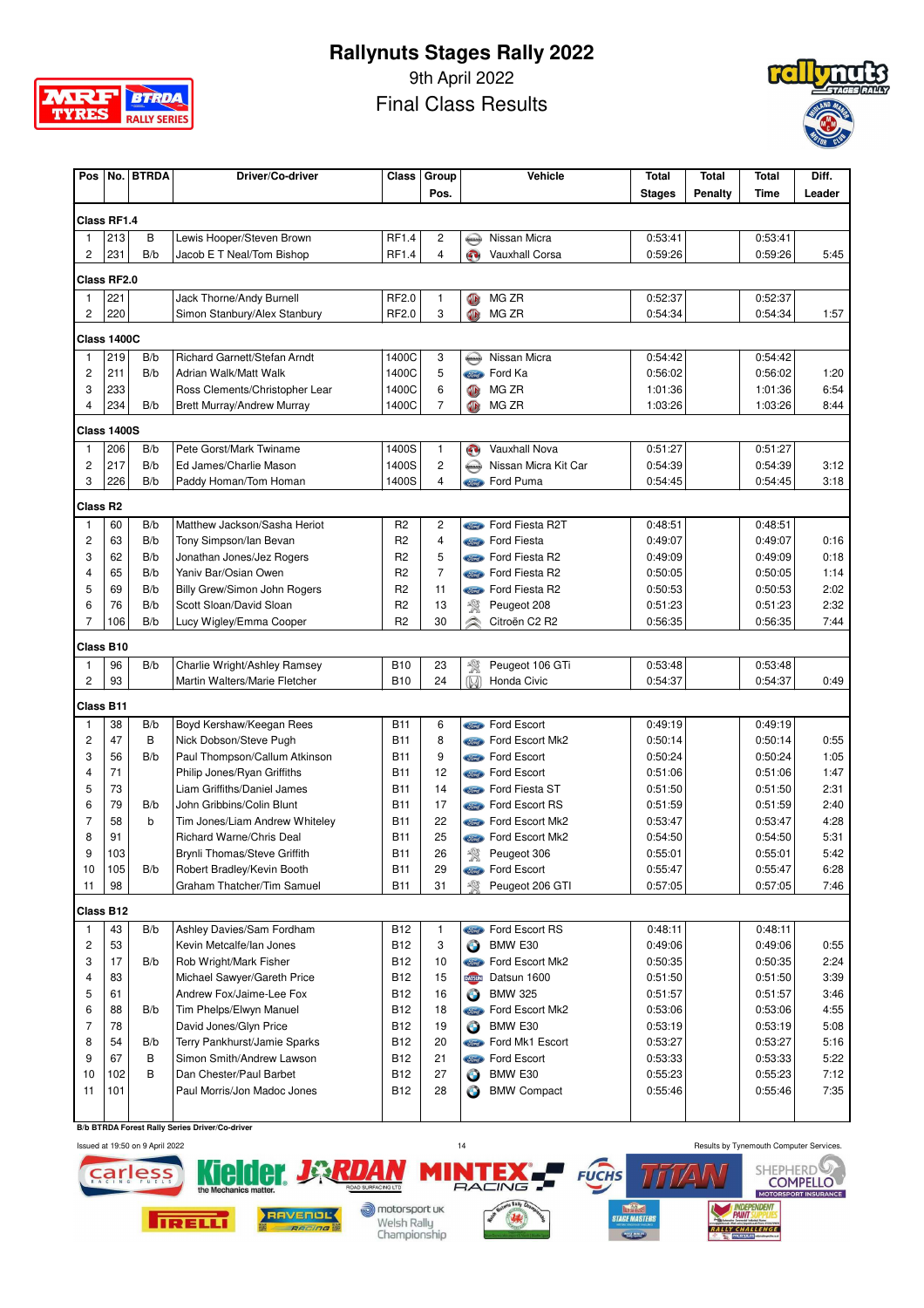# Rallynuts Stages Rally 2022

9th April 2022

Final Class Results

| Pos | No. | BTRDA | Driver/Co-driver | Class | Group Pos. | Vehicle | Total Stages | Total Penalty | Total Time | Diff. Leader |
|---|---|---|---|---|---|---|---|---|---|---|
| **Class RF1.4** | | | | | | | | | | |
| 1 | 213 | B | Lewis Hooper/Steven Brown | RF1.4 | 2 | Nissan Micra | 0:53:41 | | 0:53:41 | |
| 2 | 231 | B/b | Jacob E T Neal/Tom Bishop | RF1.4 | 4 | Vauxhall Corsa | 0:59:26 | | 0:59:26 | 5:45 |
| **Class RF2.0** | | | | | | | | | | |
| 1 | 221 | | Jack Thorne/Andy Burnell | RF2.0 | 1 | MG ZR | 0:52:37 | | 0:52:37 | |
| 2 | 220 | | Simon Stanbury/Alex Stanbury | RF2.0 | 3 | MG ZR | 0:54:34 | | 0:54:34 | 1:57 |
| **Class 1400C** | | | | | | | | | | |
| 1 | 219 | B/b | Richard Garnett/Stefan Arndt | 1400C | 3 | Nissan Micra | 0:54:42 | | 0:54:42 | |
| 2 | 211 | B/b | Adrian Walk/Matt Walk | 1400C | 5 | Ford Ka | 0:56:02 | | 0:56:02 | 1:20 |
| 3 | 233 | | Ross Clements/Christopher Lear | 1400C | 6 | MG ZR | 1:01:36 | | 1:01:36 | 6:54 |
| 4 | 234 | B/b | Brett Murray/Andrew Murray | 1400C | 7 | MG ZR | 1:03:26 | | 1:03:26 | 8:44 |
| **Class 1400S** | | | | | | | | | | |
| 1 | 206 | B/b | Pete Gorst/Mark Twiname | 1400S | 1 | Vauxhall Nova | 0:51:27 | | 0:51:27 | |
| 2 | 217 | B/b | Ed James/Charlie Mason | 1400S | 2 | Nissan Micra Kit Car | 0:54:39 | | 0:54:39 | 3:12 |
| 3 | 226 | B/b | Paddy Homan/Tom Homan | 1400S | 4 | Ford Puma | 0:54:45 | | 0:54:45 | 3:18 |
| **Class R2** | | | | | | | | | | |
| 1 | 60 | B/b | Matthew Jackson/Sasha Heriot | R2 | 2 | Ford Fiesta R2T | 0:48:51 | | 0:48:51 | |
| 2 | 63 | B/b | Tony Simpson/Ian Bevan | R2 | 4 | Ford Fiesta | 0:49:07 | | 0:49:07 | 0:16 |
| 3 | 62 | B/b | Jonathan Jones/Jez Rogers | R2 | 5 | Ford Fiesta R2 | 0:49:09 | | 0:49:09 | 0:18 |
| 4 | 65 | B/b | Yaniv Bar/Osian Owen | R2 | 7 | Ford Fiesta R2 | 0:50:05 | | 0:50:05 | 1:14 |
| 5 | 69 | B/b | Billy Grew/Simon John Rogers | R2 | 11 | Ford Fiesta R2 | 0:50:53 | | 0:50:53 | 2:02 |
| 6 | 76 | B/b | Scott Sloan/David Sloan | R2 | 13 | Peugeot 208 | 0:51:23 | | 0:51:23 | 2:32 |
| 7 | 106 | B/b | Lucy Wigley/Emma Cooper | R2 | 30 | Citroën C2 R2 | 0:56:35 | | 0:56:35 | 7:44 |
| **Class B10** | | | | | | | | | | |
| 1 | 96 | B/b | Charlie Wright/Ashley Ramsey | B10 | 23 | Peugeot 106 GTi | 0:53:48 | | 0:53:48 | |
| 2 | 93 | | Martin Walters/Marie Fletcher | B10 | 24 | Honda Civic | 0:54:37 | | 0:54:37 | 0:49 |
| **Class B11** | | | | | | | | | | |
| 1 | 38 | B/b | Boyd Kershaw/Keegan Rees | B11 | 6 | Ford Escort | 0:49:19 | | 0:49:19 | |
| 2 | 47 | B | Nick Dobson/Steve Pugh | B11 | 8 | Ford Escort Mk2 | 0:50:14 | | 0:50:14 | 0:55 |
| 3 | 56 | B/b | Paul Thompson/Callum Atkinson | B11 | 9 | Ford Escort | 0:50:24 | | 0:50:24 | 1:05 |
| 4 | 71 | | Philip Jones/Ryan Griffiths | B11 | 12 | Ford Escort | 0:51:06 | | 0:51:06 | 1:47 |
| 5 | 73 | | Liam Griffiths/Daniel James | B11 | 14 | Ford Fiesta ST | 0:51:50 | | 0:51:50 | 2:31 |
| 6 | 79 | B/b | John Gribbins/Colin Blunt | B11 | 17 | Ford Escort RS | 0:51:59 | | 0:51:59 | 2:40 |
| 7 | 58 | b | Tim Jones/Liam Andrew Whiteley | B11 | 22 | Ford Escort Mk2 | 0:53:47 | | 0:53:47 | 4:28 |
| 8 | 91 | | Richard Warne/Chris Deal | B11 | 25 | Ford Escort Mk2 | 0:54:50 | | 0:54:50 | 5:31 |
| 9 | 103 | | Brynli Thomas/Steve Griffith | B11 | 26 | Peugeot 306 | 0:55:01 | | 0:55:01 | 5:42 |
| 10 | 105 | B/b | Robert Bradley/Kevin Booth | B11 | 29 | Ford Escort | 0:55:47 | | 0:55:47 | 6:28 |
| 11 | 98 | | Graham Thatcher/Tim Samuel | B11 | 31 | Peugeot 206 GTI | 0:57:05 | | 0:57:05 | 7:46 |
| **Class B12** | | | | | | | | | | |
| 1 | 43 | B/b | Ashley Davies/Sam Fordham | B12 | 1 | Ford Escort RS | 0:48:11 | | 0:48:11 | |
| 2 | 53 | | Kevin Metcalfe/Ian Jones | B12 | 3 | BMW E30 | 0:49:06 | | 0:49:06 | 0:55 |
| 3 | 17 | B/b | Rob Wright/Mark Fisher | B12 | 10 | Ford Escort Mk2 | 0:50:35 | | 0:50:35 | 2:24 |
| 4 | 83 | | Michael Sawyer/Gareth Price | B12 | 15 | Datsun 1600 | 0:51:50 | | 0:51:50 | 3:39 |
| 5 | 61 | | Andrew Fox/Jaime-Lee Fox | B12 | 16 | BMW 325 | 0:51:57 | | 0:51:57 | 3:46 |
| 6 | 88 | B/b | Tim Phelps/Elwyn Manuel | B12 | 18 | Ford Escort Mk2 | 0:53:06 | | 0:53:06 | 4:55 |
| 7 | 78 | | David Jones/Glyn Price | B12 | 19 | BMW E30 | 0:53:19 | | 0:53:19 | 5:08 |
| 8 | 54 | B/b | Terry Pankhurst/Jamie Sparks | B12 | 20 | Ford Mk1 Escort | 0:53:27 | | 0:53:27 | 5:16 |
| 9 | 67 | B | Simon Smith/Andrew Lawson | B12 | 21 | Ford Escort | 0:53:33 | | 0:53:33 | 5:22 |
| 10 | 102 | B | Dan Chester/Paul Barbet | B12 | 27 | BMW E30 | 0:55:23 | | 0:55:23 | 7:12 |
| 11 | 101 | | Paul Morris/Jon Madoc Jones | B12 | 28 | BMW Compact | 0:55:46 | | 0:55:46 | 7:35 |

B/b BTRDA Forest Rally Series Driver/Co-driver

Issued at 19:50 on 9 April 2022

Results by Tynemouth Computer Services.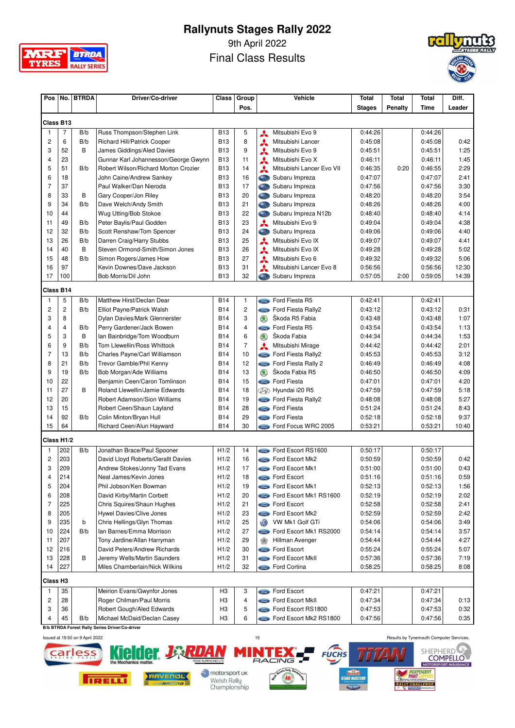# Rallynuts Stages Rally 2022

9th April 2022

Final Class Results

| Pos | No. | BTRDA | Driver/Co-driver | Class | Group Pos. | Vehicle | Total Stages | Total Penalty | Total Time | Diff. Leader |
|---|---|---|---|---|---|---|---|---|---|---|
| **Class B13** | | | | | | | | | | |
| 1 | 7 | B/b | Russ Thompson/Stephen Link | B13 | 5 | Mitsubishi Evo 9 | 0:44:26 | | 0:44:26 | |
| 2 | 6 | B/b | Richard Hill/Patrick Cooper | B13 | 8 | Mitsubishi Lancer | 0:45:08 | | 0:45:08 | 0:42 |
| 3 | 52 | B | James Giddings/Aled Davies | B13 | 9 | Mitsubishi Evo 9 | 0:45:51 | | 0:45:51 | 1:25 |
| 4 | 23 | | Gunnar Karl Johannesson/George Gwynn | B13 | 11 | Mitsubishi Evo X | 0:46:11 | | 0:46:11 | 1:45 |
| 5 | 51 | B/b | Robert Wilson/Richard Morton Crozier | B13 | 14 | Mitsubishi Lancer Evo VII | 0:46:35 | 0:20 | 0:46:55 | 2:29 |
| 6 | 18 | | John Caine/Andrew Sankey | B13 | 16 | Subaru Impreza | 0:47:07 | | 0:47:07 | 2:41 |
| 7 | 37 | | Paul Walker/Dan Nieroda | B13 | 17 | Subaru Impreza | 0:47:56 | | 0:47:56 | 3:30 |
| 8 | 33 | B | Gary Cooper/Jon Riley | B13 | 20 | Subaru Impreza | 0:48:20 | | 0:48:20 | 3:54 |
| 9 | 34 | B/b | Dave Welch/Andy Smith | B13 | 21 | Subaru Impreza | 0:48:26 | | 0:48:26 | 4:00 |
| 10 | 44 | | Wug Utting/Bob Stokoe | B13 | 22 | Subaru Impreza N12b | 0:48:40 | | 0:48:40 | 4:14 |
| 11 | 49 | B/b | Peter Baylis/Paul Godden | B13 | 23 | Mitsubishi Evo 9 | 0:49:04 | | 0:49:04 | 4:38 |
| 12 | 32 | B/b | Scott Renshaw/Tom Spencer | B13 | 24 | Subaru Impreza | 0:49:06 | | 0:49:06 | 4:40 |
| 13 | 26 | B/b | Darren Craig/Harry Stubbs | B13 | 25 | Mitsubishi Evo IX | 0:49:07 | | 0:49:07 | 4:41 |
| 14 | 40 | B | Steven Ormond-Smith/Simon Jones | B13 | 26 | Mitsubishi Evo IX | 0:49:28 | | 0:49:28 | 5:02 |
| 15 | 48 | B/b | Simon Rogers/James How | B13 | 27 | Mitsubishi Evo 6 | 0:49:32 | | 0:49:32 | 5:06 |
| 16 | 97 | | Kevin Downes/Dave Jackson | B13 | 31 | Mitsubishi Lancer Evo 8 | 0:56:56 | | 0:56:56 | 12:30 |
| 17 | 100 | | Bob Morris/Dil John | B13 | 32 | Subaru Impreza | 0:57:05 | 2:00 | 0:59:05 | 14:39 |
| **Class B14** | | | | | | | | | | |
| 1 | 5 | B/b | Matthew Hirst/Declan Dear | B14 | 1 | Ford Fiesta R5 | 0:42:41 | | 0:42:41 | |
| 2 | 2 | B/b | Elliot Payne/Patrick Walsh | B14 | 2 | Ford Fiesta Rally2 | 0:43:12 | | 0:43:12 | 0:31 |
| 3 | 8 | | Dylan Davies/Mark Glennerster | B14 | 3 | Škoda R5 Fabia | 0:43:48 | | 0:43:48 | 1:07 |
| 4 | 4 | B/b | Perry Gardener/Jack Bowen | B14 | 4 | Ford Fiesta R5 | 0:43:54 | | 0:43:54 | 1:13 |
| 5 | 3 | B | Ian Bainbridge/Tom Woodburn | B14 | 6 | Škoda Fabia | 0:44:34 | | 0:44:34 | 1:53 |
| 6 | 9 | B/b | Tom Llewellin/Ross Whittock | B14 | 7 | Mitsubishi Mirage | 0:44:42 | | 0:44:42 | 2:01 |
| 7 | 13 | B/b | Charles Payne/Carl Williamson | B14 | 10 | Ford Fiesta Rally2 | 0:45:53 | | 0:45:53 | 3:12 |
| 8 | 21 | B/b | Trevor Gamble/Phil Kenny | B14 | 12 | Ford Fiesta Rally 2 | 0:46:49 | | 0:46:49 | 4:08 |
| 9 | 19 | B/b | Bob Morgan/Ade Williams | B14 | 13 | Škoda Fabia R5 | 0:46:50 | | 0:46:50 | 4:09 |
| 10 | 22 | | Benjamin Ceen/Caron Tomlinson | B14 | 15 | Ford Fiesta | 0:47:01 | | 0:47:01 | 4:20 |
| 11 | 27 | B | Roland Llewellin/Jamie Edwards | B14 | 18 | Hyundai i20 R5 | 0:47:59 | | 0:47:59 | 5:18 |
| 12 | 20 | | Robert Adamson/Sion Williams | B14 | 19 | Ford Fiesta Rally2 | 0:48:08 | | 0:48:08 | 5:27 |
| 13 | 15 | | Robert Ceen/Shaun Layland | B14 | 28 | Ford Fiesta | 0:51:24 | | 0:51:24 | 8:43 |
| 14 | 92 | B/b | Colin Minton/Bryan Hull | B14 | 29 | Ford Fiesta | 0:52:18 | | 0:52:18 | 9:37 |
| 15 | 64 | | Richard Ceen/Alun Hayward | B14 | 30 | Ford Focus WRC 2005 | 0:53:21 | | 0:53:21 | 10:40 |
| **Class H1/2** | | | | | | | | | | |
| 1 | 202 | B/b | Jonathan Brace/Paul Spooner | H1/2 | 14 | Ford Escort RS1600 | 0:50:17 | | 0:50:17 | |
| 2 | 203 | | David Lloyd Roberts/Gerallt Davies | H1/2 | 16 | Ford Escort Mk2 | 0:50:59 | | 0:50:59 | 0:42 |
| 3 | 209 | | Andrew Stokes/Jonny Tad Evans | H1/2 | 17 | Ford Escort Mk1 | 0:51:00 | | 0:51:00 | 0:43 |
| 4 | 214 | | Neal James/Kevin Jones | H1/2 | 18 | Ford Escort | 0:51:16 | | 0:51:16 | 0:59 |
| 5 | 204 | | Phil Jobson/Ken Bowman | H1/2 | 19 | Ford Escort Mk1 | 0:52:13 | | 0:52:13 | 1:56 |
| 6 | 208 | | David Kirby/Martin Corbett | H1/2 | 20 | Ford Escort Mk1 RS1600 | 0:52:19 | | 0:52:19 | 2:02 |
| 7 | 225 | | Chris Squires/Shaun Hughes | H1/2 | 21 | Ford Escort | 0:52:58 | | 0:52:58 | 2:41 |
| 8 | 205 | | Hywel Davies/Clive Jones | H1/2 | 23 | Ford Escort Mk2 | 0:52:59 | | 0:52:59 | 2:42 |
| 9 | 235 | b | Chris Hellings/Glyn Thomas | H1/2 | 25 | VW Mk1 Golf GTi | 0:54:06 | | 0:54:06 | 3:49 |
| 10 | 224 | B/b | Ian Barnes/Emma Morrison | H1/2 | 27 | Ford Escort Mk1 RS2000 | 0:54:14 | | 0:54:14 | 3:57 |
| 11 | 207 | | Tony Jardine/Allan Harryman | H1/2 | 29 | Hillman Avenger | 0:54:44 | | 0:54:44 | 4:27 |
| 12 | 216 | | David Peters/Andrew Richards | H1/2 | 30 | Ford Escort | 0:55:24 | | 0:55:24 | 5:07 |
| 13 | 228 | B | Jeremy Wells/Martin Saunders | H1/2 | 31 | Ford Escort MkII | 0:57:36 | | 0:57:36 | 7:19 |
| 14 | 227 | | Miles Chamberlain/Nick Wilkins | H1/2 | 32 | Ford Cortina | 0:58:25 | | 0:58:25 | 8:08 |
| **Class H3** | | | | | | | | | | |
| 1 | 35 | | Meirion Evans/Gwynfor Jones | H3 | 3 | Ford Escort | 0:47:21 | | 0:47:21 | |
| 2 | 28 | | Roger Chilman/Paul Morris | H3 | 4 | Ford Escort MkII | 0:47:34 | | 0:47:34 | 0:13 |
| 3 | 36 | | Robert Gough/Aled Edwards | H3 | 5 | Ford Escort RS1800 | 0:47:53 | | 0:47:53 | 0:32 |
| 4 | 45 | B/b | Michael McDaid/Declan Casey | H3 | 6 | Ford Escort Mk2 RS1800 | 0:47:56 | | 0:47:56 | 0:35 |

**B/b BTRDA Forest Rally Series Driver/Co-driver**

Issued at 19:50 on 9 April 2022

Results by Tynemouth Computer Services.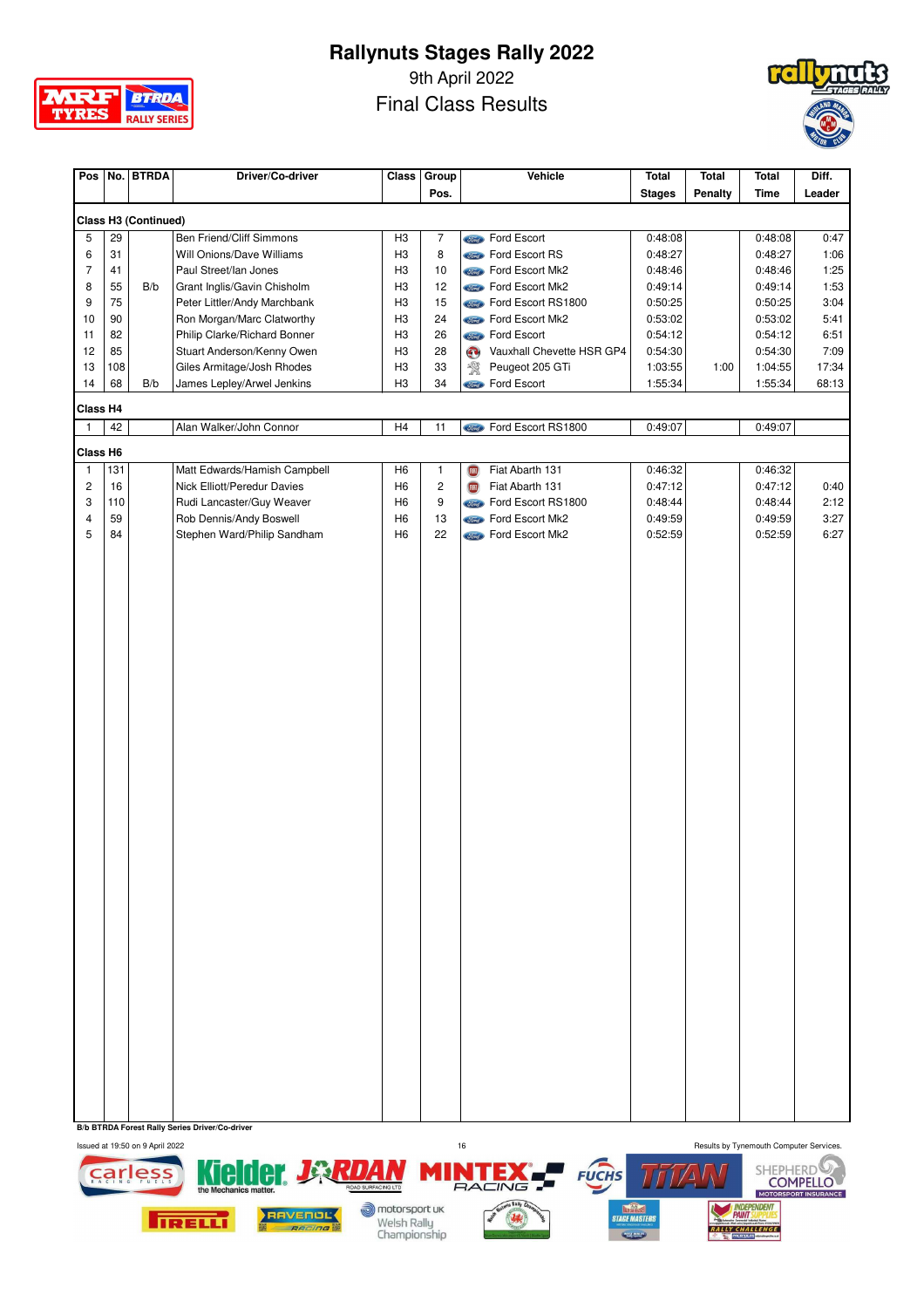# Rallynuts Stages Rally 2022

9th April 2022

Final Class Results

| Pos | No. | BTRDA | Driver/Co-driver | Class | Group Pos. | Vehicle | Total Stages | Total Penalty | Total Time | Diff. Leader |
|---|---|---|---|---|---|---|---|---|---|---|
| **Class H3 (Continued)** | | | | | | | | | | |
| 5 | 29 | | Ben Friend/Cliff Simmons | H3 | 7 | Ford Escort | 0:48:08 | | 0:48:08 | 0:47 |
| 6 | 31 | | Will Onions/Dave Williams | H3 | 8 | Ford Escort RS | 0:48:27 | | 0:48:27 | 1:06 |
| 7 | 41 | | Paul Street/Ian Jones | H3 | 10 | Ford Escort Mk2 | 0:48:46 | | 0:48:46 | 1:25 |
| 8 | 55 | B/b | Grant Inglis/Gavin Chisholm | H3 | 12 | Ford Escort Mk2 | 0:49:14 | | 0:49:14 | 1:53 |
| 9 | 75 | | Peter Littler/Andy Marchbank | H3 | 15 | Ford Escort RS1800 | 0:50:25 | | 0:50:25 | 3:04 |
| 10 | 90 | | Ron Morgan/Marc Clatworthy | H3 | 24 | Ford Escort Mk2 | 0:53:02 | | 0:53:02 | 5:41 |
| 11 | 82 | | Philip Clarke/Richard Bonner | H3 | 26 | Ford Escort | 0:54:12 | | 0:54:12 | 6:51 |
| 12 | 85 | | Stuart Anderson/Kenny Owen | H3 | 28 | Vauxhall Chevette HSR GP4 | 0:54:30 | | 0:54:30 | 7:09 |
| 13 | 108 | | Giles Armitage/Josh Rhodes | H3 | 33 | Peugeot 205 GTi | 1:03:55 | 1:00 | 1:04:55 | 17:34 |
| 14 | 68 | B/b | James Lepley/Arwel Jenkins | H3 | 34 | Ford Escort | 1:55:34 | | 1:55:34 | 68:13 |
| **Class H4** | | | | | | | | | | |
| 1 | 42 | | Alan Walker/John Connor | H4 | 11 | Ford Escort RS1800 | 0:49:07 | | 0:49:07 | |
| **Class H6** | | | | | | | | | | |
| 1 | 131 | | Matt Edwards/Hamish Campbell | H6 | 1 | Fiat Abarth 131 | 0:46:32 | | 0:46:32 | |
| 2 | 16 | | Nick Elliott/Peredur Davies | H6 | 2 | Fiat Abarth 131 | 0:47:12 | | 0:47:12 | 0:40 |
| 3 | 110 | | Rudi Lancaster/Guy Weaver | H6 | 9 | Ford Escort RS1800 | 0:48:44 | | 0:48:44 | 2:12 |
| 4 | 59 | | Rob Dennis/Andy Boswell | H6 | 13 | Ford Escort Mk2 | 0:49:59 | | 0:49:59 | 3:27 |
| 5 | 84 | | Stephen Ward/Philip Sandham | H6 | 22 | Ford Escort Mk2 | 0:52:59 | | 0:52:59 | 6:27 |

**B/b BTRDA Forest Rally Series Driver/Co-driver**

Issued at 19:50 on 9 April 2022

Results by Tynemouth Computer Services.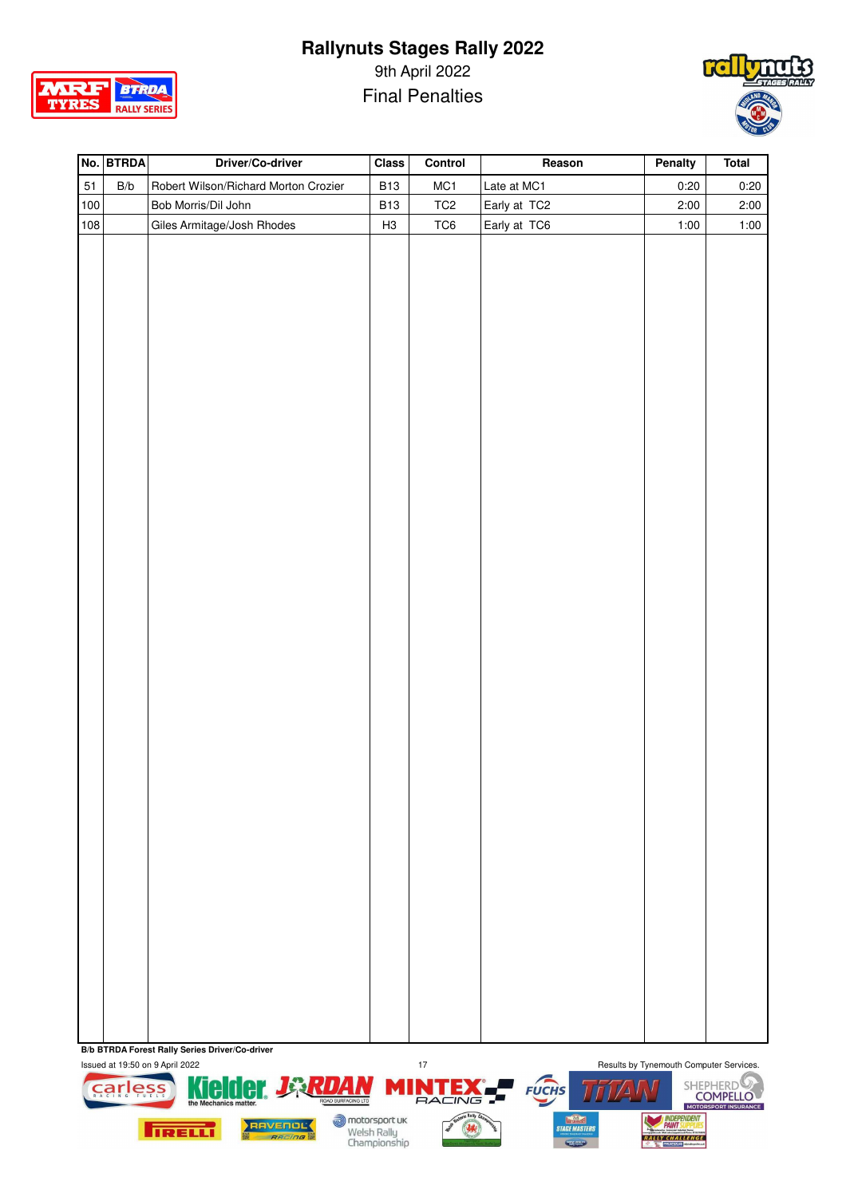# Rallynuts Stages Rally 2022

9th April 2022

Final Penalties

| No. | BTRDA | Driver/Co-driver | Class | Control | Reason | Penalty | Total |
|---|---|---|---|---|---|---|---|
| 51 | B/b | Robert Wilson/Richard Morton Crozier | B13 | MC1 | Late at MC1 | 0:20 | 0:20 |
| 100 | | Bob Morris/Dil John | B13 | TC2 | Early at TC2 | 2:00 | 2:00 |
| 108 | | Giles Armitage/Josh Rhodes | H3 | TC6 | Early at TC6 | 1:00 | 1:00 |

**B/b BTRDA Forest Rally Series Driver/Co-driver**

Issued at 19:50 on 9 April 2022

Results by Tynemouth Computer Services.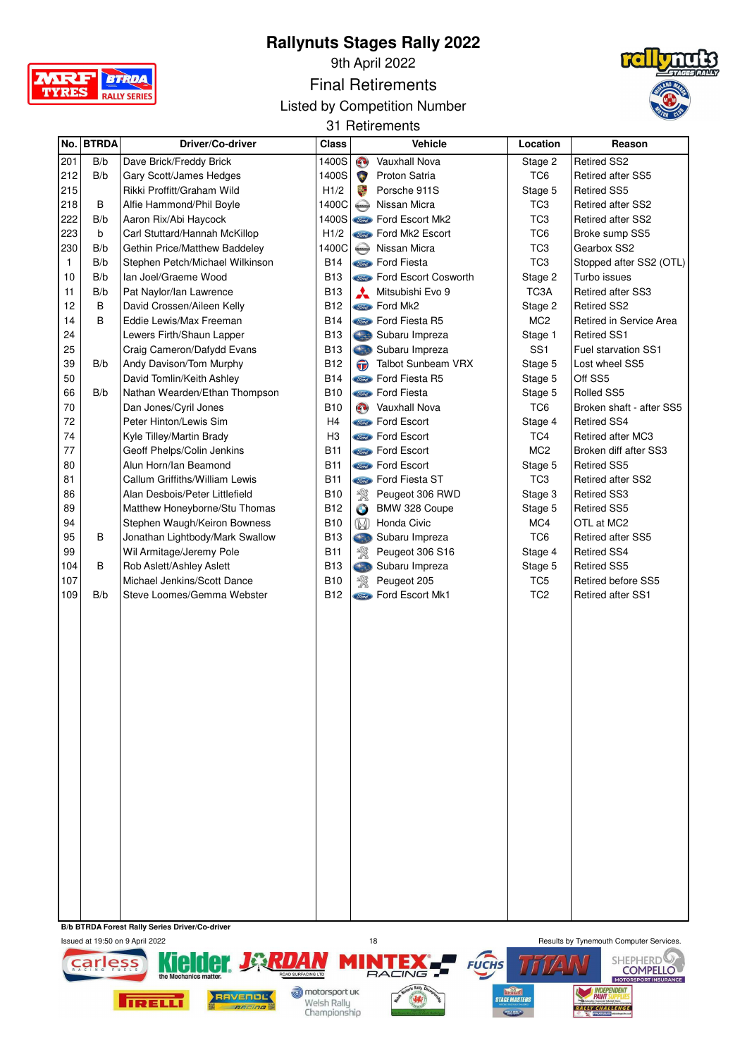# Rallynuts Stages Rally 2022

9th April 2022

## Final Retirements

Listed by Competition Number

31 Retirements

| No. | BTRDA | Driver/Co-driver | Class | Vehicle | Location | Reason |
|---|---|---|---|---|---|---|
| 201 | B/b | Dave Brick/Freddy Brick | 1400S | Vauxhall Nova | Stage 2 | Retired SS2 |
| 212 | B/b | Gary Scott/James Hedges | 1400S | Proton Satria | TC6 | Retired after SS5 |
| 215 | | Rikki Proffitt/Graham Wild | H1/2 | Porsche 911S | Stage 5 | Retired SS5 |
| 218 | B | Alfie Hammond/Phil Boyle | 1400C | Nissan Micra | TC3 | Retired after SS2 |
| 222 | B/b | Aaron Rix/Abi Haycock | 1400S | Ford Escort Mk2 | TC3 | Retired after SS2 |
| 223 | b | Carl Stuttard/Hannah McKillop | H1/2 | Ford Mk2 Escort | TC6 | Broke sump SS5 |
| 230 | B/b | Gethin Price/Matthew Baddeley | 1400C | Nissan Micra | TC3 | Gearbox SS2 |
| 1 | B/b | Stephen Petch/Michael Wilkinson | B14 | Ford Fiesta | TC3 | Stopped after SS2 (OTL) |
| 10 | B/b | Ian Joel/Graeme Wood | B13 | Ford Escort Cosworth | Stage 2 | Turbo issues |
| 11 | B/b | Pat Naylor/Ian Lawrence | B13 | Mitsubishi Evo 9 | TC3A | Retired after SS3 |
| 12 | B | David Crossen/Aileen Kelly | B12 | Ford Mk2 | Stage 2 | Retired SS2 |
| 14 | B | Eddie Lewis/Max Freeman | B14 | Ford Fiesta R5 | MC2 | Retired in Service Area |
| 24 | | Lewers Firth/Shaun Lapper | B13 | Subaru Impreza | Stage 1 | Retired SS1 |
| 25 | | Craig Cameron/Dafydd Evans | B13 | Subaru Impreza | SS1 | Fuel starvation SS1 |
| 39 | B/b | Andy Davison/Tom Murphy | B12 | Talbot Sunbeam VRX | Stage 5 | Lost wheel SS5 |
| 50 | | David Tomlin/Keith Ashley | B14 | Ford Fiesta R5 | Stage 5 | Off SS5 |
| 66 | B/b | Nathan Wearden/Ethan Thompson | B10 | Ford Fiesta | Stage 5 | Rolled SS5 |
| 70 | | Dan Jones/Cyril Jones | B10 | Vauxhall Nova | TC6 | Broken shaft - after SS5 |
| 72 | | Peter Hinton/Lewis Sim | H4 | Ford Escort | Stage 4 | Retired SS4 |
| 74 | | Kyle Tilley/Martin Brady | H3 | Ford Escort | TC4 | Retired after MC3 |
| 77 | | Geoff Phelps/Colin Jenkins | B11 | Ford Escort | MC2 | Broken diff after SS3 |
| 80 | | Alun Horn/Ian Beamond | B11 | Ford Escort | Stage 5 | Retired SS5 |
| 81 | | Callum Griffiths/William Lewis | B11 | Ford Fiesta ST | TC3 | Retired after SS2 |
| 86 | | Alan Desbois/Peter Littlefield | B10 | Peugeot 306 RWD | Stage 3 | Retired SS3 |
| 89 | | Matthew Honeyborne/Stu Thomas | B12 | BMW 328 Coupe | Stage 5 | Retired SS5 |
| 94 | | Stephen Waugh/Keiron Bowness | B10 | Honda Civic | MC4 | OTL at MC2 |
| 95 | B | Jonathan Lightbody/Mark Swallow | B13 | Subaru Impreza | TC6 | Retired after SS5 |
| 99 | | Wil Armitage/Jeremy Pole | B11 | Peugeot 306 S16 | Stage 4 | Retired SS4 |
| 104 | B | Rob Aslett/Ashley Aslett | B13 | Subaru Impreza | Stage 5 | Retired SS5 |
| 107 | | Michael Jenkins/Scott Dance | B10 | Peugeot 205 | TC5 | Retired before SS5 |
| 109 | B/b | Steve Loomes/Gemma Webster | B12 | Ford Escort Mk1 | TC2 | Retired after SS1 |

B/b BTRDA Forest Rally Series Driver/Co-driver

Issued at 19:50 on 9 April 2022

Results by Tynemouth Computer Services.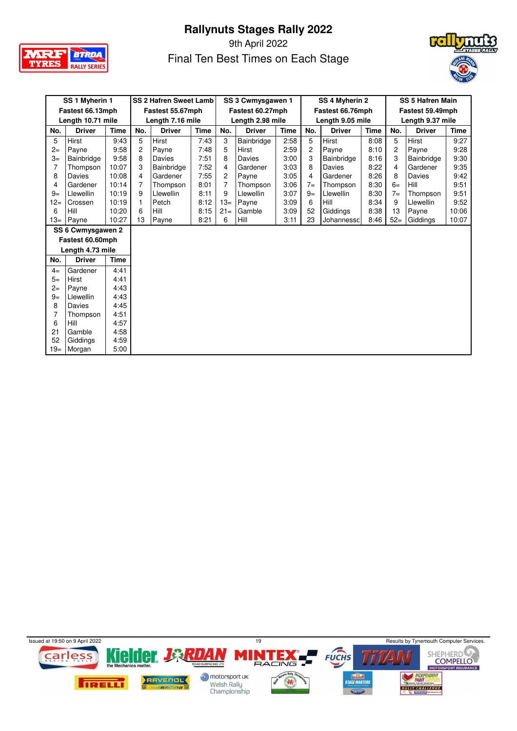# Rallynuts Stages Rally 2022

9th April 2022

Final Ten Best Times on Each Stage

| SS 1 Myherin 1 Fastest 66.13mph Length 10.71 mile | | | SS 2 Hafren Sweet Lamb Fastest 55.67mph Length 7.16 mile | | | SS 3 Cwmysgawen 1 Fastest 60.27mph Length 2.98 mile | | | SS 4 Myherin 2 Fastest 66.76mph Length 9.05 mile | | | SS 5 Hafren Main Fastest 59.49mph Length 9.37 mile | | |
|---|---|---|---|---|---|---|---|---|---|---|---|---|---|---|
| No. | Driver | Time | No. | Driver | Time | No. | Driver | Time | No. | Driver | Time | No. | Driver | Time |
| 5 | Hirst | 9:43 | 5 | Hirst | 7:43 | 3 | Bainbridge | 2:58 | 5 | Hirst | 8:08 | 5 | Hirst | 9:27 |
| 2= | Payne | 9:58 | 2 | Payne | 7:48 | 5 | Hirst | 2:59 | 2 | Payne | 8:10 | 2 | Payne | 9:28 |
| 3= | Bainbridge | 9:58 | 8 | Davies | 7:51 | 8 | Davies | 3:00 | 3 | Bainbridge | 8:16 | 3 | Bainbridge | 9:30 |
| 7 | Thompson | 10:07 | 3 | Bainbridge | 7:52 | 4 | Gardener | 3:03 | 8 | Davies | 8:22 | 4 | Gardener | 9:35 |
| 8 | Davies | 10:08 | 4 | Gardener | 7:55 | 2 | Payne | 3:05 | 4 | Gardener | 8:26 | 8 | Davies | 9:42 |
| 4 | Gardener | 10:14 | 7 | Thompson | 8:01 | 7 | Thompson | 3:06 | 7= | Thompson | 8:30 | 6= | Hill | 9:51 |
| 9= | Llewellin | 10:19 | 9 | Llewellin | 8:11 | 9 | Llewellin | 3:07 | 9= | Llewellin | 8:30 | 7= | Thompson | 9:51 |
| 12= | Crossen | 10:19 | 1 | Petch | 8:12 | 13= | Payne | 3:09 | 6 | Hill | 8:34 | 9 | Llewellin | 9:52 |
| 6 | Hill | 10:20 | 6 | Hill | 8:15 | 21= | Gamble | 3:09 | 52 | Giddings | 8:38 | 13 | Payne | 10:06 |
| 13= | Payne | 10:27 | 13 | Payne | 8:21 | 6 | Hill | 3:11 | 23 | Johannessc | 8:46 | 52= | Giddings | 10:07 |

| SS 6 Cwmysgawen 2 Fastest 60.60mph Length 4.73 mile | | |
|---|---|---|
| No. | Driver | Time |
| 4= | Gardener | 4:41 |
| 5= | Hirst | 4:41 |
| 2= | Payne | 4:43 |
| 9= | Llewellin | 4:43 |
| 8 | Davies | 4:45 |
| 7 | Thompson | 4:51 |
| 6 | Hill | 4:57 |
| 21 | Gamble | 4:58 |
| 52 | Giddings | 4:59 |
| 19= | Morgan | 5:00 |

Issued at 19:50 on 9 April 2022

Results by Tynemouth Computer Services.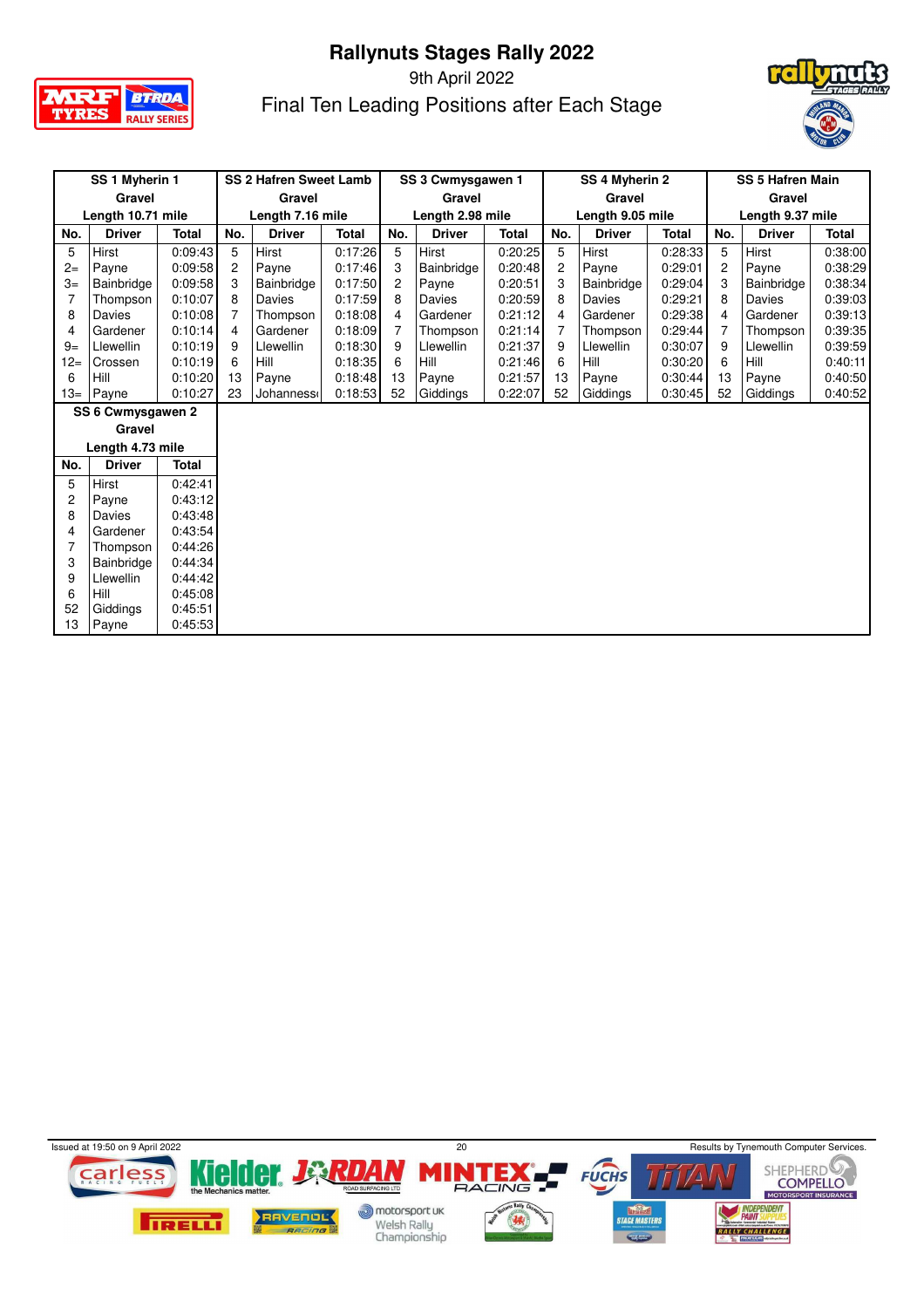# Rallynuts Stages Rally 2022

9th April 2022

## Final Ten Leading Positions after Each Stage

| SS 1 Myherin 1 Gravel Length 10.71 mile | | | SS 2 Hafren Sweet Lamb Gravel Length 7.16 mile | | | SS 3 Cwmysgawen 1 Gravel Length 2.98 mile | | | SS 4 Myherin 2 Gravel Length 9.05 mile | | | SS 5 Hafren Main Gravel Length 9.37 mile | | |
|---|---|---|---|---|---|---|---|---|---|---|---|---|---|---|
| No. | Driver | Total | No. | Driver | Total | No. | Driver | Total | No. | Driver | Total | No. | Driver | Total |
| 5 | Hirst | 0:09:43 | 5 | Hirst | 0:17:26 | 5 | Hirst | 0:20:25 | 5 | Hirst | 0:28:33 | 5 | Hirst | 0:38:00 |
| 2= | Payne | 0:09:58 | 2 | Payne | 0:17:46 | 3 | Bainbridge | 0:20:48 | 2 | Payne | 0:29:01 | 2 | Payne | 0:38:29 |
| 3= | Bainbridge | 0:09:58 | 3 | Bainbridge | 0:17:50 | 2 | Payne | 0:20:51 | 3 | Bainbridge | 0:29:04 | 3 | Bainbridge | 0:38:34 |
| 7 | Thompson | 0:10:07 | 8 | Davies | 0:17:59 | 8 | Davies | 0:20:59 | 8 | Davies | 0:29:21 | 8 | Davies | 0:39:03 |
| 8 | Davies | 0:10:08 | 7 | Thompson | 0:18:08 | 4 | Gardener | 0:21:12 | 4 | Gardener | 0:29:38 | 4 | Gardener | 0:39:13 |
| 4 | Gardener | 0:10:14 | 4 | Gardener | 0:18:09 | 7 | Thompson | 0:21:14 | 7 | Thompson | 0:29:44 | 7 | Thompson | 0:39:35 |
| 9= | Llewellin | 0:10:19 | 9 | Llewellin | 0:18:30 | 9 | Llewellin | 0:21:37 | 9 | Llewellin | 0:30:07 | 9 | Llewellin | 0:39:59 |
| 12= | Crossen | 0:10:19 | 6 | Hill | 0:18:35 | 6 | Hill | 0:21:46 | 6 | Hill | 0:30:20 | 6 | Hill | 0:40:11 |
| 6 | Hill | 0:10:20 | 13 | Payne | 0:18:48 | 13 | Payne | 0:21:57 | 13 | Payne | 0:30:44 | 13 | Payne | 0:40:50 |
| 13= | Payne | 0:10:27 | 23 | Johanness | 0:18:53 | 52 | Giddings | 0:22:07 | 52 | Giddings | 0:30:45 | 52 | Giddings | 0:40:52 |

| SS 6 Cwmysgawen 2 Gravel Length 4.73 mile | | |
|---|---|---|
| No. | Driver | Total |
| 5 | Hirst | 0:42:41 |
| 2 | Payne | 0:43:12 |
| 8 | Davies | 0:43:48 |
| 4 | Gardener | 0:43:54 |
| 7 | Thompson | 0:44:26 |
| 3 | Bainbridge | 0:44:34 |
| 9 | Llewellin | 0:44:42 |
| 6 | Hill | 0:45:08 |
| 52 | Giddings | 0:45:51 |
| 13 | Payne | 0:45:53 |

Issued at 19:50 on 9 April 2022

Results by Tynemouth Computer Services.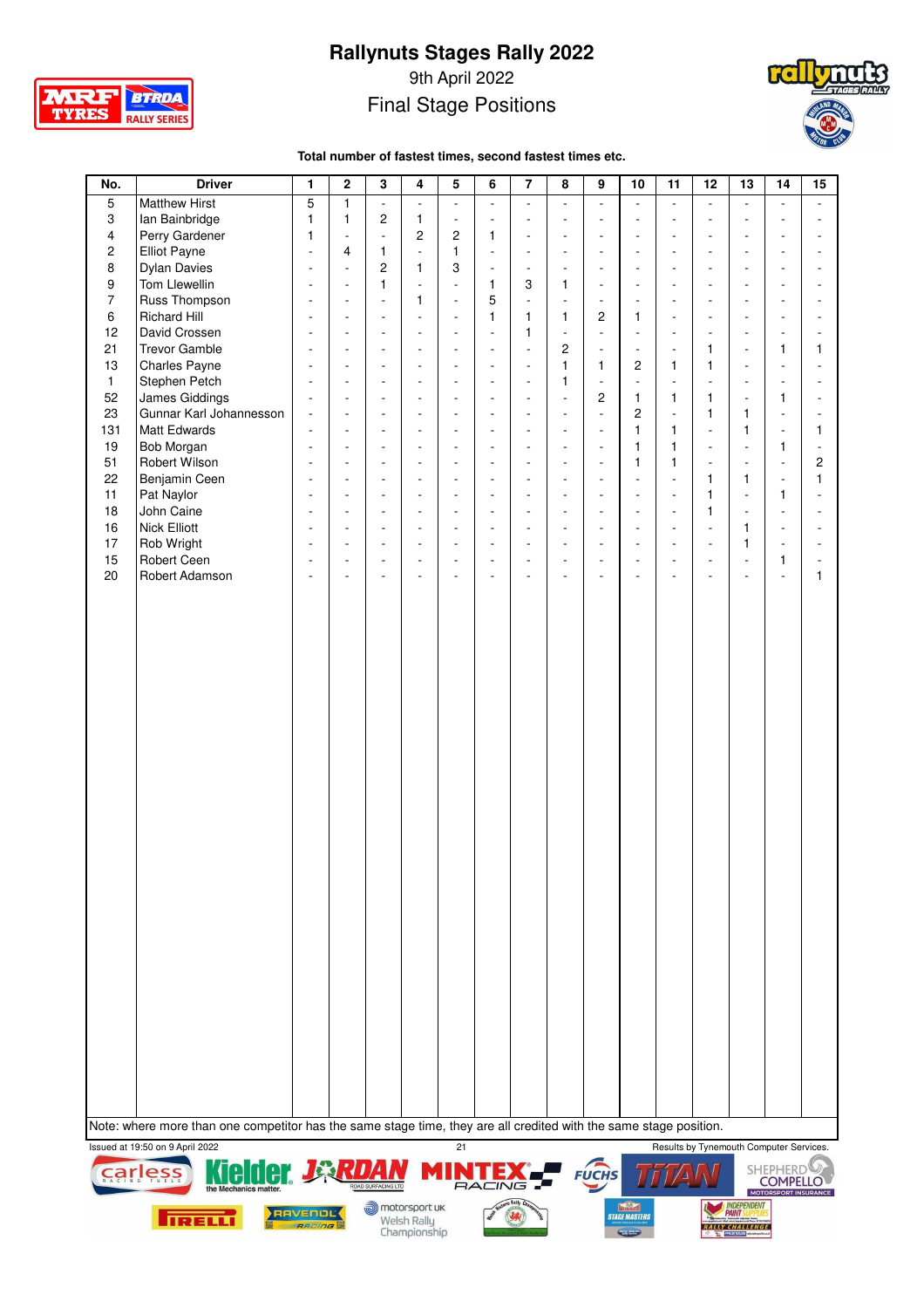# Rallynuts Stages Rally 2022

9th April 2022

Final Stage Positions

**Total number of fastest times, second fastest times etc.**

| No. | Driver | 1 | 2 | 3 | 4 | 5 | 6 | 7 | 8 | 9 | 10 | 11 | 12 | 13 | 14 | 15 |
|---|---|---|---|---|---|---|---|---|---|---|---|---|---|---|---|---|
| 5 | Matthew Hirst | 5 | 1 | - | - | - | - | - | - | - | - | - | - | - | - | - |
| 3 | Ian Bainbridge | 1 | 1 | 2 | 1 | - | - | - | - | - | - | - | - | - | - | - |
| 4 | Perry Gardener | 1 | - | - | 2 | 2 | 1 | - | - | - | - | - | - | - | - | - |
| 2 | Elliot Payne | - | 4 | 1 | - | 1 | - | - | - | - | - | - | - | - | - | - |
| 8 | Dylan Davies | - | - | 2 | 1 | 3 | - | - | - | - | - | - | - | - | - | - |
| 9 | Tom Llewellin | - | - | 1 | - | - | 1 | 3 | 1 | - | - | - | - | - | - | - |
| 7 | Russ Thompson | - | - | - | 1 | - | 5 | - | - | - | - | - | - | - | - | - |
| 6 | Richard Hill | - | - | - | - | - | 1 | 1 | 1 | 2 | 1 | - | - | - | - | - |
| 12 | David Crossen | - | - | - | - | - | - | 1 | - | - | - | - | - | - | - | - |
| 21 | Trevor Gamble | - | - | - | - | - | - | - | 2 | - | - | - | 1 | - | 1 | 1 |
| 13 | Charles Payne | - | - | - | - | - | - | - | 1 | 1 | 2 | 1 | 1 | - | - | - |
| 1 | Stephen Petch | - | - | - | - | - | - | - | 1 | - | - | - | - | - | - | - |
| 52 | James Giddings | - | - | - | - | - | - | - | - | 2 | 1 | 1 | 1 | - | 1 | - |
| 23 | Gunnar Karl Johannesson | - | - | - | - | - | - | - | - | - | 2 | - | 1 | 1 | - | - |
| 131 | Matt Edwards | - | - | - | - | - | - | - | - | - | 1 | 1 | - | 1 | - | 1 |
| 19 | Bob Morgan | - | - | - | - | - | - | - | - | - | 1 | 1 | - | - | 1 | - |
| 51 | Robert Wilson | - | - | - | - | - | - | - | - | - | 1 | 1 | - | - | - | 2 |
| 22 | Benjamin Ceen | - | - | - | - | - | - | - | - | - | - | - | 1 | 1 | - | 1 |
| 11 | Pat Naylor | - | - | - | - | - | - | - | - | - | - | - | 1 | - | 1 | - |
| 18 | John Caine | - | - | - | - | - | - | - | - | - | - | - | 1 | - | - | - |
| 16 | Nick Elliott | - | - | - | - | - | - | - | - | - | - | - | - | 1 | - | - |
| 17 | Rob Wright | - | - | - | - | - | - | - | - | - | - | - | - | 1 | - | - |
| 15 | Robert Ceen | - | - | - | - | - | - | - | - | - | - | - | - | - | 1 | - |
| 20 | Robert Adamson | - | - | - | - | - | - | - | - | - | - | - | - | - | - | 1 |

Note: where more than one competitor has the same stage time, they are all credited with the same stage position.

Issued at 19:50 on 9 April 2022

Results by Tynemouth Computer Services.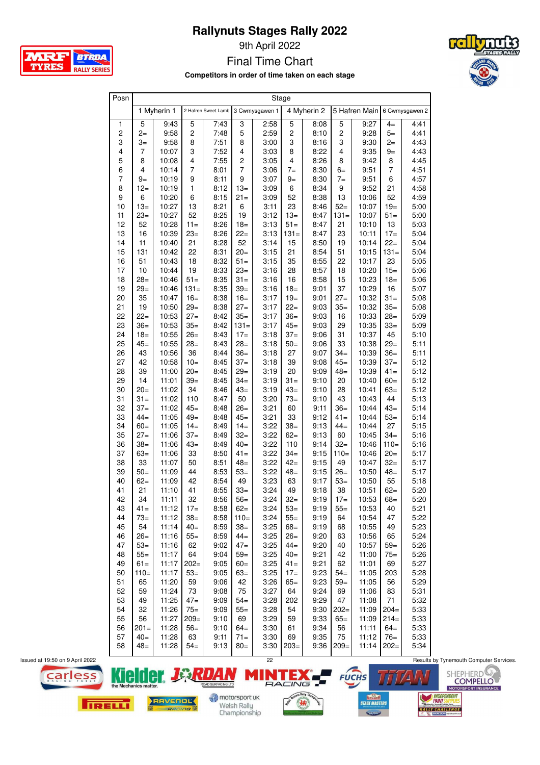# Rallynuts Stages Rally 2022

9th April 2022

Final Time Chart

**Competitors in order of time taken on each stage**

| Posn | 1 Myherin 1 | | 2 Hafren Sweet Lamb | | 3 Cwmysgawen 1 | | 4 Myherin 2 | | 5 Hafren Main | | 6 Cwmysgawen 2 | |
|---|---|---|---|---|---|---|---|---|---|---|---|---|
| 1 | 5 | 9:43 | 5 | 7:43 | 3 | 2:58 | 5 | 8:08 | 5 | 9:27 | 4= | 4:41 |
| 2 | 2= | 9:58 | 2 | 7:48 | 5 | 2:59 | 2 | 8:10 | 2 | 9:28 | 5= | 4:41 |
| 3 | 3= | 9:58 | 8 | 7:51 | 8 | 3:00 | 3 | 8:16 | 3 | 9:30 | 2= | 4:43 |
| 4 | 7 | 10:07 | 3 | 7:52 | 4 | 3:03 | 8 | 8:22 | 4 | 9:35 | 9= | 4:43 |
| 5 | 8 | 10:08 | 4 | 7:55 | 2 | 3:05 | 4 | 8:26 | 8 | 9:42 | 8 | 4:45 |
| 6 | 4 | 10:14 | 7 | 8:01 | 7 | 3:06 | 7= | 8:30 | 6= | 9:51 | 7 | 4:51 |
| 7 | 9= | 10:19 | 9 | 8:11 | 9 | 3:07 | 9= | 8:30 | 7= | 9:51 | 6 | 4:57 |
| 8 | 12= | 10:19 | 1 | 8:12 | 13= | 3:09 | 6 | 8:34 | 9 | 9:52 | 21 | 4:58 |
| 9 | 6 | 10:20 | 6 | 8:15 | 21= | 3:09 | 52 | 8:38 | 13 | 10:06 | 52 | 4:59 |
| 10 | 13= | 10:27 | 13 | 8:21 | 6 | 3:11 | 23 | 8:46 | 52= | 10:07 | 19= | 5:00 |
| 11 | 23= | 10:27 | 52 | 8:25 | 19 | 3:12 | 13= | 8:47 | 131= | 10:07 | 51= | 5:00 |
| 12 | 52 | 10:28 | 11= | 8:26 | 18= | 3:13 | 51= | 8:47 | 21 | 10:10 | 13 | 5:03 |
| 13 | 16 | 10:39 | 23= | 8:26 | 22= | 3:13 | 131= | 8:47 | 23 | 10:11 | 17= | 5:04 |
| 14 | 11 | 10:40 | 21 | 8:28 | 52 | 3:14 | 15 | 8:50 | 19 | 10:14 | 22= | 5:04 |
| 15 | 131 | 10:42 | 22 | 8:31 | 20= | 3:15 | 21 | 8:54 | 51 | 10:15 | 131= | 5:04 |
| 16 | 51 | 10:43 | 18 | 8:32 | 51= | 3:15 | 35 | 8:55 | 22 | 10:17 | 23 | 5:05 |
| 17 | 10 | 10:44 | 19 | 8:33 | 23= | 3:16 | 28 | 8:57 | 18 | 10:20 | 15= | 5:06 |
| 18 | 28= | 10:46 | 51= | 8:35 | 31= | 3:16 | 16 | 8:58 | 15 | 10:23 | 18= | 5:06 |
| 19 | 29= | 10:46 | 131= | 8:35 | 39= | 3:16 | 18= | 9:01 | 37 | 10:29 | 16 | 5:07 |
| 20 | 35 | 10:47 | 16= | 8:38 | 16= | 3:17 | 19= | 9:01 | 27= | 10:32 | 31= | 5:08 |
| 21 | 19 | 10:50 | 29= | 8:38 | 27= | 3:17 | 22= | 9:03 | 35= | 10:32 | 35= | 5:08 |
| 22 | 22= | 10:53 | 27= | 8:42 | 35= | 3:17 | 36= | 9:03 | 16 | 10:33 | 28= | 5:09 |
| 23 | 36= | 10:53 | 35= | 8:42 | 131= | 3:17 | 45= | 9:03 | 29 | 10:35 | 33= | 5:09 |
| 24 | 18= | 10:55 | 26= | 8:43 | 17= | 3:18 | 37= | 9:06 | 31 | 10:37 | 45 | 5:10 |
| 25 | 45= | 10:55 | 28= | 8:43 | 28= | 3:18 | 50= | 9:06 | 33 | 10:38 | 29= | 5:11 |
| 26 | 43 | 10:56 | 36 | 8:44 | 36= | 3:18 | 27 | 9:07 | 34= | 10:39 | 36= | 5:11 |
| 27 | 42 | 10:58 | 10= | 8:45 | 37= | 3:18 | 39 | 9:08 | 45= | 10:39 | 37= | 5:12 |
| 28 | 39 | 11:00 | 20= | 8:45 | 29= | 3:19 | 20 | 9:09 | 48= | 10:39 | 41= | 5:12 |
| 29 | 14 | 11:01 | 39= | 8:45 | 34= | 3:19 | 31= | 9:10 | 20 | 10:40 | 60= | 5:12 |
| 30 | 20= | 11:02 | 34 | 8:46 | 43= | 3:19 | 43= | 9:10 | 28 | 10:41 | 63= | 5:12 |
| 31 | 31= | 11:02 | 110 | 8:47 | 50 | 3:20 | 73= | 9:10 | 43 | 10:43 | 44 | 5:13 |
| 32 | 37= | 11:02 | 45= | 8:48 | 26= | 3:21 | 60 | 9:11 | 36= | 10:44 | 43= | 5:14 |
| 33 | 44= | 11:05 | 49= | 8:48 | 45= | 3:21 | 33 | 9:12 | 41= | 10:44 | 53= | 5:14 |
| 34 | 60= | 11:05 | 14= | 8:49 | 14= | 3:22 | 38= | 9:13 | 44= | 10:44 | 27 | 5:15 |
| 35 | 27= | 11:06 | 37= | 8:49 | 32= | 3:22 | 62= | 9:13 | 60 | 10:45 | 34= | 5:16 |
| 36 | 38= | 11:06 | 43= | 8:49 | 40= | 3:22 | 110 | 9:14 | 32= | 10:46 | 110= | 5:16 |
| 37 | 63= | 11:06 | 33 | 8:50 | 41= | 3:22 | 34= | 9:15 | 110= | 10:46 | 20= | 5:17 |
| 38 | 33 | 11:07 | 50 | 8:51 | 48= | 3:22 | 42= | 9:15 | 49 | 10:47 | 32= | 5:17 |
| 39 | 50= | 11:09 | 44 | 8:53 | 53= | 3:22 | 48= | 9:15 | 26= | 10:50 | 48= | 5:17 |
| 40 | 62= | 11:09 | 42 | 8:54 | 49 | 3:23 | 63 | 9:17 | 53= | 10:50 | 55 | 5:18 |
| 41 | 21 | 11:10 | 41 | 8:55 | 33= | 3:24 | 49 | 9:18 | 38 | 10:51 | 62= | 5:20 |
| 42 | 34 | 11:11 | 32 | 8:56 | 56= | 3:24 | 32= | 9:19 | 17= | 10:53 | 68= | 5:20 |
| 43 | 41= | 11:12 | 17= | 8:58 | 62= | 3:24 | 53= | 9:19 | 55= | 10:53 | 40 | 5:21 |
| 44 | 73= | 11:12 | 38= | 8:58 | 110= | 3:24 | 55= | 9:19 | 64 | 10:54 | 47 | 5:22 |
| 45 | 54 | 11:14 | 40= | 8:59 | 38= | 3:25 | 68= | 9:19 | 68 | 10:55 | 49 | 5:23 |
| 46 | 26= | 11:16 | 55= | 8:59 | 44= | 3:25 | 26= | 9:20 | 63 | 10:56 | 65 | 5:24 |
| 47 | 53= | 11:16 | 62 | 9:02 | 47= | 3:25 | 44= | 9:20 | 40 | 10:57 | 59= | 5:26 |
| 48 | 55= | 11:17 | 64 | 9:04 | 59= | 3:25 | 40= | 9:21 | 42 | 11:00 | 75= | 5:26 |
| 49 | 61= | 11:17 | 202= | 9:05 | 60= | 3:25 | 41= | 9:21 | 62 | 11:01 | 69 | 5:27 |
| 50 | 110= | 11:17 | 53= | 9:05 | 63= | 3:25 | 17= | 9:23 | 54= | 11:05 | 203 | 5:28 |
| 51 | 65 | 11:20 | 59 | 9:06 | 42 | 3:26 | 65= | 9:23 | 59= | 11:05 | 56 | 5:29 |
| 52 | 59 | 11:24 | 73 | 9:08 | 75 | 3:27 | 64 | 9:24 | 69 | 11:06 | 83 | 5:31 |
| 53 | 49 | 11:25 | 47= | 9:09 | 54= | 3:28 | 202 | 9:29 | 47 | 11:08 | 71 | 5:32 |
| 54 | 32 | 11:26 | 75= | 9:09 | 55= | 3:28 | 54 | 9:30 | 202= | 11:09 | 204= | 5:33 |
| 55 | 56 | 11:27 | 209= | 9:10 | 69 | 3:29 | 59 | 9:33 | 65= | 11:09 | 214= | 5:33 |
| 56 | 201= | 11:28 | 56= | 9:10 | 64= | 3:30 | 61 | 9:34 | 56 | 11:11 | 64= | 5:33 |
| 57 | 40= | 11:28 | 63 | 9:11 | 71= | 3:30 | 69 | 9:35 | 75 | 11:12 | 76= | 5:33 |
| 58 | 48= | 11:28 | 54= | 9:13 | 80= | 3:30 | 203= | 9:36 | 209= | 11:14 | 202= | 5:34 |

Issued at 19:50 on 9 April 2022

Results by Tynemouth Computer Services.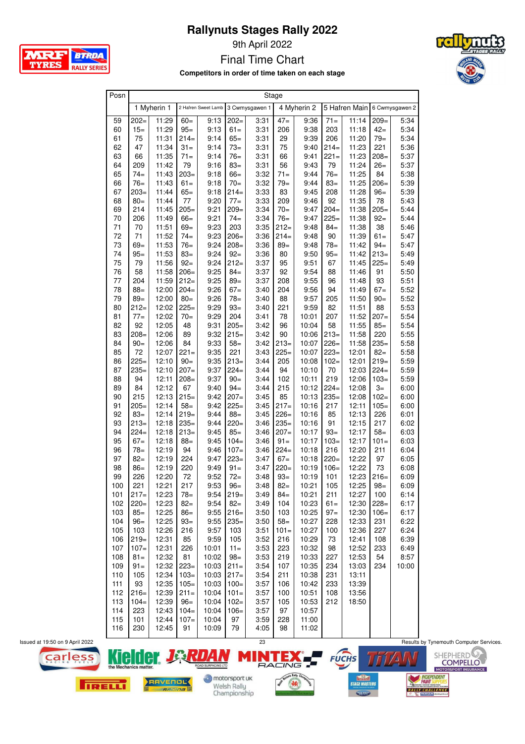# Rallynuts Stages Rally 2022

9th April 2022

## Final Time Chart

**Competitors in order of time taken on each stage**

| Posn | 1 Myherin 1 | | 2 Hafren Sweet Lamb | | 3 Cwmysgawen 1 | | 4 Myherin 2 | | 5 Hafren Main | | 6 Cwmysgawen 2 | |
|---|---|---|---|---|---|---|---|---|---|---|---|---|
| 59 | 202= | 11:29 | 60= | 9:13 | 202= | 3:31 | 47= | 9:36 | 71= | 11:14 | 209= | 5:34 |
| 60 | 15= | 11:29 | 95= | 9:13 | 61= | 3:31 | 206 | 9:38 | 203 | 11:18 | 42= | 5:34 |
| 61 | 75 | 11:31 | 214= | 9:14 | 65= | 3:31 | 29 | 9:39 | 206 | 11:20 | 79= | 5:34 |
| 62 | 47 | 11:34 | 31= | 9:14 | 73= | 3:31 | 75 | 9:40 | 214= | 11:23 | 221 | 5:36 |
| 63 | 66 | 11:35 | 71= | 9:14 | 76= | 3:31 | 66 | 9:41 | 221= | 11:23 | 208= | 5:37 |
| 64 | 209 | 11:42 | 79 | 9:16 | 83= | 3:31 | 56 | 9:43 | 79 | 11:24 | 26= | 5:37 |
| 65 | 74= | 11:43 | 203= | 9:18 | 66= | 3:32 | 71= | 9:44 | 76= | 11:25 | 84 | 5:38 |
| 66 | 76= | 11:43 | 61= | 9:18 | 70= | 3:32 | 79= | 9:44 | 83= | 11:25 | 206= | 5:39 |
| 67 | 203= | 11:44 | 65= | 9:18 | 214= | 3:33 | 83 | 9:45 | 208 | 11:28 | 96= | 5:39 |
| 68 | 80= | 11:44 | 77 | 9:20 | 77= | 3:33 | 209 | 9:46 | 92 | 11:35 | 78 | 5:43 |
| 69 | 214 | 11:45 | 205= | 9:21 | 209= | 3:34 | 70= | 9:47 | 204= | 11:38 | 205= | 5:44 |
| 70 | 206 | 11:49 | 66= | 9:21 | 74= | 3:34 | 76= | 9:47 | 225= | 11:38 | 92= | 5:44 |
| 71 | 70 | 11:51 | 69= | 9:23 | 203 | 3:35 | 212= | 9:48 | 84= | 11:38 | 38 | 5:46 |
| 72 | 71 | 11:52 | 74= | 9:23 | 206= | 3:36 | 214= | 9:48 | 90 | 11:39 | 61= | 5:47 |
| 73 | 69= | 11:53 | 76= | 9:24 | 208= | 3:36 | 89= | 9:48 | 78= | 11:42 | 94= | 5:47 |
| 74 | 95= | 11:53 | 83= | 9:24 | 92= | 3:36 | 80 | 9:50 | 95= | 11:42 | 213= | 5:49 |
| 75 | 79 | 11:56 | 92= | 9:24 | 212= | 3:37 | 95 | 9:51 | 67 | 11:45 | 225= | 5:49 |
| 76 | 58 | 11:58 | 206= | 9:25 | 84= | 3:37 | 92 | 9:54 | 88 | 11:46 | 91 | 5:50 |
| 77 | 204 | 11:59 | 212= | 9:25 | 89= | 3:37 | 208 | 9:55 | 96 | 11:48 | 93 | 5:51 |
| 78 | 88= | 12:00 | 204= | 9:26 | 67= | 3:40 | 204 | 9:56 | 94 | 11:49 | 67= | 5:52 |
| 79 | 89= | 12:00 | 80= | 9:26 | 78= | 3:40 | 88 | 9:57 | 205 | 11:50 | 90= | 5:52 |
| 80 | 212= | 12:02 | 225= | 9:29 | 93= | 3:40 | 221 | 9:59 | 82 | 11:51 | 88 | 5:53 |
| 81 | 77= | 12:02 | 70= | 9:29 | 204 | 3:41 | 78 | 10:01 | 207 | 11:52 | 207= | 5:54 |
| 82 | 92 | 12:05 | 48 | 9:31 | 205= | 3:42 | 96 | 10:04 | 58 | 11:55 | 85= | 5:54 |
| 83 | 208= | 12:06 | 89 | 9:32 | 215= | 3:42 | 90 | 10:06 | 213= | 11:58 | 220 | 5:55 |
| 84 | 90= | 12:06 | 84 | 9:33 | 58= | 3:42 | 213= | 10:07 | 226= | 11:58 | 235= | 5:58 |
| 85 | 72 | 12:07 | 221= | 9:35 | 221 | 3:43 | 225= | 10:07 | 223= | 12:01 | 82= | 5:58 |
| 86 | 225= | 12:10 | 90= | 9:35 | 213= | 3:44 | 205 | 10:08 | 102= | 12:01 | 219= | 5:59 |
| 87 | 235= | 12:10 | 207= | 9:37 | 224= | 3:44 | 94 | 10:10 | 70 | 12:03 | 224= | 5:59 |
| 88 | 94 | 12:11 | 208= | 9:37 | 90= | 3:44 | 102 | 10:11 | 219 | 12:06 | 103= | 5:59 |
| 89 | 84 | 12:12 | 67 | 9:40 | 94= | 3:44 | 215 | 10:12 | 224= | 12:08 | 3= | 6:00 |
| 90 | 215 | 12:13 | 215= | 9:42 | 207= | 3:45 | 85 | 10:13 | 235= | 12:08 | 102= | 6:00 |
| 91 | 205= | 12:14 | 58= | 9:42 | 225= | 3:45 | 217= | 10:16 | 217 | 12:11 | 105= | 6:00 |
| 92 | 83= | 12:14 | 219= | 9:44 | 88= | 3:45 | 226= | 10:16 | 85 | 12:13 | 226 | 6:01 |
| 93 | 213= | 12:18 | 235= | 9:44 | 220= | 3:46 | 235= | 10:16 | 91 | 12:15 | 217 | 6:02 |
| 94 | 224= | 12:18 | 213= | 9:45 | 85= | 3:46 | 207= | 10:17 | 93= | 12:17 | 58= | 6:03 |
| 95 | 67= | 12:18 | 88= | 9:45 | 104= | 3:46 | 91= | 10:17 | 103= | 12:17 | 101= | 6:03 |
| 96 | 78= | 12:19 | 94 | 9:46 | 107= | 3:46 | 224= | 10:18 | 216 | 12:20 | 211 | 6:04 |
| 97 | 82= | 12:19 | 224 | 9:47 | 223= | 3:47 | 67= | 10:18 | 220= | 12:22 | 97 | 6:05 |
| 98 | 86= | 12:19 | 220 | 9:49 | 91= | 3:47 | 220= | 10:19 | 106= | 12:22 | 73 | 6:08 |
| 99 | 226 | 12:20 | 72 | 9:52 | 72= | 3:48 | 93= | 10:19 | 101 | 12:23 | 216= | 6:09 |
| 100 | 221 | 12:21 | 217 | 9:53 | 96= | 3:48 | 82= | 10:21 | 105 | 12:25 | 98= | 6:09 |
| 101 | 217= | 12:23 | 78= | 9:54 | 219= | 3:49 | 84= | 10:21 | 211 | 12:27 | 100 | 6:14 |
| 102 | 220= | 12:23 | 82= | 9:54 | 82= | 3:49 | 104 | 10:23 | 61= | 12:30 | 228= | 6:17 |
| 103 | 85= | 12:25 | 86= | 9:55 | 216= | 3:50 | 103 | 10:25 | 97= | 12:30 | 106= | 6:17 |
| 104 | 96= | 12:25 | 93= | 9:55 | 235= | 3:50 | 58= | 10:27 | 228 | 12:33 | 231 | 6:22 |
| 105 | 103 | 12:26 | 216 | 9:57 | 103 | 3:51 | 101= | 10:27 | 100 | 12:36 | 227 | 6:24 |
| 106 | 219= | 12:31 | 85 | 9:59 | 105 | 3:52 | 216 | 10:29 | 73 | 12:41 | 108 | 6:39 |
| 107 | 107= | 12:31 | 226 | 10:01 | 11= | 3:53 | 223 | 10:32 | 98 | 12:52 | 233 | 6:49 |
| 108 | 81= | 12:32 | 81 | 10:02 | 98= | 3:53 | 219 | 10:33 | 227 | 12:53 | 54 | 8:57 |
| 109 | 91= | 12:32 | 223= | 10:03 | 211= | 3:54 | 107 | 10:35 | 234 | 13:03 | 234 | 10:00 |
| 110 | 105 | 12:34 | 103= | 10:03 | 217= | 3:54 | 211 | 10:38 | 231 | 13:11 | | |
| 111 | 93 | 12:35 | 105= | 10:03 | 100= | 3:57 | 106 | 10:42 | 233 | 13:39 | | |
| 112 | 216= | 12:39 | 211= | 10:04 | 101= | 3:57 | 100 | 10:51 | 108 | 13:56 | | |
| 113 | 104= | 12:39 | 96= | 10:04 | 102= | 3:57 | 105 | 10:53 | 212 | 18:50 | | |
| 114 | 223 | 12:43 | 104= | 10:04 | 106= | 3:57 | 97 | 10:57 | | | | |
| 115 | 101 | 12:44 | 107= | 10:04 | 97 | 3:59 | 228 | 11:00 | | | | |
| 116 | 230 | 12:45 | 91 | 10:09 | 79 | 4:05 | 98 | 11:02 | | | | |

Issued at 19:50 on 9 April 2022

Results by Tynemouth Computer Services.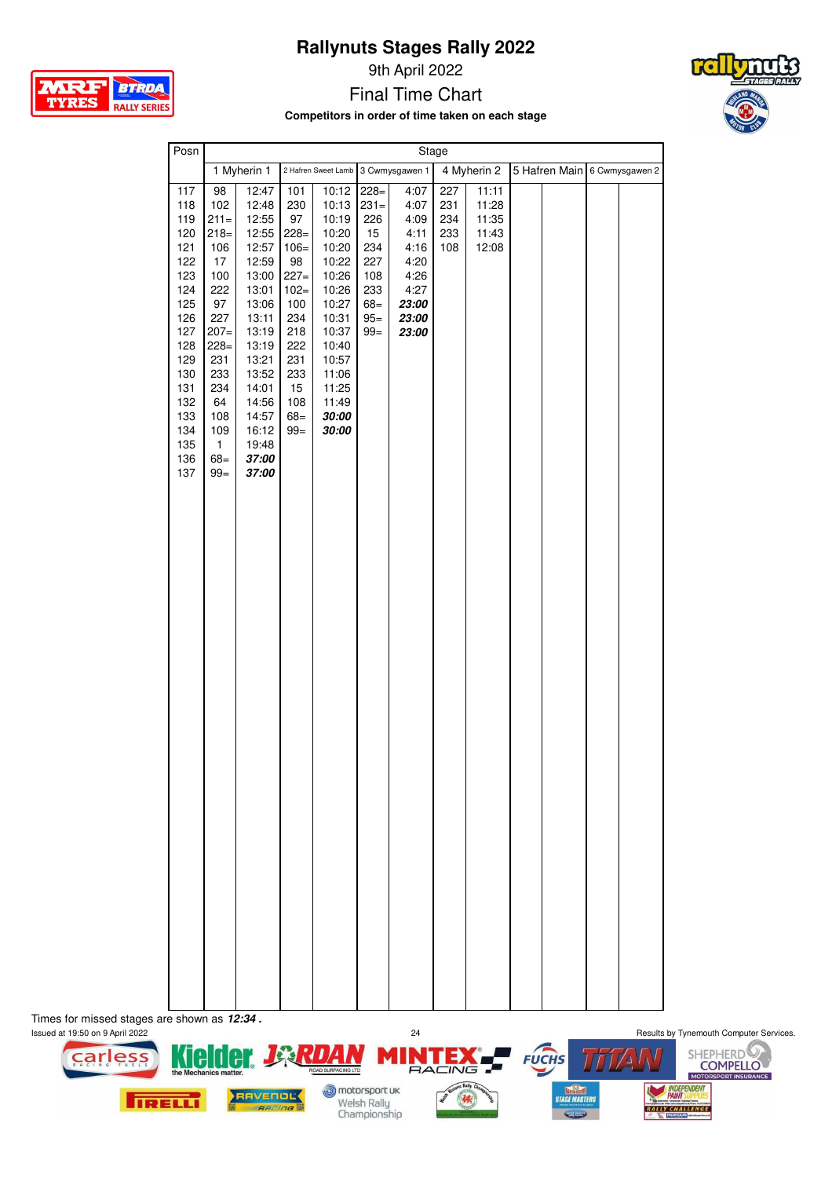# Rallynuts Stages Rally 2022

9th April 2022

Final Time Chart

**Competitors in order of time taken on each stage**

| Posn | 1 Myherin 1 | | 2 Hafren Sweet Lamb | | 3 Cwmysgawen 1 | | 4 Myherin 2 | | 5 Hafren Main | | 6 Cwmysgawen 2 | |
|---|---|---|---|---|---|---|---|---|---|---|---|---|
| 117 | 98 | 12:47 | 101 | 10:12 | 228= | 4:07 | 227 | 11:11 | | | | |
| 118 | 102 | 12:48 | 230 | 10:13 | 231= | 4:07 | 231 | 11:28 | | | | |
| 119 | 211= | 12:55 | 97 | 10:19 | 226 | 4:09 | 234 | 11:35 | | | | |
| 120 | 218= | 12:55 | 228= | 10:20 | 15 | 4:11 | 233 | 11:43 | | | | |
| 121 | 106 | 12:57 | 106= | 10:20 | 234 | 4:16 | 108 | 12:08 | | | | |
| 122 | 17 | 12:59 | 98 | 10:22 | 227 | 4:20 | | | | | | |
| 123 | 100 | 13:00 | 227= | 10:26 | 108 | 4:26 | | | | | | |
| 124 | 222 | 13:01 | 102= | 10:26 | 233 | 4:27 | | | | | | |
| 125 | 97 | 13:06 | 100 | 10:27 | 68= | ***23:00*** | | | | | | |
| 126 | 227 | 13:11 | 234 | 10:31 | 95= | ***23:00*** | | | | | | |
| 127 | 207= | 13:19 | 218 | 10:37 | 99= | ***23:00*** | | | | | | |
| 128 | 228= | 13:19 | 222 | 10:40 | | | | | | | | |
| 129 | 231 | 13:21 | 231 | 10:57 | | | | | | | | |
| 130 | 233 | 13:52 | 233 | 11:06 | | | | | | | | |
| 131 | 234 | 14:01 | 15 | 11:25 | | | | | | | | |
| 132 | 64 | 14:56 | 108 | 11:49 | | | | | | | | |
| 133 | 108 | 14:57 | 68= | ***30:00*** | | | | | | | | |
| 134 | 109 | 16:12 | 99= | ***30:00*** | | | | | | | | |
| 135 | 1 | 19:48 | | | | | | | | | | |
| 136 | 68= | ***37:00*** | | | | | | | | | | |
| 137 | 99= | ***37:00*** | | | | | | | | | | |

Times for missed stages are shown as ***12:34 .***

Issued at 19:50 on 9 April 2022

Results by Tynemouth Computer Services.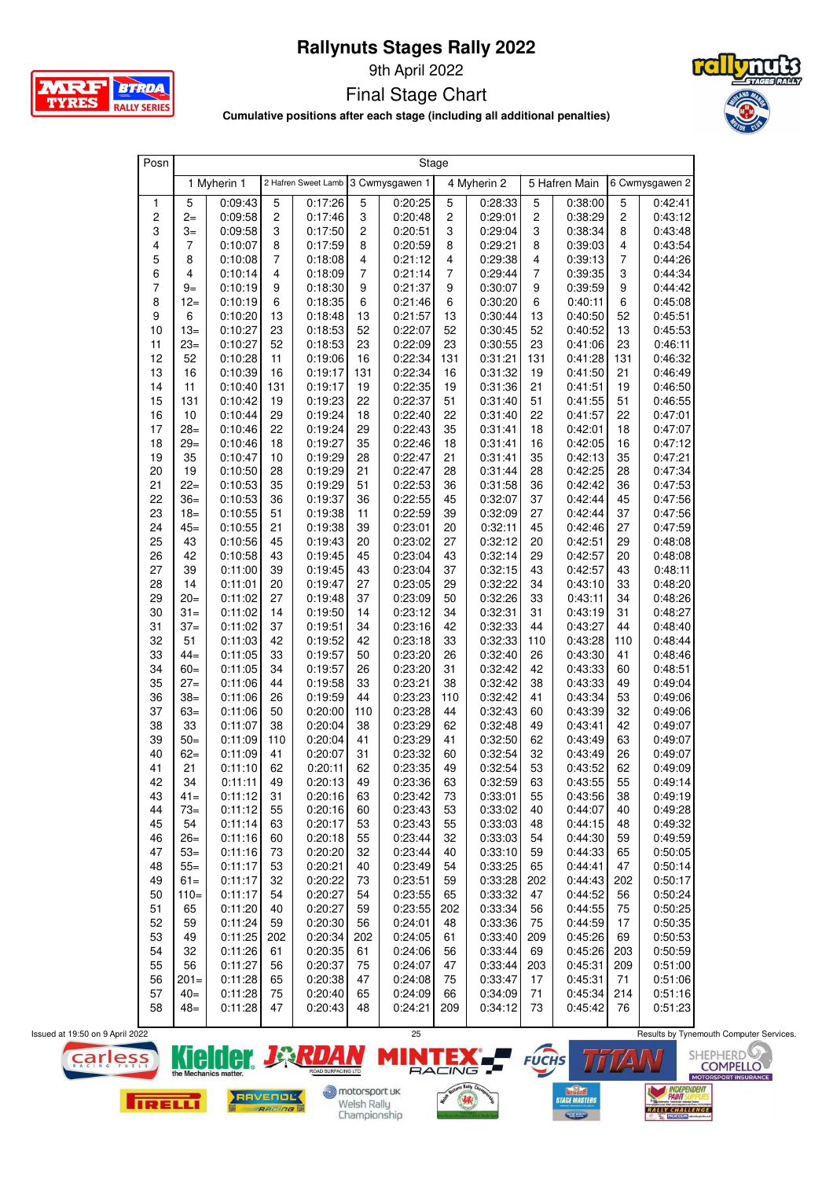# Rallynuts Stages Rally 2022

9th April 2022

## Final Stage Chart

**Cumulative positions after each stage (including all additional penalties)**

| Posn | 1 Myherin 1 | | 2 Hafren Sweet Lamb | | 3 Cwmysgawen 1 | | 4 Myherin 2 | | 5 Hafren Main | | 6 Cwmysgawen 2 | |
|---|---|---|---|---|---|---|---|---|---|---|---|---|
| 1 | 5 | 0:09:43 | 5 | 0:17:26 | 5 | 0:20:25 | 5 | 0:28:33 | 5 | 0:38:00 | 5 | 0:42:41 |
| 2 | 2= | 0:09:58 | 2 | 0:17:46 | 3 | 0:20:48 | 2 | 0:29:01 | 2 | 0:38:29 | 2 | 0:43:12 |
| 3 | 3= | 0:09:58 | 3 | 0:17:50 | 2 | 0:20:51 | 3 | 0:29:04 | 3 | 0:38:34 | 8 | 0:43:48 |
| 4 | 7 | 0:10:07 | 8 | 0:17:59 | 8 | 0:20:59 | 8 | 0:29:21 | 8 | 0:39:03 | 4 | 0:43:54 |
| 5 | 8 | 0:10:08 | 7 | 0:18:08 | 4 | 0:21:12 | 4 | 0:29:38 | 4 | 0:39:13 | 7 | 0:44:26 |
| 6 | 4 | 0:10:14 | 4 | 0:18:09 | 7 | 0:21:14 | 7 | 0:29:44 | 7 | 0:39:35 | 3 | 0:44:34 |
| 7 | 9= | 0:10:19 | 9 | 0:18:30 | 9 | 0:21:37 | 9 | 0:30:07 | 9 | 0:39:59 | 9 | 0:44:42 |
| 8 | 12= | 0:10:19 | 6 | 0:18:35 | 6 | 0:21:46 | 6 | 0:30:20 | 6 | 0:40:11 | 6 | 0:45:08 |
| 9 | 6 | 0:10:20 | 13 | 0:18:48 | 13 | 0:21:57 | 13 | 0:30:44 | 13 | 0:40:50 | 52 | 0:45:51 |
| 10 | 13= | 0:10:27 | 23 | 0:18:53 | 52 | 0:22:07 | 52 | 0:30:45 | 52 | 0:40:52 | 13 | 0:45:53 |
| 11 | 23= | 0:10:27 | 52 | 0:18:53 | 23 | 0:22:09 | 23 | 0:30:55 | 23 | 0:41:06 | 23 | 0:46:11 |
| 12 | 52 | 0:10:28 | 11 | 0:19:06 | 16 | 0:22:34 | 131 | 0:31:21 | 131 | 0:41:28 | 131 | 0:46:32 |
| 13 | 16 | 0:10:39 | 16 | 0:19:17 | 131 | 0:22:34 | 16 | 0:31:32 | 19 | 0:41:50 | 21 | 0:46:49 |
| 14 | 11 | 0:10:40 | 131 | 0:19:17 | 19 | 0:22:35 | 19 | 0:31:36 | 21 | 0:41:51 | 19 | 0:46:50 |
| 15 | 131 | 0:10:42 | 19 | 0:19:23 | 22 | 0:22:37 | 51 | 0:31:40 | 51 | 0:41:55 | 51 | 0:46:55 |
| 16 | 10 | 0:10:44 | 29 | 0:19:24 | 18 | 0:22:40 | 22 | 0:31:40 | 22 | 0:41:57 | 22 | 0:47:01 |
| 17 | 28= | 0:10:46 | 22 | 0:19:24 | 29 | 0:22:43 | 35 | 0:31:41 | 18 | 0:42:01 | 18 | 0:47:07 |
| 18 | 29= | 0:10:46 | 18 | 0:19:27 | 35 | 0:22:46 | 18 | 0:31:41 | 16 | 0:42:05 | 16 | 0:47:12 |
| 19 | 35 | 0:10:47 | 10 | 0:19:29 | 28 | 0:22:47 | 21 | 0:31:41 | 35 | 0:42:13 | 35 | 0:47:21 |
| 20 | 19 | 0:10:50 | 28 | 0:19:29 | 21 | 0:22:47 | 28 | 0:31:44 | 28 | 0:42:25 | 28 | 0:47:34 |
| 21 | 22= | 0:10:53 | 35 | 0:19:29 | 51 | 0:22:53 | 36 | 0:31:58 | 36 | 0:42:42 | 36 | 0:47:53 |
| 22 | 36= | 0:10:53 | 36 | 0:19:37 | 36 | 0:22:55 | 45 | 0:32:07 | 37 | 0:42:44 | 45 | 0:47:56 |
| 23 | 18= | 0:10:55 | 51 | 0:19:38 | 11 | 0:22:59 | 39 | 0:32:09 | 27 | 0:42:44 | 37 | 0:47:56 |
| 24 | 45= | 0:10:55 | 21 | 0:19:38 | 39 | 0:23:01 | 20 | 0:32:11 | 45 | 0:42:46 | 27 | 0:47:59 |
| 25 | 43 | 0:10:56 | 45 | 0:19:43 | 20 | 0:23:02 | 27 | 0:32:12 | 20 | 0:42:51 | 29 | 0:48:08 |
| 26 | 42 | 0:10:58 | 43 | 0:19:45 | 45 | 0:23:04 | 29 | 0:32:14 | 29 | 0:42:57 | 20 | 0:48:08 |
| 27 | 39 | 0:11:00 | 39 | 0:19:45 | 43 | 0:23:04 | 37 | 0:32:15 | 43 | 0:42:57 | 43 | 0:48:11 |
| 28 | 14 | 0:11:01 | 20 | 0:19:47 | 27 | 0:23:05 | 29 | 0:32:22 | 34 | 0:43:10 | 33 | 0:48:20 |
| 29 | 20= | 0:11:02 | 27 | 0:19:48 | 37 | 0:23:09 | 33 | 0:32:26 | 33 | 0:43:11 | 34 | 0:48:26 |
| 30 | 31= | 0:11:02 | 14 | 0:19:50 | 14 | 0:23:12 | 34 | 0:32:31 | 31 | 0:43:19 | 31 | 0:48:27 |
| 31 | 37= | 0:11:02 | 37 | 0:19:51 | 34 | 0:23:16 | 42 | 0:32:33 | 44 | 0:43:27 | 44 | 0:48:40 |
| 32 | 51 | 0:11:03 | 42 | 0:19:52 | 42 | 0:23:18 | 33 | 0:32:33 | 110 | 0:43:28 | 110 | 0:48:44 |
| 33 | 44= | 0:11:05 | 33 | 0:19:57 | 50 | 0:23:20 | 26 | 0:32:40 | 26 | 0:43:30 | 41 | 0:48:46 |
| 34 | 60= | 0:11:05 | 34 | 0:19:57 | 26 | 0:23:20 | 31 | 0:32:42 | 42 | 0:43:33 | 60 | 0:48:51 |
| 35 | 27= | 0:11:06 | 44 | 0:19:58 | 33 | 0:23:21 | 38 | 0:32:42 | 38 | 0:43:33 | 49 | 0:49:04 |
| 36 | 38= | 0:11:06 | 26 | 0:19:59 | 44 | 0:23:23 | 110 | 0:32:42 | 41 | 0:43:34 | 53 | 0:49:06 |
| 37 | 63= | 0:11:06 | 50 | 0:20:00 | 110 | 0:23:28 | 44 | 0:32:43 | 60 | 0:43:39 | 32 | 0:49:06 |
| 38 | 33 | 0:11:07 | 38 | 0:20:04 | 38 | 0:23:29 | 62 | 0:32:48 | 49 | 0:43:41 | 42 | 0:49:07 |
| 39 | 50= | 0:11:09 | 110 | 0:20:04 | 41 | 0:23:29 | 41 | 0:32:50 | 62 | 0:43:49 | 63 | 0:49:07 |
| 40 | 62= | 0:11:09 | 41 | 0:20:07 | 31 | 0:23:32 | 60 | 0:32:54 | 32 | 0:43:49 | 38 | 0:49:07 |
| 41 | 21 | 0:11:10 | 62 | 0:20:11 | 62 | 0:23:35 | 49 | 0:32:54 | 53 | 0:43:52 | 62 | 0:49:09 |
| 42 | 34 | 0:11:11 | 49 | 0:20:13 | 49 | 0:23:36 | 63 | 0:32:59 | 63 | 0:43:55 | 55 | 0:49:14 |
| 43 | 41= | 0:11:12 | 31 | 0:20:16 | 63 | 0:23:42 | 73 | 0:33:01 | 55 | 0:43:56 | 38 | 0:49:19 |
| 44 | 73= | 0:11:12 | 55 | 0:20:16 | 60 | 0:23:43 | 53 | 0:33:02 | 40 | 0:44:07 | 40 | 0:49:28 |
| 45 | 54 | 0:11:14 | 63 | 0:20:17 | 53 | 0:23:43 | 55 | 0:33:03 | 48 | 0:44:15 | 48 | 0:49:32 |
| 46 | 26= | 0:11:16 | 60 | 0:20:18 | 55 | 0:23:44 | 32 | 0:33:03 | 54 | 0:44:30 | 59 | 0:49:59 |
| 47 | 53= | 0:11:16 | 73 | 0:20:20 | 32 | 0:23:44 | 40 | 0:33:10 | 59 | 0:44:33 | 65 | 0:50:05 |
| 48 | 55= | 0:11:17 | 53 | 0:20:21 | 40 | 0:23:49 | 54 | 0:33:25 | 65 | 0:44:41 | 47 | 0:50:14 |
| 49 | 61= | 0:11:17 | 32 | 0:20:22 | 73 | 0:23:51 | 59 | 0:33:28 | 202 | 0:44:43 | 202 | 0:50:17 |
| 50 | 110= | 0:11:17 | 54 | 0:20:27 | 54 | 0:23:55 | 65 | 0:33:32 | 47 | 0:44:52 | 56 | 0:50:24 |
| 51 | 65 | 0:11:20 | 40 | 0:20:27 | 59 | 0:23:55 | 202 | 0:33:34 | 56 | 0:44:55 | 75 | 0:50:25 |
| 52 | 59 | 0:11:24 | 59 | 0:20:30 | 56 | 0:24:01 | 48 | 0:33:36 | 75 | 0:44:59 | 17 | 0:50:35 |
| 53 | 49 | 0:11:25 | 202 | 0:20:34 | 202 | 0:24:05 | 61 | 0:33:40 | 209 | 0:45:26 | 69 | 0:50:53 |
| 54 | 32 | 0:11:26 | 61 | 0:20:35 | 61 | 0:24:06 | 56 | 0:33:44 | 69 | 0:45:26 | 203 | 0:50:59 |
| 55 | 56 | 0:11:27 | 56 | 0:20:37 | 75 | 0:24:07 | 47 | 0:33:44 | 203 | 0:45:31 | 209 | 0:51:00 |
| 56 | 201= | 0:11:28 | 65 | 0:20:38 | 47 | 0:24:08 | 75 | 0:33:47 | 17 | 0:45:31 | 71 | 0:51:06 |
| 57 | 40= | 0:11:28 | 75 | 0:20:40 | 65 | 0:24:09 | 66 | 0:34:09 | 71 | 0:45:34 | 214 | 0:51:16 |
| 58 | 48= | 0:11:28 | 47 | 0:20:43 | 48 | 0:24:21 | 209 | 0:34:12 | 73 | 0:45:42 | 76 | 0:51:23 |

Issued at 19:50 on 9 April 2022

Results by Tynemouth Computer Services.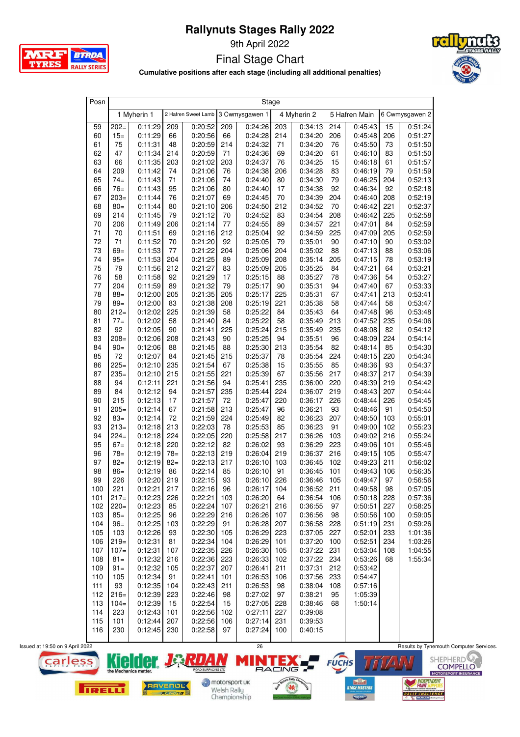# Rallynuts Stages Rally 2022

9th April 2022

## Final Stage Chart

**Cumulative positions after each stage (including all additional penalties)**

| Posn | 1 Myherin 1 | | 2 Hafren Sweet Lamb | | 3 Cwmysgawen 1 | | 4 Myherin 2 | | 5 Hafren Main | | 6 Cwmysgawen 2 | |
|---|---|---|---|---|---|---|---|---|---|---|---|---|
| 59 | 202= | 0:11:29 | 209 | 0:20:52 | 209 | 0:24:26 | 203 | 0:34:13 | 214 | 0:45:43 | 15 | 0:51:24 |
| 60 | 15= | 0:11:29 | 66 | 0:20:56 | 66 | 0:24:28 | 214 | 0:34:20 | 206 | 0:45:48 | 206 | 0:51:27 |
| 61 | 75 | 0:11:31 | 48 | 0:20:59 | 214 | 0:24:32 | 71 | 0:34:20 | 76 | 0:45:50 | 73 | 0:51:50 |
| 62 | 47 | 0:11:34 | 214 | 0:20:59 | 71 | 0:24:36 | 69 | 0:34:20 | 61 | 0:46:10 | 83 | 0:51:50 |
| 63 | 66 | 0:11:35 | 203 | 0:21:02 | 203 | 0:24:37 | 76 | 0:34:25 | 15 | 0:46:18 | 61 | 0:51:57 |
| 64 | 209 | 0:11:42 | 74 | 0:21:06 | 76 | 0:24:38 | 206 | 0:34:28 | 83 | 0:46:19 | 79 | 0:51:59 |
| 65 | 74= | 0:11:43 | 71 | 0:21:06 | 74 | 0:24:40 | 80 | 0:34:30 | 79 | 0:46:25 | 204 | 0:52:13 |
| 66 | 76= | 0:11:43 | 95 | 0:21:06 | 80 | 0:24:40 | 17 | 0:34:38 | 92 | 0:46:34 | 92 | 0:52:18 |
| 67 | 203= | 0:11:44 | 76 | 0:21:07 | 69 | 0:24:45 | 70 | 0:34:39 | 204 | 0:46:40 | 208 | 0:52:19 |
| 68 | 80= | 0:11:44 | 80 | 0:21:10 | 206 | 0:24:50 | 212 | 0:34:52 | 70 | 0:46:42 | 221 | 0:52:37 |
| 69 | 214 | 0:11:45 | 79 | 0:21:12 | 70 | 0:24:52 | 83 | 0:34:54 | 208 | 0:46:42 | 225 | 0:52:58 |
| 70 | 206 | 0:11:49 | 206 | 0:21:14 | 77 | 0:24:55 | 89 | 0:34:57 | 221 | 0:47:01 | 84 | 0:52:59 |
| 71 | 70 | 0:11:51 | 69 | 0:21:16 | 212 | 0:25:04 | 92 | 0:34:59 | 225 | 0:47:09 | 205 | 0:52:59 |
| 72 | 71 | 0:11:52 | 70 | 0:21:20 | 92 | 0:25:05 | 79 | 0:35:01 | 90 | 0:47:10 | 90 | 0:53:02 |
| 73 | 69= | 0:11:53 | 77 | 0:21:22 | 204 | 0:25:06 | 204 | 0:35:02 | 88 | 0:47:13 | 88 | 0:53:06 |
| 74 | 95= | 0:11:53 | 204 | 0:21:25 | 89 | 0:25:09 | 208 | 0:35:14 | 205 | 0:47:15 | 78 | 0:53:19 |
| 75 | 79 | 0:11:56 | 212 | 0:21:27 | 83 | 0:25:09 | 205 | 0:35:25 | 84 | 0:47:21 | 64 | 0:53:21 |
| 76 | 58 | 0:11:58 | 92 | 0:21:29 | 17 | 0:25:15 | 88 | 0:35:27 | 78 | 0:47:36 | 54 | 0:53:27 |
| 77 | 204 | 0:11:59 | 89 | 0:21:32 | 79 | 0:25:17 | 90 | 0:35:31 | 94 | 0:47:40 | 67 | 0:53:33 |
| 78 | 88= | 0:12:00 | 205 | 0:21:35 | 205 | 0:25:17 | 225 | 0:35:31 | 67 | 0:47:41 | 213 | 0:53:41 |
| 79 | 89= | 0:12:00 | 83 | 0:21:38 | 208 | 0:25:19 | 221 | 0:35:38 | 58 | 0:47:44 | 58 | 0:53:47 |
| 80 | 212= | 0:12:02 | 225 | 0:21:39 | 58 | 0:25:22 | 84 | 0:35:43 | 64 | 0:47:48 | 96 | 0:53:48 |
| 81 | 77= | 0:12:02 | 58 | 0:21:40 | 84 | 0:25:22 | 58 | 0:35:49 | 213 | 0:47:52 | 235 | 0:54:06 |
| 82 | 92 | 0:12:05 | 90 | 0:21:41 | 225 | 0:25:24 | 215 | 0:35:49 | 235 | 0:48:08 | 82 | 0:54:12 |
| 83 | 208= | 0:12:06 | 208 | 0:21:43 | 90 | 0:25:25 | 94 | 0:35:51 | 96 | 0:48:09 | 224 | 0:54:14 |
| 84 | 90= | 0:12:06 | 88 | 0:21:45 | 88 | 0:25:30 | 213 | 0:35:54 | 82 | 0:48:14 | 85 | 0:54:30 |
| 85 | 72 | 0:12:07 | 84 | 0:21:45 | 215 | 0:25:37 | 78 | 0:35:54 | 224 | 0:48:15 | 220 | 0:54:34 |
| 86 | 225= | 0:12:10 | 235 | 0:21:54 | 67 | 0:25:38 | 15 | 0:35:55 | 85 | 0:48:36 | 93 | 0:54:37 |
| 87 | 235= | 0:12:10 | 215 | 0:21:55 | 221 | 0:25:39 | 67 | 0:35:56 | 217 | 0:48:37 | 217 | 0:54:39 |
| 88 | 94 | 0:12:11 | 221 | 0:21:56 | 94 | 0:25:41 | 235 | 0:36:00 | 220 | 0:48:39 | 219 | 0:54:42 |
| 89 | 84 | 0:12:12 | 94 | 0:21:57 | 235 | 0:25:44 | 224 | 0:36:07 | 219 | 0:48:43 | 207 | 0:54:44 |
| 90 | 215 | 0:12:13 | 17 | 0:21:57 | 72 | 0:25:47 | 220 | 0:36:17 | 226 | 0:48:44 | 226 | 0:54:45 |
| 91 | 205= | 0:12:14 | 67 | 0:21:58 | 213 | 0:25:47 | 96 | 0:36:21 | 93 | 0:48:46 | 91 | 0:54:50 |
| 92 | 83= | 0:12:14 | 72 | 0:21:59 | 224 | 0:25:49 | 82 | 0:36:23 | 207 | 0:48:50 | 103 | 0:55:01 |
| 93 | 213= | 0:12:18 | 213 | 0:22:03 | 78 | 0:25:53 | 85 | 0:36:23 | 91 | 0:49:00 | 102 | 0:55:23 |
| 94 | 224= | 0:12:18 | 224 | 0:22:05 | 220 | 0:25:58 | 217 | 0:36:26 | 103 | 0:49:02 | 216 | 0:55:24 |
| 95 | 67= | 0:12:18 | 220 | 0:22:12 | 82 | 0:26:02 | 93 | 0:36:29 | 223 | 0:49:06 | 101 | 0:55:46 |
| 96 | 78= | 0:12:19 | 78= | 0:22:13 | 219 | 0:26:04 | 219 | 0:36:37 | 216 | 0:49:15 | 105 | 0:55:47 |
| 97 | 82= | 0:12:19 | 82= | 0:22:13 | 217 | 0:26:10 | 103 | 0:36:45 | 102 | 0:49:23 | 211 | 0:56:02 |
| 98 | 86= | 0:12:19 | 86 | 0:22:14 | 85 | 0:26:10 | 91 | 0:36:45 | 101 | 0:49:43 | 106 | 0:56:35 |
| 99 | 226 | 0:12:20 | 219 | 0:22:15 | 93 | 0:26:10 | 226 | 0:36:46 | 105 | 0:49:47 | 97 | 0:56:56 |
| 100 | 221 | 0:12:21 | 217 | 0:22:16 | 96 | 0:26:17 | 104 | 0:36:52 | 211 | 0:49:58 | 98 | 0:57:05 |
| 101 | 217= | 0:12:23 | 226 | 0:22:21 | 103 | 0:26:20 | 64 | 0:36:54 | 106 | 0:50:18 | 228 | 0:57:36 |
| 102 | 220= | 0:12:23 | 85 | 0:22:24 | 107 | 0:26:21 | 216 | 0:36:55 | 97 | 0:50:51 | 227 | 0:58:25 |
| 103 | 85= | 0:12:25 | 96 | 0:22:29 | 216 | 0:26:26 | 107 | 0:36:56 | 98 | 0:50:56 | 100 | 0:59:05 |
| 104 | 96= | 0:12:25 | 103 | 0:22:29 | 91 | 0:26:28 | 207 | 0:36:58 | 228 | 0:51:19 | 231 | 0:59:26 |
| 105 | 103 | 0:12:26 | 93 | 0:22:30 | 105 | 0:26:29 | 223 | 0:37:05 | 227 | 0:52:01 | 233 | 1:01:36 |
| 106 | 219= | 0:12:31 | 81 | 0:22:34 | 104 | 0:26:29 | 101 | 0:37:20 | 100 | 0:52:51 | 234 | 1:03:26 |
| 107 | 107= | 0:12:31 | 107 | 0:22:35 | 226 | 0:26:30 | 105 | 0:37:22 | 231 | 0:53:04 | 108 | 1:04:55 |
| 108 | 81= | 0:12:32 | 216 | 0:22:36 | 223 | 0:26:33 | 102 | 0:37:22 | 234 | 0:53:26 | 68 | 1:55:34 |
| 109 | 91= | 0:12:32 | 105 | 0:22:37 | 207 | 0:26:41 | 211 | 0:37:31 | 212 | 0:53:42 | | |
| 110 | 105 | 0:12:34 | 91 | 0:22:41 | 101 | 0:26:53 | 106 | 0:37:56 | 233 | 0:54:47 | | |
| 111 | 93 | 0:12:35 | 104 | 0:22:43 | 211 | 0:26:53 | 98 | 0:38:04 | 108 | 0:57:16 | | |
| 112 | 216= | 0:12:39 | 223 | 0:22:46 | 98 | 0:27:02 | 97 | 0:38:21 | 95 | 1:05:39 | | |
| 113 | 104= | 0:12:39 | 15 | 0:22:54 | 15 | 0:27:05 | 228 | 0:38:46 | 68 | 1:50:14 | | |
| 114 | 223 | 0:12:43 | 101 | 0:22:56 | 102 | 0:27:11 | 227 | 0:39:08 | | | | |
| 115 | 101 | 0:12:44 | 207 | 0:22:56 | 106 | 0:27:14 | 231 | 0:39:53 | | | | |
| 116 | 230 | 0:12:45 | 230 | 0:22:58 | 97 | 0:27:24 | 100 | 0:40:15 | | | | |

Issued at 19:50 on 9 April 2022

Results by Tynemouth Computer Services.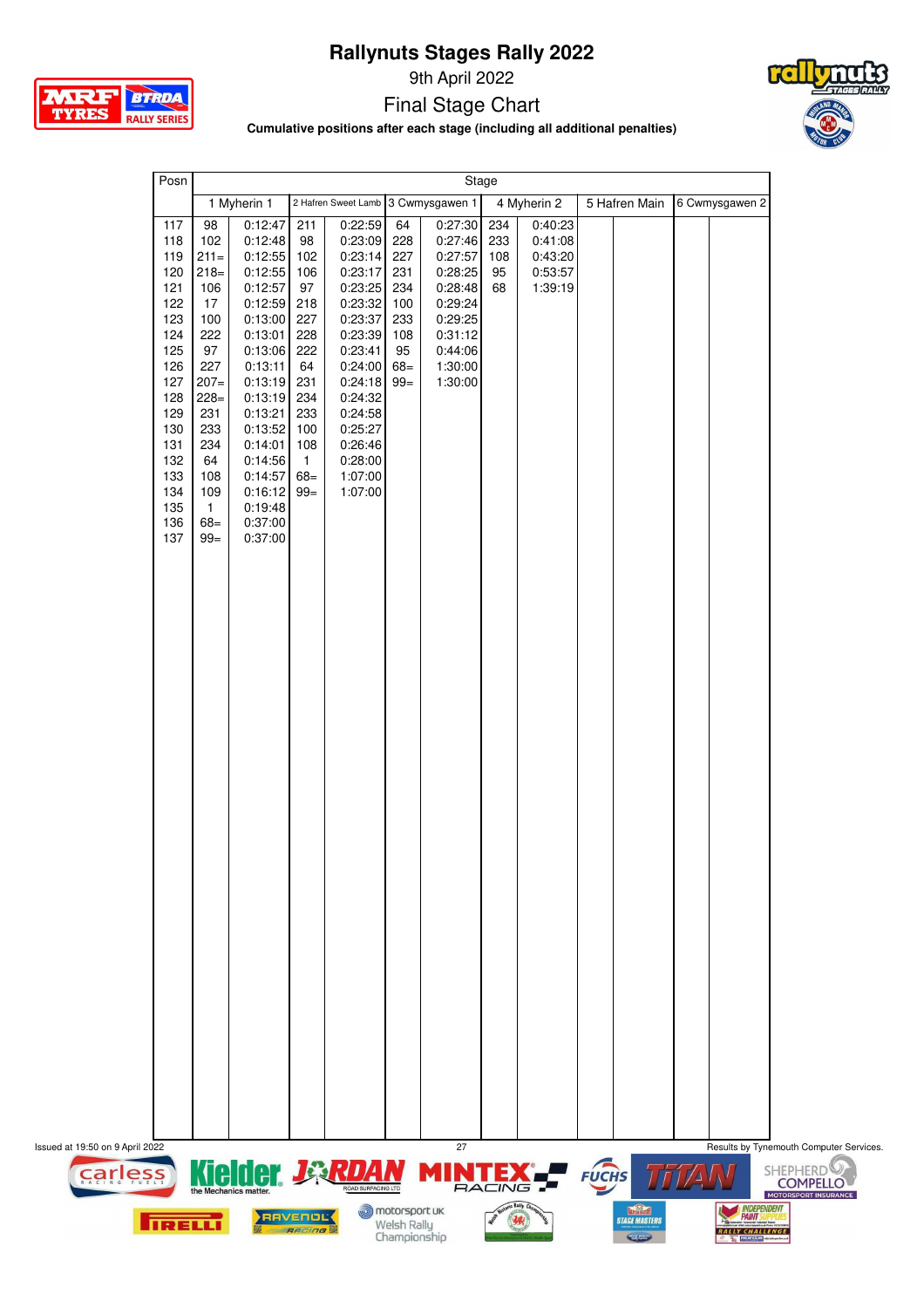# Rallynuts Stages Rally 2022

9th April 2022

Final Stage Chart

**Cumulative positions after each stage (including all additional penalties)**

| Posn | 1 Myherin 1 | | 2 Hafren Sweet Lamb | | 3 Cwmysgawen 1 | | 4 Myherin 2 | | 5 Hafren Main | | 6 Cwmysgawen 2 | |
|---|---|---|---|---|---|---|---|---|---|---|---|---|
| 117 | 98 | 0:12:47 | 211 | 0:22:59 | 64 | 0:27:30 | 234 | 0:40:23 | | | | |
| 118 | 102 | 0:12:48 | 98 | 0:23:09 | 228 | 0:27:46 | 233 | 0:41:08 | | | | |
| 119 | 211= | 0:12:55 | 102 | 0:23:14 | 227 | 0:27:57 | 108 | 0:43:20 | | | | |
| 120 | 218= | 0:12:55 | 106 | 0:23:17 | 231 | 0:28:25 | 95 | 0:53:57 | | | | |
| 121 | 106 | 0:12:57 | 97 | 0:23:25 | 234 | 0:28:48 | 68 | 1:39:19 | | | | |
| 122 | 17 | 0:12:59 | 218 | 0:23:32 | 100 | 0:29:24 | | | | | | |
| 123 | 100 | 0:13:00 | 227 | 0:23:37 | 233 | 0:29:25 | | | | | | |
| 124 | 222 | 0:13:01 | 228 | 0:23:39 | 108 | 0:31:12 | | | | | | |
| 125 | 97 | 0:13:06 | 222 | 0:23:41 | 95 | 0:44:06 | | | | | | |
| 126 | 227 | 0:13:11 | 64 | 0:24:00 | 68= | 1:30:00 | | | | | | |
| 127 | 207= | 0:13:19 | 231 | 0:24:18 | 99= | 1:30:00 | | | | | | |
| 128 | 228= | 0:13:19 | 234 | 0:24:32 | | | | | | | | |
| 129 | 231 | 0:13:21 | 233 | 0:24:58 | | | | | | | | |
| 130 | 233 | 0:13:52 | 100 | 0:25:27 | | | | | | | | |
| 131 | 234 | 0:14:01 | 108 | 0:26:46 | | | | | | | | |
| 132 | 64 | 0:14:56 | 1 | 0:28:00 | | | | | | | | |
| 133 | 108 | 0:14:57 | 68= | 1:07:00 | | | | | | | | |
| 134 | 109 | 0:16:12 | 99= | 1:07:00 | | | | | | | | |
| 135 | 1 | 0:19:48 | | | | | | | | | | |
| 136 | 68= | 0:37:00 | | | | | | | | | | |
| 137 | 99= | 0:37:00 | | | | | | | | | | |

Issued at 19:50 on 9 April 2022

Results by Tynemouth Computer Services.